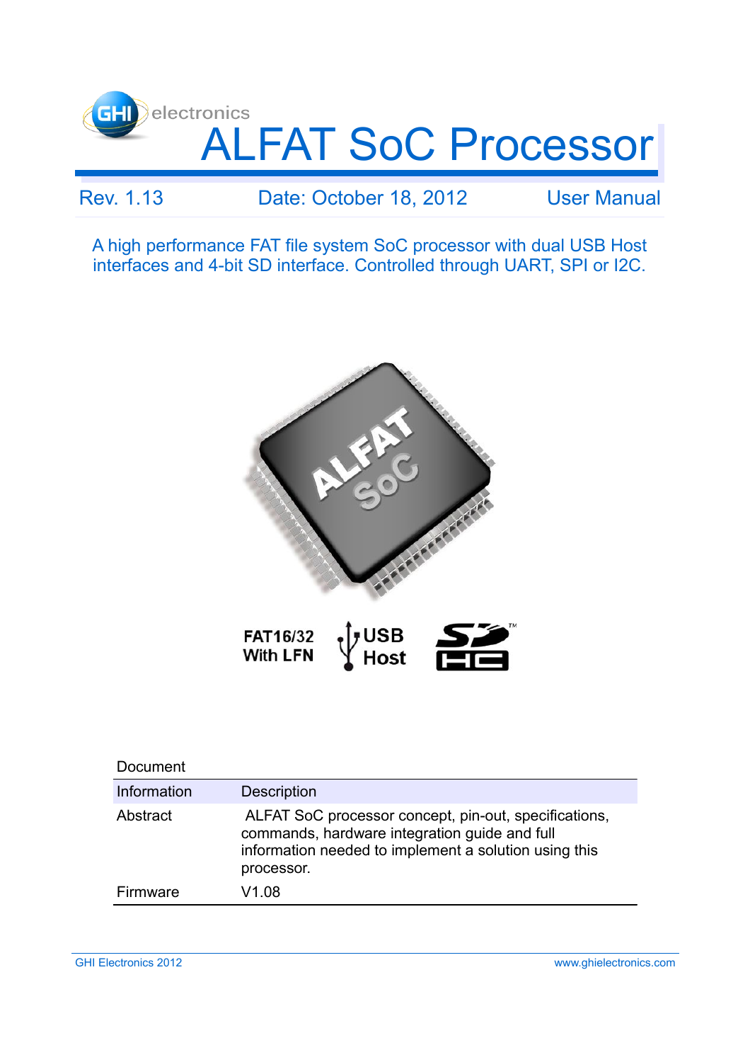GHI electronics

# ALFAT SoC Processor

Rev. 1.13 | Date: October 18, 2012 | User Manual

A high performance FAT file system SoC processor with dual USB Host interfaces and 4-bit SD interface. Controlled through UART, SPI or I2C.

FAT16/32 With LFN

USB Host

| Document Information | Description |
|---|---|
| Abstract | ALFAT SoC processor concept, pin-out, specifications, commands, hardware integration guide and full information needed to implement a solution using this processor. |
| Firmware | V1.08 |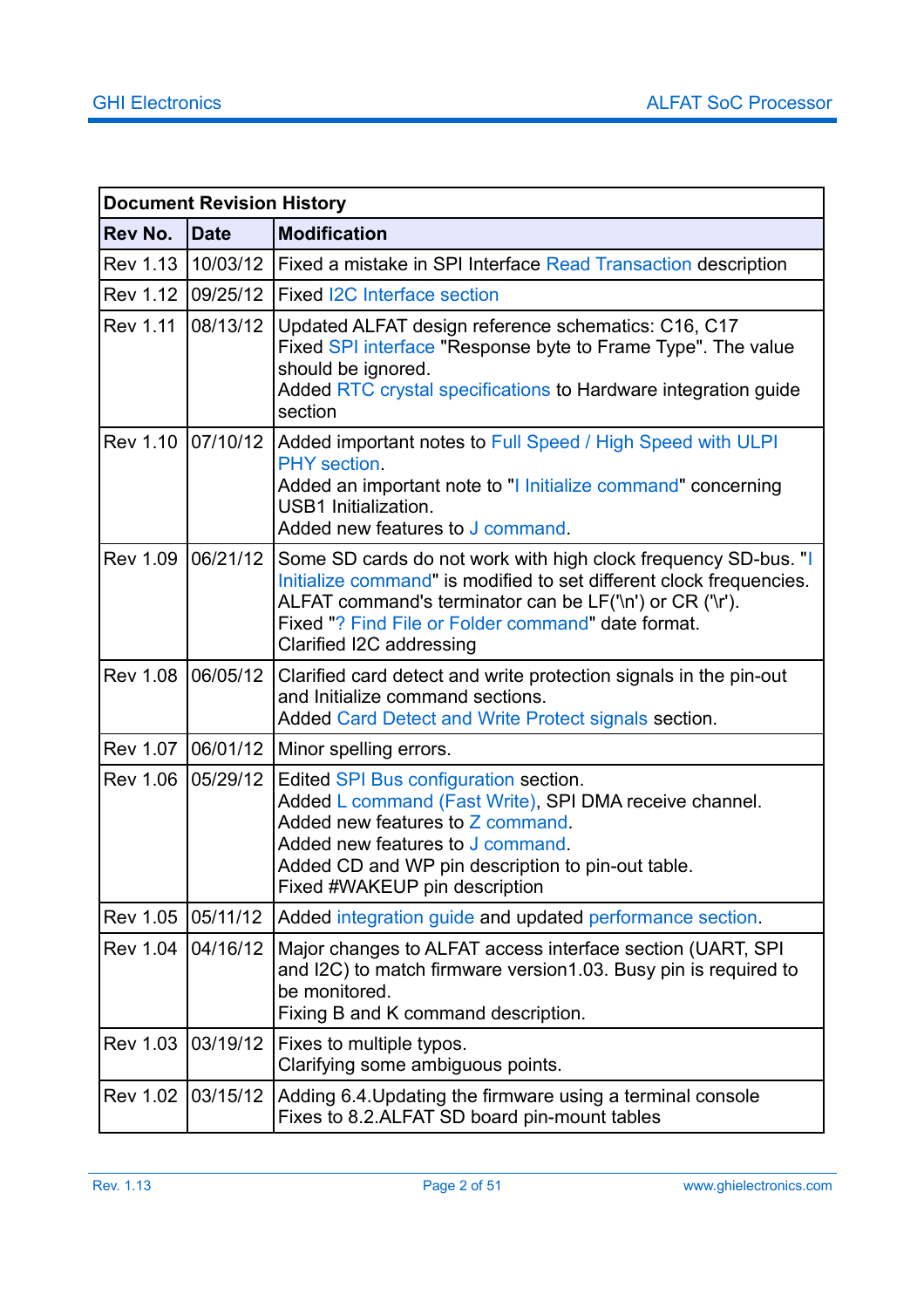| Document Revision History | | |
|---|---|---|
| **Rev No.** | **Date** | **Modification** |
| Rev 1.13 | 10/03/12 | Fixed a mistake in SPI Interface Read Transaction description |
| Rev 1.12 | 09/25/12 | Fixed I2C Interface section |
| Rev 1.11 | 08/13/12 | Updated ALFAT design reference schematics: C16, C17<br>Fixed SPI interface "Response byte to Frame Type". The value should be ignored.<br>Added RTC crystal specifications to Hardware integration guide section |
| Rev 1.10 | 07/10/12 | Added important notes to Full Speed / High Speed with ULPI PHY section.<br>Added an important note to "I Initialize command" concerning USB1 Initialization.<br>Added new features to J command. |
| Rev 1.09 | 06/21/12 | Some SD cards do not work with high clock frequency SD-bus. "I Initialize command" is modified to set different clock frequencies.<br>ALFAT command's terminator can be LF('\n') or CR ('\r').<br>Fixed "? Find File or Folder command" date format.<br>Clarified I2C addressing |
| Rev 1.08 | 06/05/12 | Clarified card detect and write protection signals in the pin-out and Initialize command sections.<br>Added Card Detect and Write Protect signals section. |
| Rev 1.07 | 06/01/12 | Minor spelling errors. |
| Rev 1.06 | 05/29/12 | Edited SPI Bus configuration section.<br>Added L command (Fast Write), SPI DMA receive channel.<br>Added new features to Z command.<br>Added new features to J command.<br>Added CD and WP pin description to pin-out table.<br>Fixed #WAKEUP pin description |
| Rev 1.05 | 05/11/12 | Added integration guide and updated performance section. |
| Rev 1.04 | 04/16/12 | Major changes to ALFAT access interface section (UART, SPI and I2C) to match firmware version1.03. Busy pin is required to be monitored.<br>Fixing B and K command description. |
| Rev 1.03 | 03/19/12 | Fixes to multiple typos.<br>Clarifying some ambiguous points. |
| Rev 1.02 | 03/15/12 | Adding 6.4.Updating the firmware using a terminal console<br>Fixes to 8.2.ALFAT SD board pin-mount tables |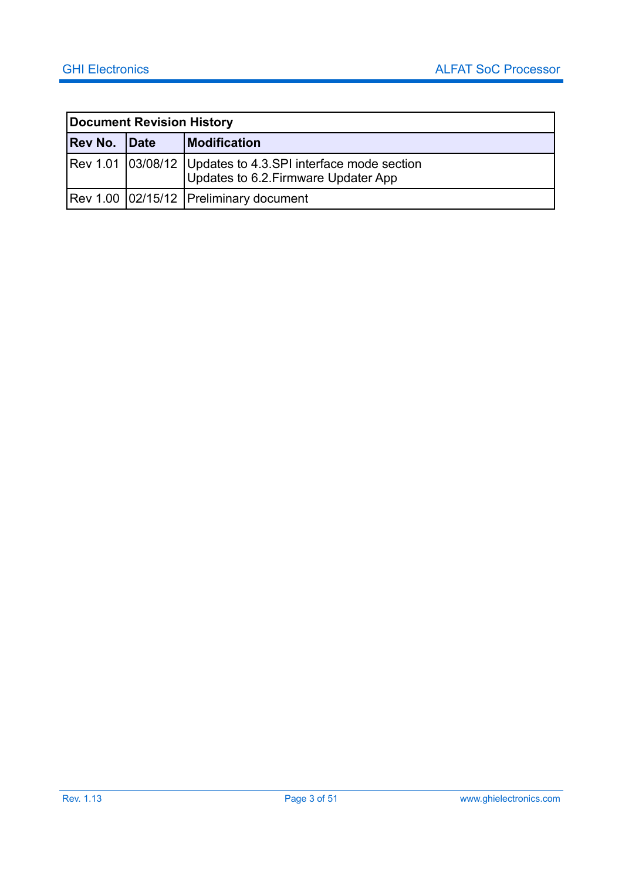| Document Revision History | | |
|---|---|---|
| **Rev No.** | **Date** | **Modification** |
| Rev 1.01 | 03/08/12 | Updates to 4.3.SPI interface mode section<br>Updates to 6.2.Firmware Updater App |
| Rev 1.00 | 02/15/12 | Preliminary document |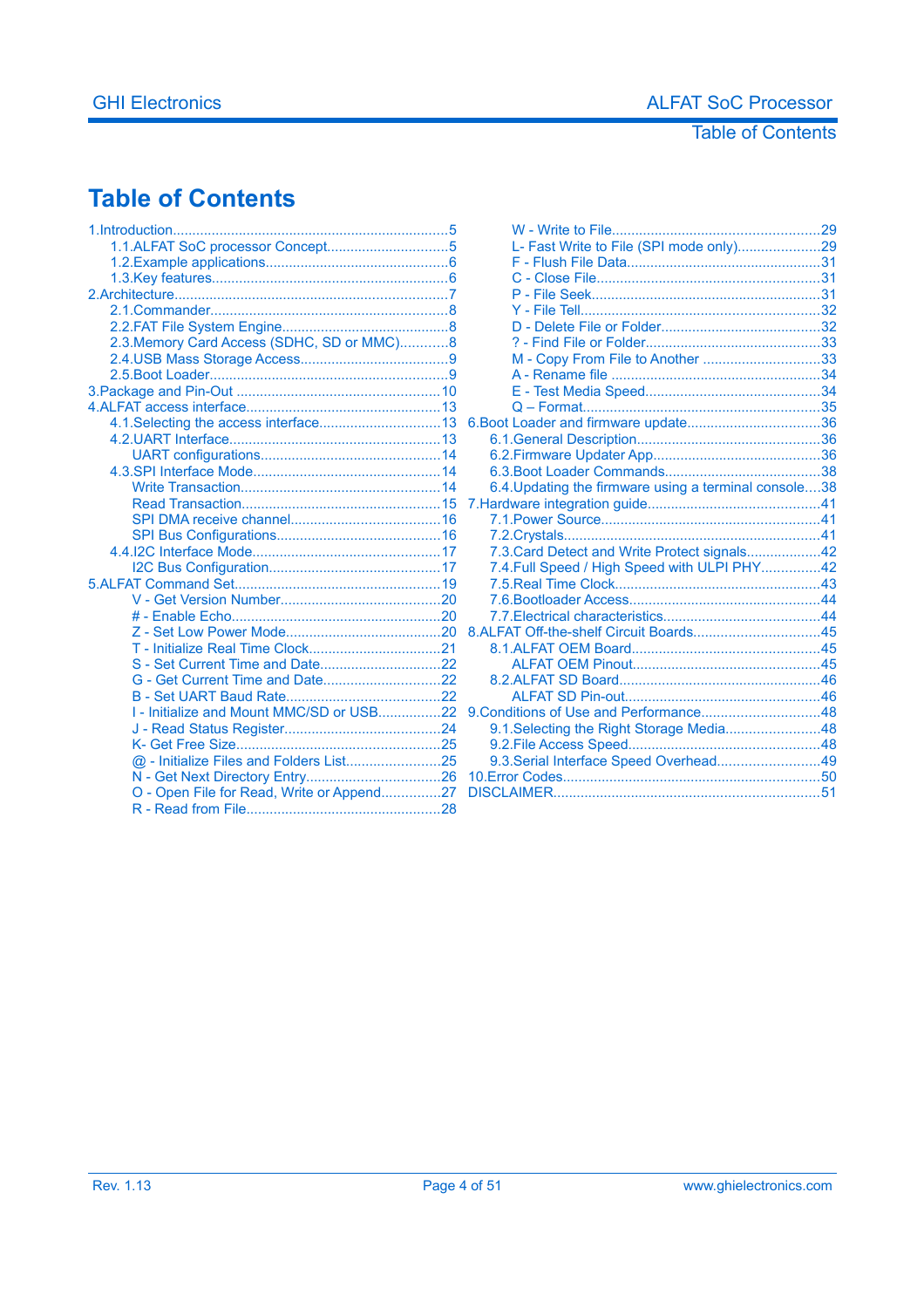# Table of Contents

- 1.Introduction......5
  - 1.1.ALFAT SoC processor Concept......5
  - 1.2.Example applications......6
  - 1.3.Key features......6
- 2.Architecture......7
  - 2.1.Commander......8
  - 2.2.FAT File System Engine......8
  - 2.3.Memory Card Access (SDHC, SD or MMC)......8
  - 2.4.USB Mass Storage Access......9
  - 2.5.Boot Loader......9
- 3.Package and Pin-Out......10
- 4.ALFAT access interface......13
  - 4.1.Selecting the access interface......13
  - 4.2.UART Interface......13
    - UART configurations......14
  - 4.3.SPI Interface Mode......14
    - Write Transaction......14
    - Read Transaction......15
    - SPI DMA receive channel......16
    - SPI Bus Configurations......16
  - 4.4.I2C Interface Mode......17
    - I2C Bus Configuration......17
- 5.ALFAT Command Set......19
    - V - Get Version Number......20
    - # - Enable Echo......20
    - Z - Set Low Power Mode......20
    - T - Initialize Real Time Clock......21
    - S - Set Current Time and Date......22
    - G - Get Current Time and Date......22
    - B - Set UART Baud Rate......22
    - I - Initialize and Mount MMC/SD or USB......22
    - J - Read Status Register......24
    - K- Get Free Size......25
    - @ - Initialize Files and Folders List......25
    - N - Get Next Directory Entry......26
    - O - Open File for Read, Write or Append......27
    - R - Read from File......28
    - W - Write to File......29
    - L- Fast Write to File (SPI mode only)......29
    - F - Flush File Data......31
    - C - Close File......31
    - P - File Seek......31
    - Y - File Tell......32
    - D - Delete File or Folder......32
    - ? - Find File or Folder......33
    - M - Copy From File to Another......33
    - A - Rename file......34
    - E - Test Media Speed......34
    - Q – Format......35
- 6.Boot Loader and firmware update......36
  - 6.1.General Description......36
  - 6.2.Firmware Updater App......36
  - 6.3.Boot Loader Commands......38
  - 6.4.Updating the firmware using a terminal console......38
- 7.Hardware integration guide......41
  - 7.1.Power Source......41
  - 7.2.Crystals......41
  - 7.3.Card Detect and Write Protect signals......42
  - 7.4.Full Speed / High Speed with ULPI PHY......42
  - 7.5.Real Time Clock......43
  - 7.6.Bootloader Access......44
  - 7.7.Electrical characteristics......44
- 8.ALFAT Off-the-shelf Circuit Boards......45
  - 8.1.ALFAT OEM Board......45
    - ALFAT OEM Pinout......45
  - 8.2.ALFAT SD Board......46
    - ALFAT SD Pin-out......46
- 9.Conditions of Use and Performance......48
  - 9.1.Selecting the Right Storage Media......48
  - 9.2.File Access Speed......48
  - 9.3.Serial Interface Speed Overhead......49
- 10.Error Codes......50
- DISCLAIMER......51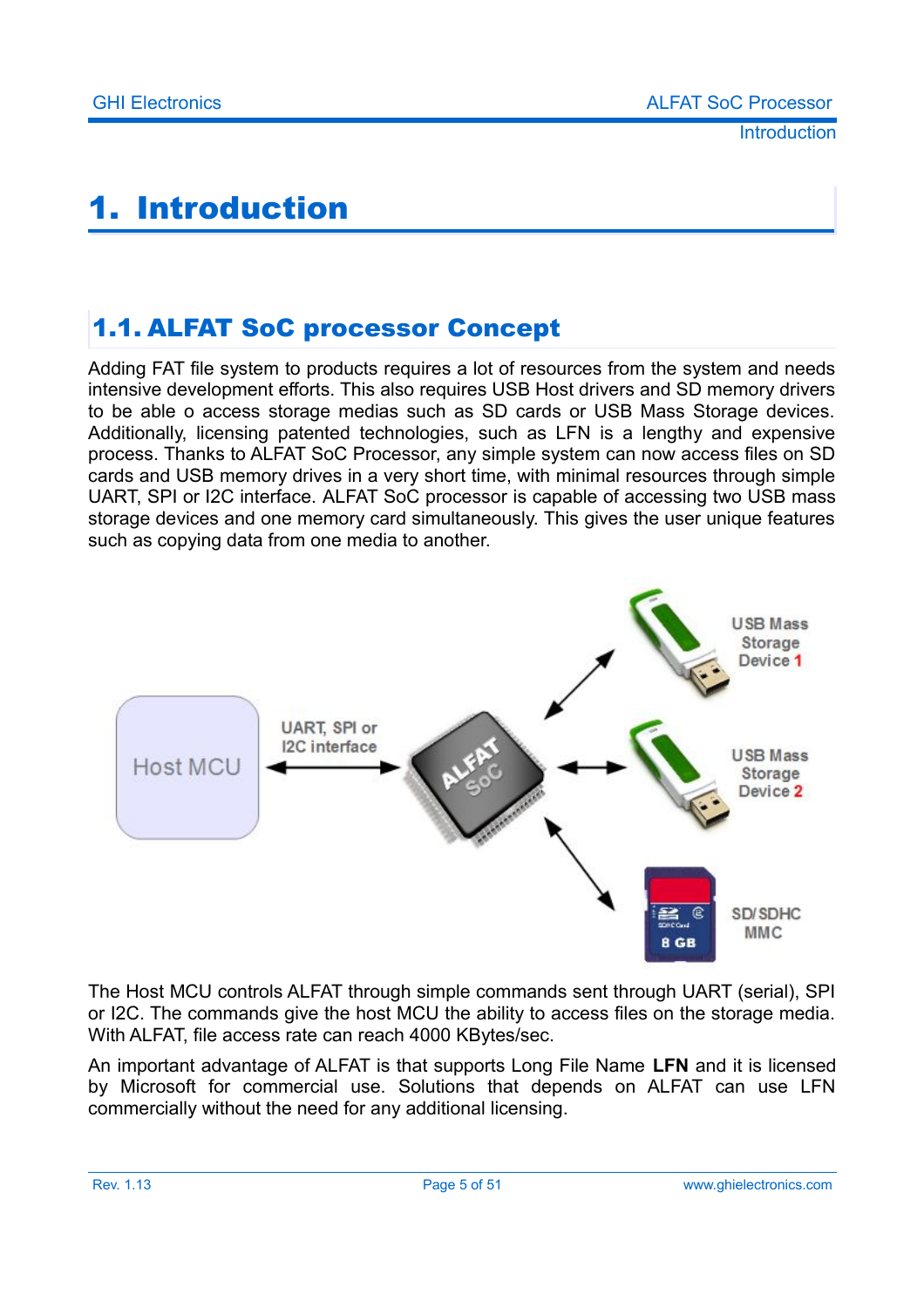# 1. Introduction

## 1.1. ALFAT SoC processor Concept

Adding FAT file system to products requires a lot of resources from the system and needs intensive development efforts. This also requires USB Host drivers and SD memory drivers to be able o access storage medias such as SD cards or USB Mass Storage devices. Additionally, licensing patented technologies, such as LFN is a lengthy and expensive process. Thanks to ALFAT SoC Processor, any simple system can now access files on SD cards and USB memory drives in a very short time, with minimal resources through simple UART, SPI or I2C interface. ALFAT SoC processor is capable of accessing two USB mass storage devices and one memory card simultaneously. This gives the user unique features such as copying data from one media to another.

The Host MCU controls ALFAT through simple commands sent through UART (serial), SPI or I2C. The commands give the host MCU the ability to access files on the storage media. With ALFAT, file access rate can reach 4000 KBytes/sec.

An important advantage of ALFAT is that supports Long File Name **LFN** and it is licensed by Microsoft for commercial use. Solutions that depends on ALFAT can use LFN commercially without the need for any additional licensing.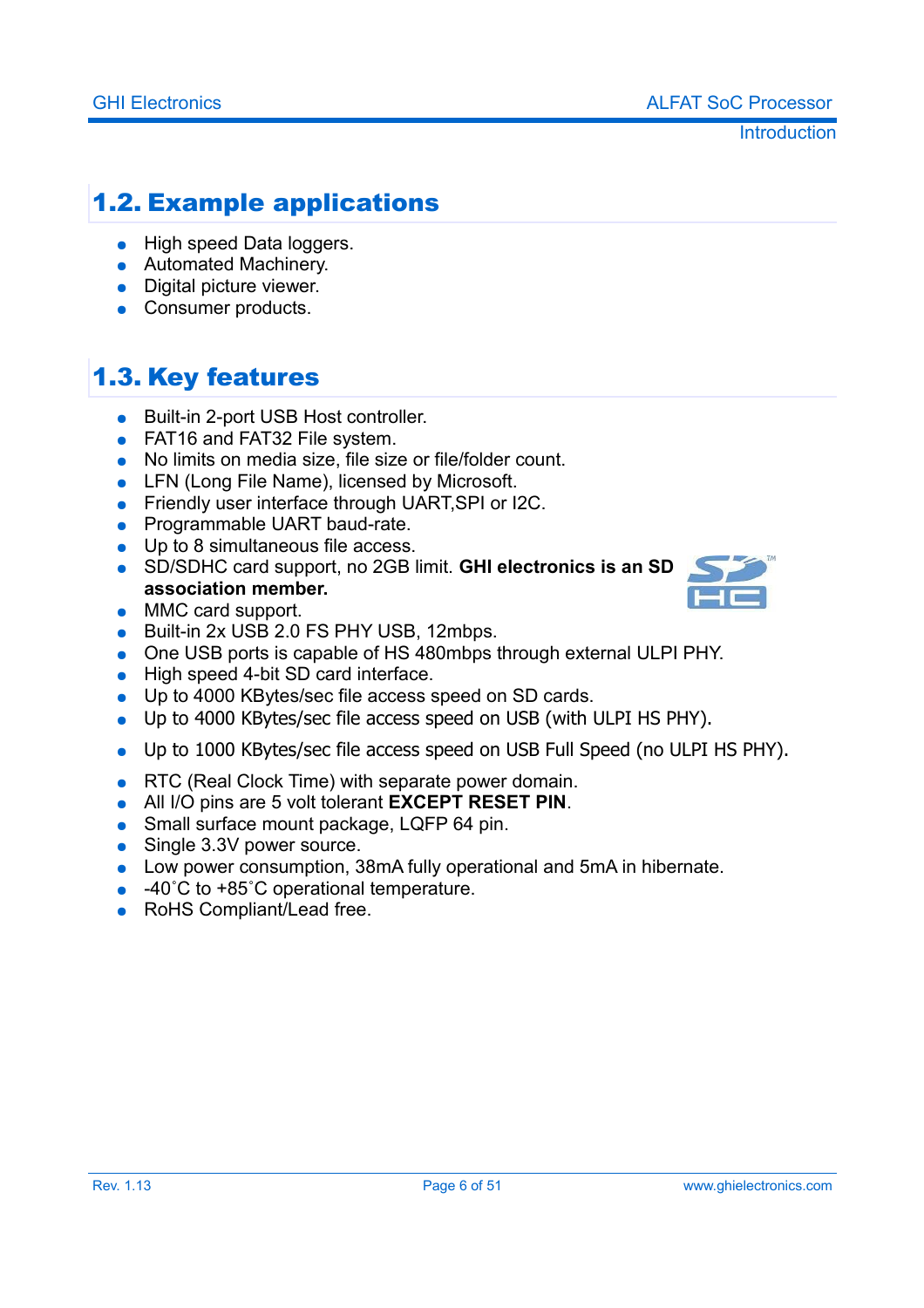## 1.2. Example applications

- High speed Data loggers.
- Automated Machinery.
- Digital picture viewer.
- Consumer products.

## 1.3. Key features

- Built-in 2-port USB Host controller.
- FAT16 and FAT32 File system.
- No limits on media size, file size or file/folder count.
- LFN (Long File Name), licensed by Microsoft.
- Friendly user interface through UART,SPI or I2C.
- Programmable UART baud-rate.
- Up to 8 simultaneous file access.
- SD/SDHC card support, no 2GB limit. **GHI electronics is an SD association member.**
- MMC card support.
- Built-in 2x USB 2.0 FS PHY USB, 12mbps.
- One USB ports is capable of HS 480mbps through external ULPI PHY.
- High speed 4-bit SD card interface.
- Up to 4000 KBytes/sec file access speed on SD cards.
- Up to 4000 KBytes/sec file access speed on USB (with ULPI HS PHY).
- Up to 1000 KBytes/sec file access speed on USB Full Speed (no ULPI HS PHY).
- RTC (Real Clock Time) with separate power domain.
- All I/O pins are 5 volt tolerant **EXCEPT RESET PIN**.
- Small surface mount package, LQFP 64 pin.
- Single 3.3V power source.
- Low power consumption, 38mA fully operational and 5mA in hibernate.
- -40˚C to +85˚C operational temperature.
- RoHS Compliant/Lead free.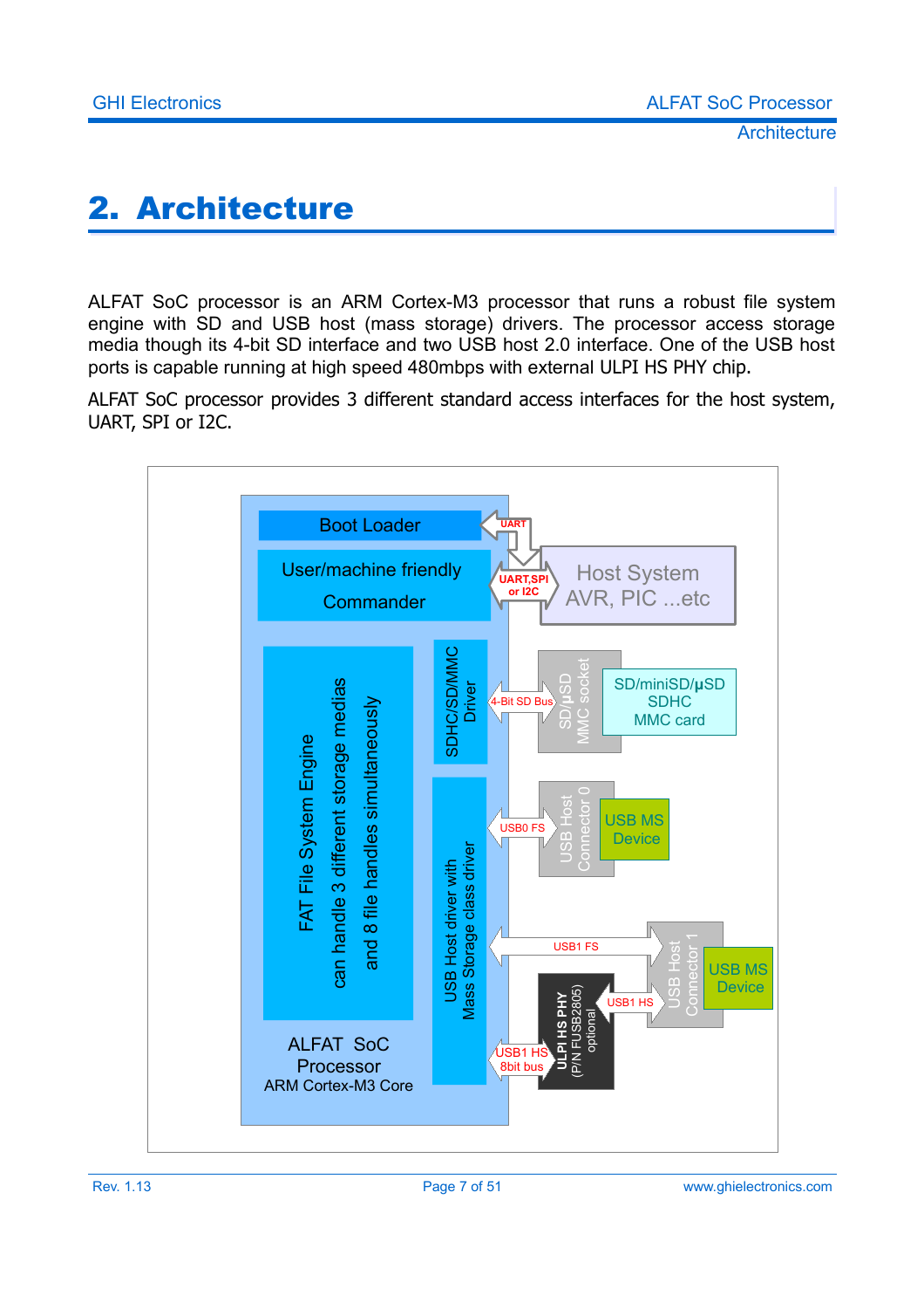# 2. Architecture

ALFAT SoC processor is an ARM Cortex-M3 processor that runs a robust file system engine with SD and USB host (mass storage) drivers. The processor access storage media though its 4-bit SD interface and two USB host 2.0 interface. One of the USB host ports is capable running at high speed 480mbps with external ULPI HS PHY chip.

ALFAT SoC processor provides 3 different standard access interfaces for the host system, UART, SPI or I2C.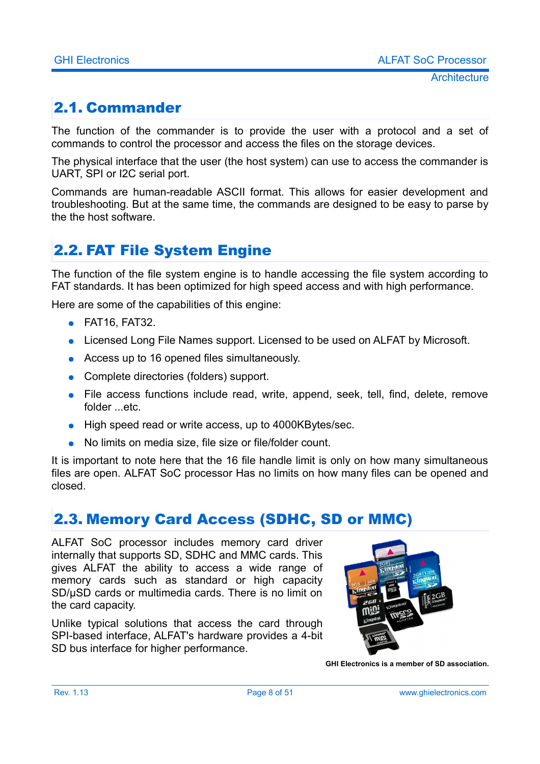## 2.1. Commander

The function of the commander is to provide the user with a protocol and a set of commands to control the processor and access the files on the storage devices.

The physical interface that the user (the host system) can use to access the commander is UART, SPI or I2C serial port.

Commands are human-readable ASCII format. This allows for easier development and troubleshooting. But at the same time, the commands are designed to be easy to parse by the the host software.

## 2.2. FAT File System Engine

The function of the file system engine is to handle accessing the file system according to FAT standards. It has been optimized for high speed access and with high performance.

Here are some of the capabilities of this engine:

- FAT16, FAT32.
- Licensed Long File Names support. Licensed to be used on ALFAT by Microsoft.
- Access up to 16 opened files simultaneously.
- Complete directories (folders) support.
- File access functions include read, write, append, seek, tell, find, delete, remove folder ...etc.
- High speed read or write access, up to 4000KBytes/sec.
- No limits on media size, file size or file/folder count.

It is important to note here that the 16 file handle limit is only on how many simultaneous files are open. ALFAT SoC processor Has no limits on how many files can be opened and closed.

## 2.3. Memory Card Access (SDHC, SD or MMC)

ALFAT SoC processor includes memory card driver internally that supports SD, SDHC and MMC cards. This gives ALFAT the ability to access a wide range of memory cards such as standard or high capacity SD/µSD cards or multimedia cards. There is no limit on the card capacity.

Unlike typical solutions that access the card through SPI-based interface, ALFAT's hardware provides a 4-bit SD bus interface for higher performance.

GHI Electronics is a member of SD association.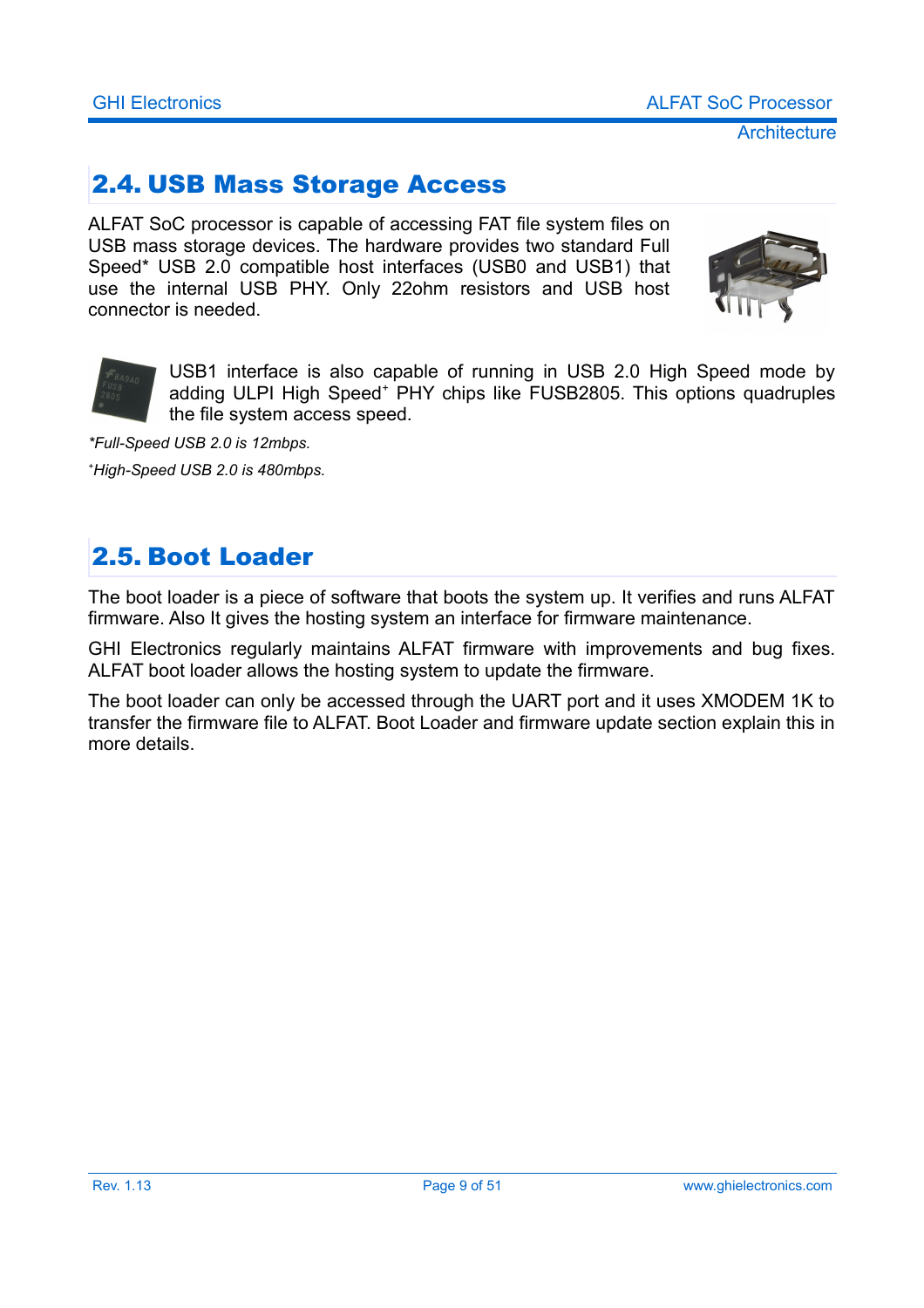## 2.4. USB Mass Storage Access

ALFAT SoC processor is capable of accessing FAT file system files on USB mass storage devices. The hardware provides two standard Full Speed* USB 2.0 compatible host interfaces (USB0 and USB1) that use the internal USB PHY. Only 22ohm resistors and USB host connector is needed.

USB1 interface is also capable of running in USB 2.0 High Speed mode by adding ULPI High Speed+ PHY chips like FUSB2805. This options quadruples the file system access speed.

*\*Full-Speed USB 2.0 is 12mbps.*

*+High-Speed USB 2.0 is 480mbps.*

## 2.5. Boot Loader

The boot loader is a piece of software that boots the system up. It verifies and runs ALFAT firmware. Also It gives the hosting system an interface for firmware maintenance.

GHI Electronics regularly maintains ALFAT firmware with improvements and bug fixes. ALFAT boot loader allows the hosting system to update the firmware.

The boot loader can only be accessed through the UART port and it uses XMODEM 1K to transfer the firmware file to ALFAT. Boot Loader and firmware update section explain this in more details.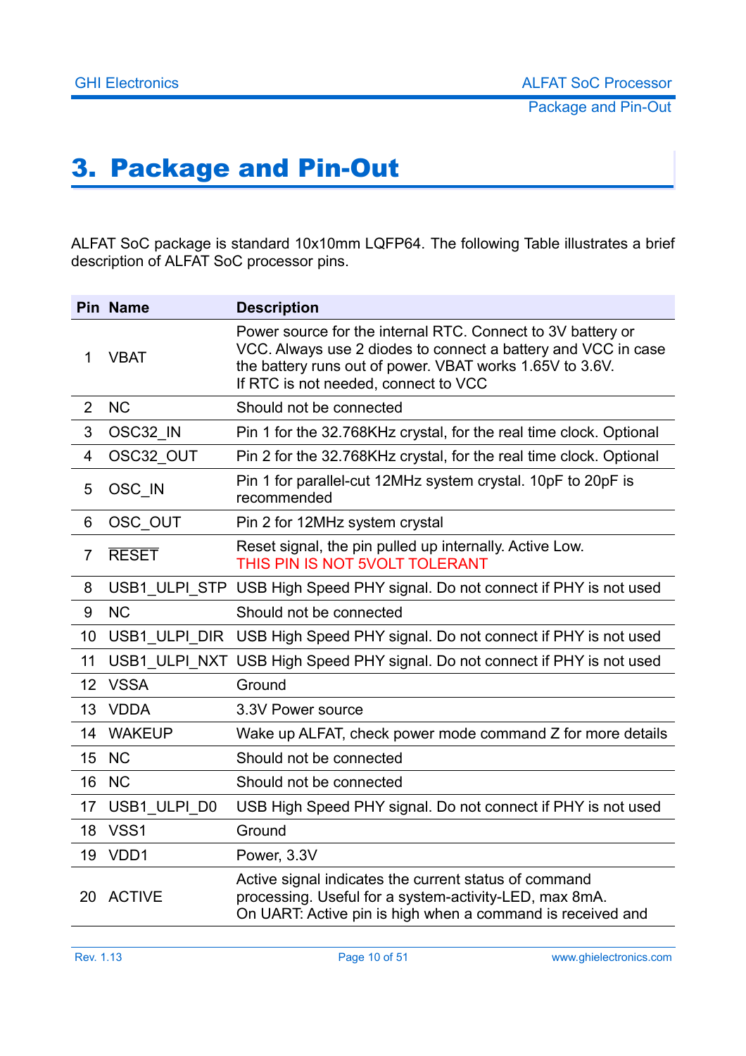# 3. Package and Pin-Out

ALFAT SoC package is standard 10x10mm LQFP64. The following Table illustrates a brief description of ALFAT SoC processor pins.

| Pin | Name | Description |
|---|---|---|
| 1 | VBAT | Power source for the internal RTC. Connect to 3V battery or VCC. Always use 2 diodes to connect a battery and VCC in case the battery runs out of power. VBAT works 1.65V to 3.6V. If RTC is not needed, connect to VCC |
| 2 | NC | Should not be connected |
| 3 | OSC32_IN | Pin 1 for the 32.768KHz crystal, for the real time clock. Optional |
| 4 | OSC32_OUT | Pin 2 for the 32.768KHz crystal, for the real time clock. Optional |
| 5 | OSC_IN | Pin 1 for parallel-cut 12MHz system crystal. 10pF to 20pF is recommended |
| 6 | OSC_OUT | Pin 2 for 12MHz system crystal |
| 7 | $\overline{\text{RESET}}$ | Reset signal, the pin pulled up internally. Active Low. THIS PIN IS NOT 5VOLT TOLERANT |
| 8 | USB1_ULPI_STP | USB High Speed PHY signal. Do not connect if PHY is not used |
| 9 | NC | Should not be connected |
| 10 | USB1_ULPI_DIR | USB High Speed PHY signal. Do not connect if PHY is not used |
| 11 | USB1_ULPI_NXT | USB High Speed PHY signal. Do not connect if PHY is not used |
| 12 | VSSA | Ground |
| 13 | VDDA | 3.3V Power source |
| 14 | WAKEUP | Wake up ALFAT, check power mode command Z for more details |
| 15 | NC | Should not be connected |
| 16 | NC | Should not be connected |
| 17 | USB1_ULPI_D0 | USB High Speed PHY signal. Do not connect if PHY is not used |
| 18 | VSS1 | Ground |
| 19 | VDD1 | Power, 3.3V |
| 20 | ACTIVE | Active signal indicates the current status of command processing. Useful for a system-activity-LED, max 8mA. On UART: Active pin is high when a command is received and |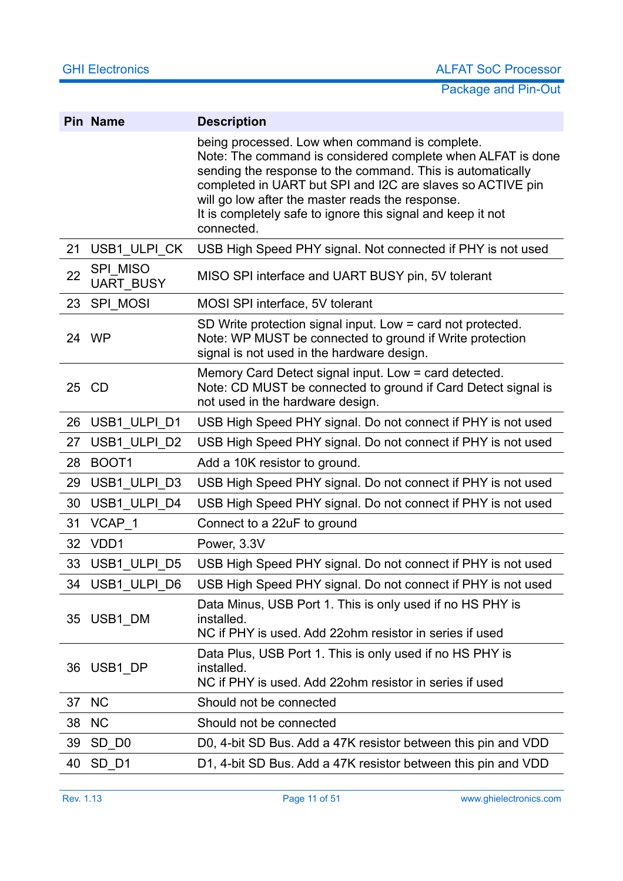| Pin | Name | Description |
|---|---|---|
| | | being processed. Low when command is complete.<br>Note: The command is considered complete when ALFAT is done sending the response to the command. This is automatically completed in UART but SPI and I2C are slaves so ACTIVE pin will go low after the master reads the response.<br>It is completely safe to ignore this signal and keep it not connected. |
| 21 | USB1_ULPI_CK | USB High Speed PHY signal. Not connected if PHY is not used |
| 22 | SPI_MISO<br>UART_BUSY | MISO SPI interface and UART BUSY pin, 5V tolerant |
| 23 | SPI_MOSI | MOSI SPI interface, 5V tolerant |
| 24 | WP | SD Write protection signal input. Low = card not protected.<br>Note: WP MUST be connected to ground if Write protection signal is not used in the hardware design. |
| 25 | CD | Memory Card Detect signal input. Low = card detected.<br>Note: CD MUST be connected to ground if Card Detect signal is not used in the hardware design. |
| 26 | USB1_ULPI_D1 | USB High Speed PHY signal. Do not connect if PHY is not used |
| 27 | USB1_ULPI_D2 | USB High Speed PHY signal. Do not connect if PHY is not used |
| 28 | BOOT1 | Add a 10K resistor to ground. |
| 29 | USB1_ULPI_D3 | USB High Speed PHY signal. Do not connect if PHY is not used |
| 30 | USB1_ULPI_D4 | USB High Speed PHY signal. Do not connect if PHY is not used |
| 31 | VCAP_1 | Connect to a 22uF to ground |
| 32 | VDD1 | Power, 3.3V |
| 33 | USB1_ULPI_D5 | USB High Speed PHY signal. Do not connect if PHY is not used |
| 34 | USB1_ULPI_D6 | USB High Speed PHY signal. Do not connect if PHY is not used |
| 35 | USB1_DM | Data Minus, USB Port 1. This is only used if no HS PHY is installed.<br>NC if PHY is used. Add 22ohm resistor in series if used |
| 36 | USB1_DP | Data Plus, USB Port 1. This is only used if no HS PHY is installed.<br>NC if PHY is used. Add 22ohm resistor in series if used |
| 37 | NC | Should not be connected |
| 38 | NC | Should not be connected |
| 39 | SD_D0 | D0, 4-bit SD Bus. Add a 47K resistor between this pin and VDD |
| 40 | SD_D1 | D1, 4-bit SD Bus. Add a 47K resistor between this pin and VDD |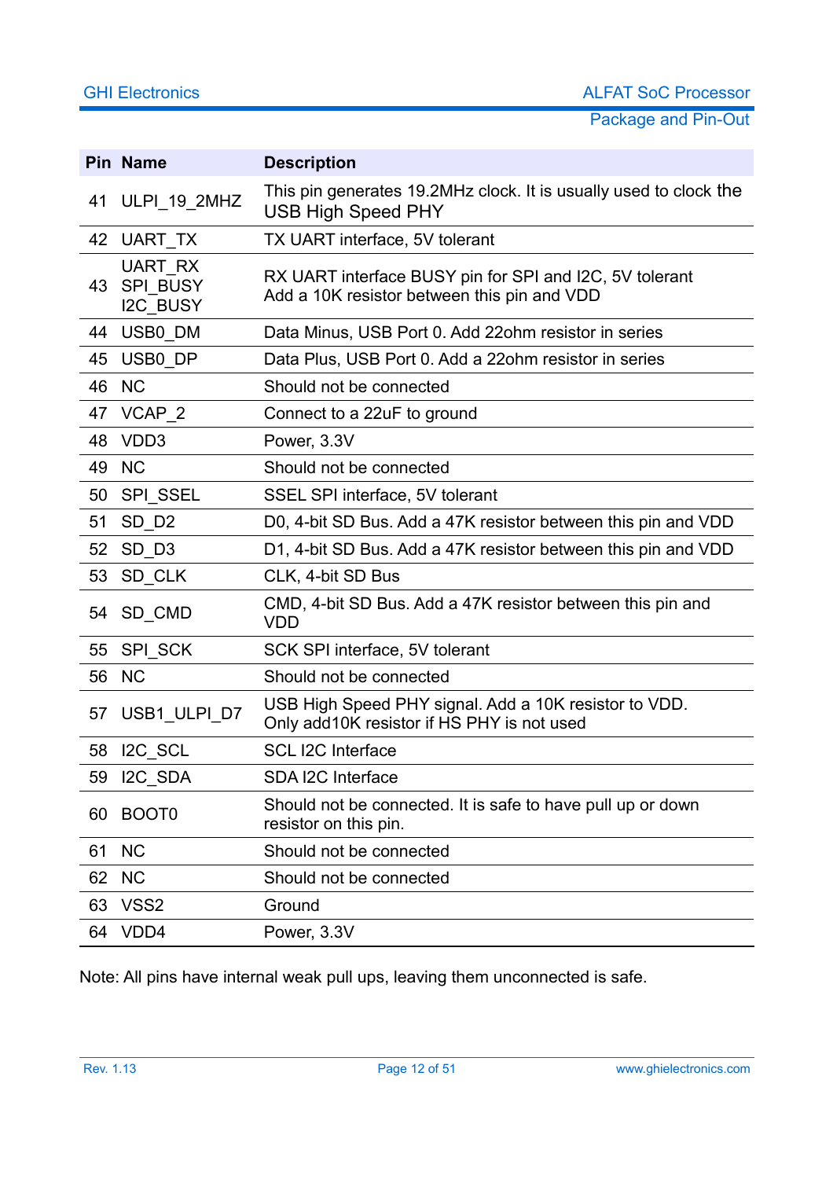| Pin | Name | Description |
|---|---|---|
| 41 | ULPI_19_2MHZ | This pin generates 19.2MHz clock. It is usually used to clock the USB High Speed PHY |
| 42 | UART_TX | TX UART interface, 5V tolerant |
| 43 | UART_RX<br>SPI_BUSY<br>I2C_BUSY | RX UART interface BUSY pin for SPI and I2C, 5V tolerant<br>Add a 10K resistor between this pin and VDD |
| 44 | USB0_DM | Data Minus, USB Port 0. Add 22ohm resistor in series |
| 45 | USB0_DP | Data Plus, USB Port 0. Add a 22ohm resistor in series |
| 46 | NC | Should not be connected |
| 47 | VCAP_2 | Connect to a 22uF to ground |
| 48 | VDD3 | Power, 3.3V |
| 49 | NC | Should not be connected |
| 50 | SPI_SSEL | SSEL SPI interface, 5V tolerant |
| 51 | SD_D2 | D0, 4-bit SD Bus. Add a 47K resistor between this pin and VDD |
| 52 | SD_D3 | D1, 4-bit SD Bus. Add a 47K resistor between this pin and VDD |
| 53 | SD_CLK | CLK, 4-bit SD Bus |
| 54 | SD_CMD | CMD, 4-bit SD Bus. Add a 47K resistor between this pin and VDD |
| 55 | SPI_SCK | SCK SPI interface, 5V tolerant |
| 56 | NC | Should not be connected |
| 57 | USB1_ULPI_D7 | USB High Speed PHY signal. Add a 10K resistor to VDD.<br>Only add10K resistor if HS PHY is not used |
| 58 | I2C_SCL | SCL I2C Interface |
| 59 | I2C_SDA | SDA I2C Interface |
| 60 | BOOT0 | Should not be connected. It is safe to have pull up or down resistor on this pin. |
| 61 | NC | Should not be connected |
| 62 | NC | Should not be connected |
| 63 | VSS2 | Ground |
| 64 | VDD4 | Power, 3.3V |

Note: All pins have internal weak pull ups, leaving them unconnected is safe.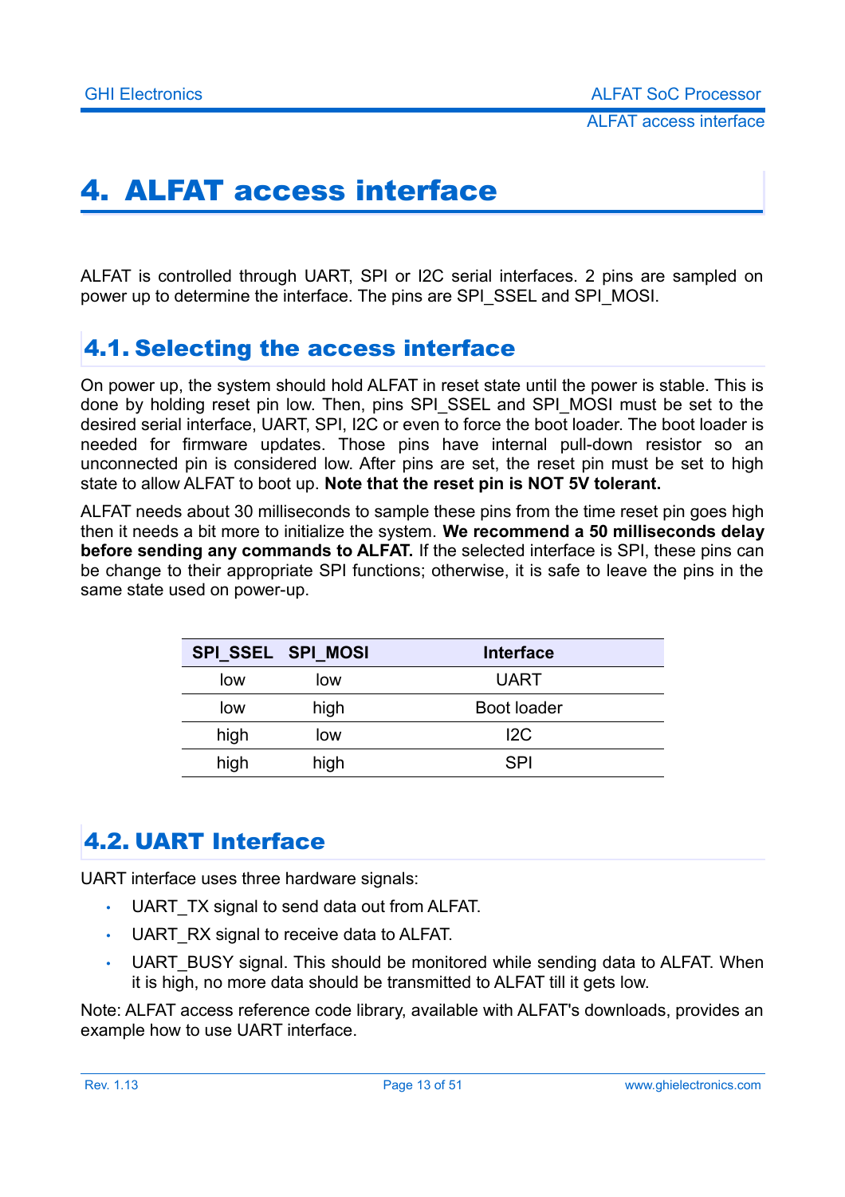# 4. ALFAT access interface

ALFAT is controlled through UART, SPI or I2C serial interfaces. 2 pins are sampled on power up to determine the interface. The pins are SPI_SSEL and SPI_MOSI.

## 4.1. Selecting the access interface

On power up, the system should hold ALFAT in reset state until the power is stable. This is done by holding reset pin low. Then, pins SPI_SSEL and SPI_MOSI must be set to the desired serial interface, UART, SPI, I2C or even to force the boot loader. The boot loader is needed for firmware updates. Those pins have internal pull-down resistor so an unconnected pin is considered low. After pins are set, the reset pin must be set to high state to allow ALFAT to boot up. **Note that the reset pin is NOT 5V tolerant.**

ALFAT needs about 30 milliseconds to sample these pins from the time reset pin goes high then it needs a bit more to initialize the system. **We recommend a 50 milliseconds delay before sending any commands to ALFAT.** If the selected interface is SPI, these pins can be change to their appropriate SPI functions; otherwise, it is safe to leave the pins in the same state used on power-up.

| SPI_SSEL | SPI_MOSI | Interface |
|---|---|---|
| low | low | UART |
| low | high | Boot loader |
| high | low | I2C |
| high | high | SPI |

## 4.2. UART Interface

UART interface uses three hardware signals:

- UART_TX signal to send data out from ALFAT.
- UART_RX signal to receive data to ALFAT.
- UART_BUSY signal. This should be monitored while sending data to ALFAT. When it is high, no more data should be transmitted to ALFAT till it gets low.

Note: ALFAT access reference code library, available with ALFAT's downloads, provides an example how to use UART interface.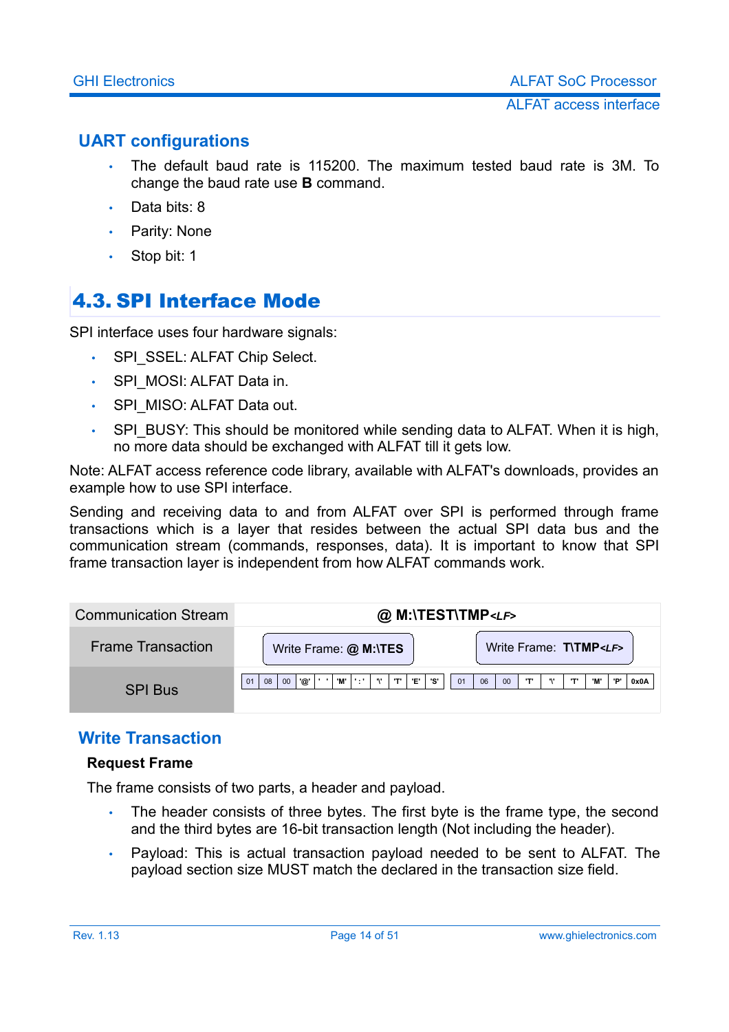## UART configurations

- The default baud rate is 115200. The maximum tested baud rate is 3M. To change the baud rate use **B** command.
- Data bits: 8
- Parity: None
- Stop bit: 1

# 4.3. SPI Interface Mode

SPI interface uses four hardware signals:

- SPI_SSEL: ALFAT Chip Select.
- SPI_MOSI: ALFAT Data in.
- SPI_MISO: ALFAT Data out.
- SPI_BUSY: This should be monitored while sending data to ALFAT. When it is high, no more data should be exchanged with ALFAT till it gets low.

Note: ALFAT access reference code library, available with ALFAT's downloads, provides an example how to use SPI interface.

Sending and receiving data to and from ALFAT over SPI is performed through frame transactions which is a layer that resides between the actual SPI data bus and the communication stream (commands, responses, data). It is important to know that SPI frame transaction layer is independent from how ALFAT commands work.

| Communication Stream | @ M:\TEST\TMP*<LF>* | |
|---|---|---|
| Frame Transaction | Write Frame: **@ M:\TES** | Write Frame: **T\TMP***<LF>* |
| SPI Bus | 01 08 00 '@' ' ' 'M' ':' '\' 'T' 'E' 'S' | 01 06 00 'T' '\' 'T' 'M' 'P' 0x0A |

## Write Transaction

### Request Frame

The frame consists of two parts, a header and payload.

- The header consists of three bytes. The first byte is the frame type, the second and the third bytes are 16-bit transaction length (Not including the header).
- Payload: This is actual transaction payload needed to be sent to ALFAT. The payload section size MUST match the declared in the transaction size field.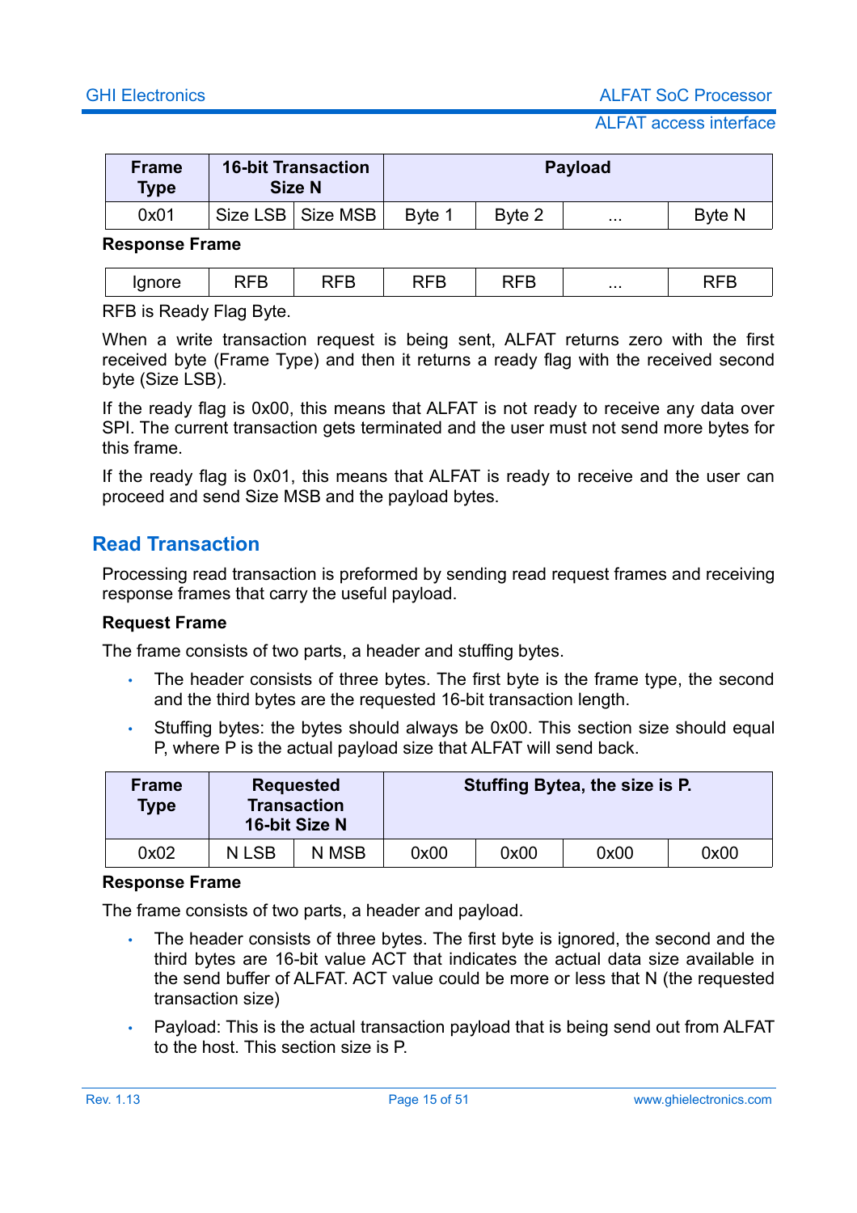| Frame Type | 16-bit Transaction Size N | | Payload | | | |
|---|---|---|---|---|---|---|
| 0x01 | Size LSB | Size MSB | Byte 1 | Byte 2 | ... | Byte N |

**Response Frame**

| Ignore | RFB | RFB | RFB | RFB | ... | RFB |
|---|---|---|---|---|---|---|

RFB is Ready Flag Byte.

When a write transaction request is being sent, ALFAT returns zero with the first received byte (Frame Type) and then it returns a ready flag with the received second byte (Size LSB).

If the ready flag is 0x00, this means that ALFAT is not ready to receive any data over SPI. The current transaction gets terminated and the user must not send more bytes for this frame.

If the ready flag is 0x01, this means that ALFAT is ready to receive and the user can proceed and send Size MSB and the payload bytes.

## Read Transaction

Processing read transaction is preformed by sending read request frames and receiving response frames that carry the useful payload.

**Request Frame**

The frame consists of two parts, a header and stuffing bytes.

- The header consists of three bytes. The first byte is the frame type, the second and the third bytes are the requested 16-bit transaction length.
- Stuffing bytes: the bytes should always be 0x00. This section size should equal P, where P is the actual payload size that ALFAT will send back.

| Frame Type | Requested Transaction 16-bit Size N | | Stuffing Bytea, the size is P. | | | |
|---|---|---|---|---|---|---|
| 0x02 | N LSB | N MSB | 0x00 | 0x00 | 0x00 | 0x00 |

**Response Frame**

The frame consists of two parts, a header and payload.

- The header consists of three bytes. The first byte is ignored, the second and the third bytes are 16-bit value ACT that indicates the actual data size available in the send buffer of ALFAT. ACT value could be more or less that N (the requested transaction size)
- Payload: This is the actual transaction payload that is being send out from ALFAT to the host. This section size is P.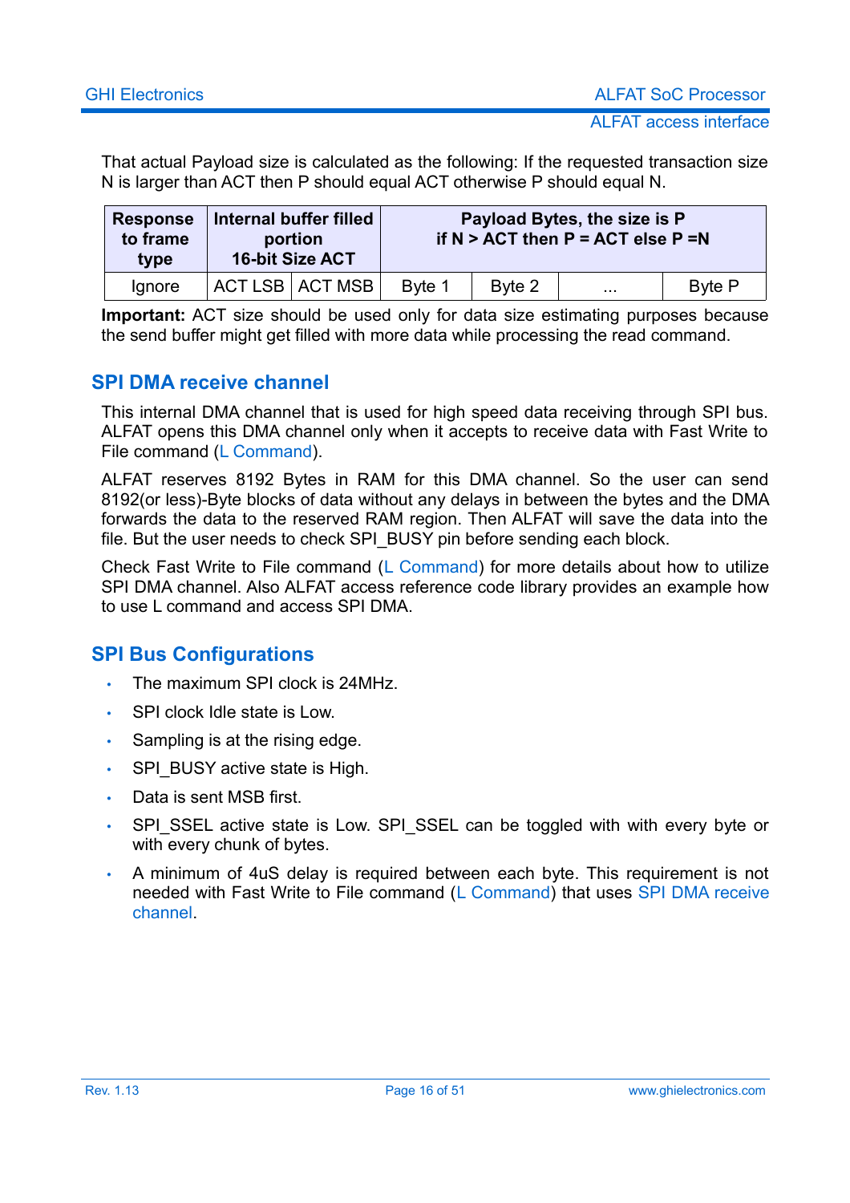That actual Payload size is calculated as the following: If the requested transaction size N is larger than ACT then P should equal ACT otherwise P should equal N.

| Response to frame type | Internal buffer filled portion 16-bit Size ACT | | Payload Bytes, the size is P if N > ACT then P = ACT else P =N | | | |
|---|---|---|---|---|---|---|
| Ignore | ACT LSB | ACT MSB | Byte 1 | Byte 2 | ... | Byte P |

**Important:** ACT size should be used only for data size estimating purposes because the send buffer might get filled with more data while processing the read command.

## SPI DMA receive channel

This internal DMA channel that is used for high speed data receiving through SPI bus. ALFAT opens this DMA channel only when it accepts to receive data with Fast Write to File command (L Command).

ALFAT reserves 8192 Bytes in RAM for this DMA channel. So the user can send 8192(or less)-Byte blocks of data without any delays in between the bytes and the DMA forwards the data to the reserved RAM region. Then ALFAT will save the data into the file. But the user needs to check SPI_BUSY pin before sending each block.

Check Fast Write to File command (L Command) for more details about how to utilize SPI DMA channel. Also ALFAT access reference code library provides an example how to use L command and access SPI DMA.

## SPI Bus Configurations

- The maximum SPI clock is 24MHz.
- SPI clock Idle state is Low.
- Sampling is at the rising edge.
- SPI_BUSY active state is High.
- Data is sent MSB first.
- SPI_SSEL active state is Low. SPI_SSEL can be toggled with with every byte or with every chunk of bytes.
- A minimum of 4uS delay is required between each byte. This requirement is not needed with Fast Write to File command (L Command) that uses SPI DMA receive channel.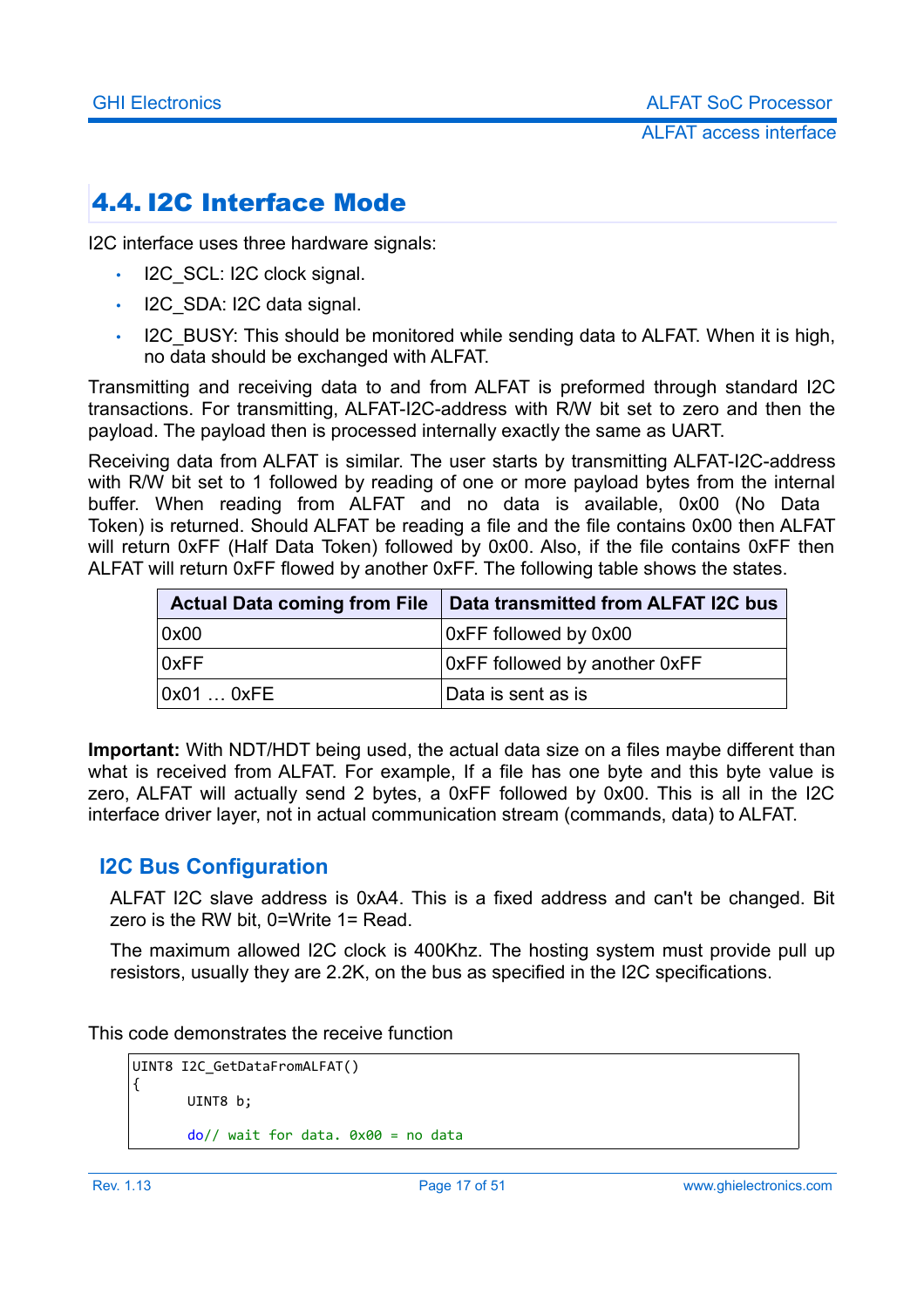## 4.4. I2C Interface Mode

I2C interface uses three hardware signals:

- I2C_SCL: I2C clock signal.
- I2C_SDA: I2C data signal.
- I2C_BUSY: This should be monitored while sending data to ALFAT. When it is high, no data should be exchanged with ALFAT.

Transmitting and receiving data to and from ALFAT is preformed through standard I2C transactions. For transmitting, ALFAT-I2C-address with R/W bit set to zero and then the payload. The payload then is processed internally exactly the same as UART.

Receiving data from ALFAT is similar. The user starts by transmitting ALFAT-I2C-address with R/W bit set to 1 followed by reading of one or more payload bytes from the internal buffer. When reading from ALFAT and no data is available, 0x00 (No Data Token) is returned. Should ALFAT be reading a file and the file contains 0x00 then ALFAT will return 0xFF (Half Data Token) followed by 0x00. Also, if the file contains 0xFF then ALFAT will return 0xFF flowed by another 0xFF. The following table shows the states.

| Actual Data coming from File | Data transmitted from ALFAT I2C bus |
|---|---|
| 0x00 | 0xFF followed by 0x00 |
| 0xFF | 0xFF followed by another 0xFF |
| 0x01 … 0xFE | Data is sent as is |

**Important:** With NDT/HDT being used, the actual data size on a files maybe different than what is received from ALFAT. For example, If a file has one byte and this byte value is zero, ALFAT will actually send 2 bytes, a 0xFF followed by 0x00. This is all in the I2C interface driver layer, not in actual communication stream (commands, data) to ALFAT.

### I2C Bus Configuration

ALFAT I2C slave address is 0xA4. This is a fixed address and can't be changed. Bit zero is the RW bit, 0=Write 1= Read.

The maximum allowed I2C clock is 400Khz. The hosting system must provide pull up resistors, usually they are 2.2K, on the bus as specified in the I2C specifications.

This code demonstrates the receive function

```
UINT8 I2C_GetDataFromALFAT()
{
	UINT8 b;

	do// wait for data. 0x00 = no data
```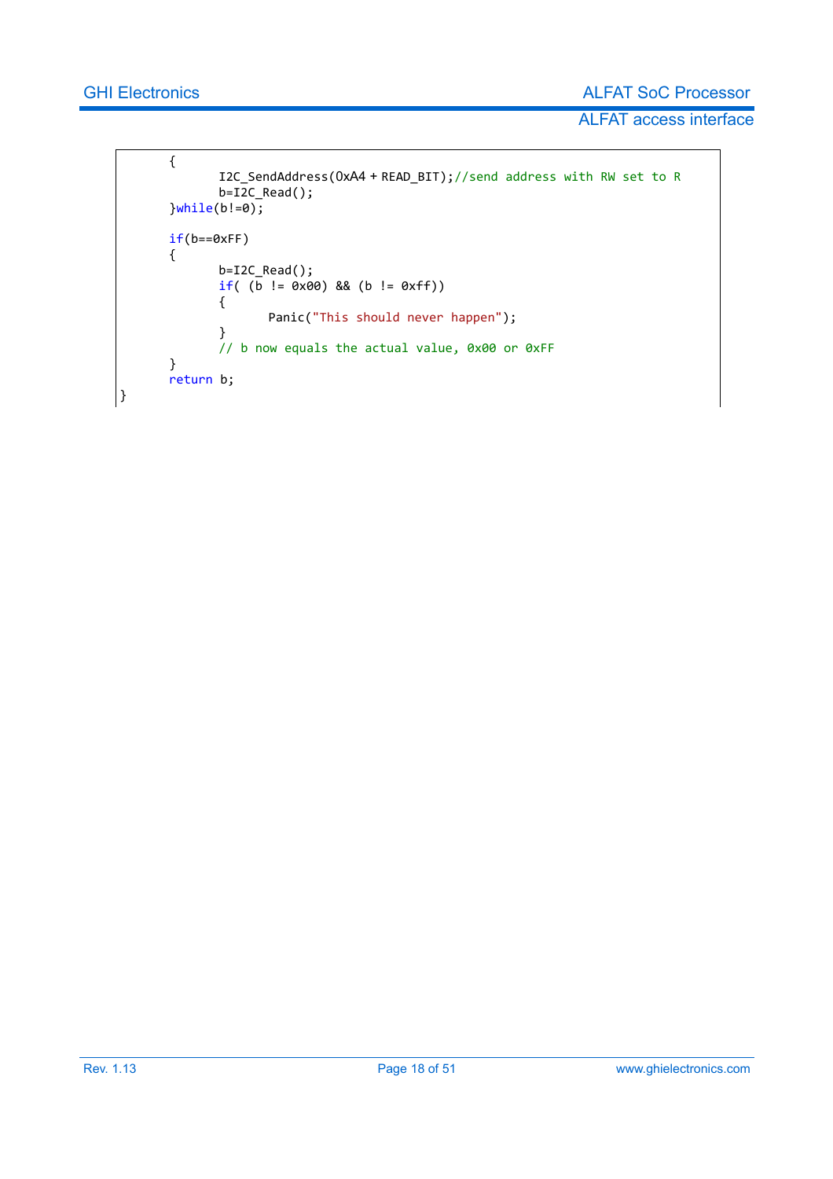```
	{
		I2C_SendAddress(OxA4 + READ_BIT);//send address with RW set to R
		b=I2C_Read();
	}while(b!=0);

	if(b==0xFF)
	{
		b=I2C_Read();
		if( (b != 0x00) && (b != 0xff))
		{
			Panic("This should never happen");
		}
		// b now equals the actual value, 0x00 or 0xFF
	}
	return b;
}
```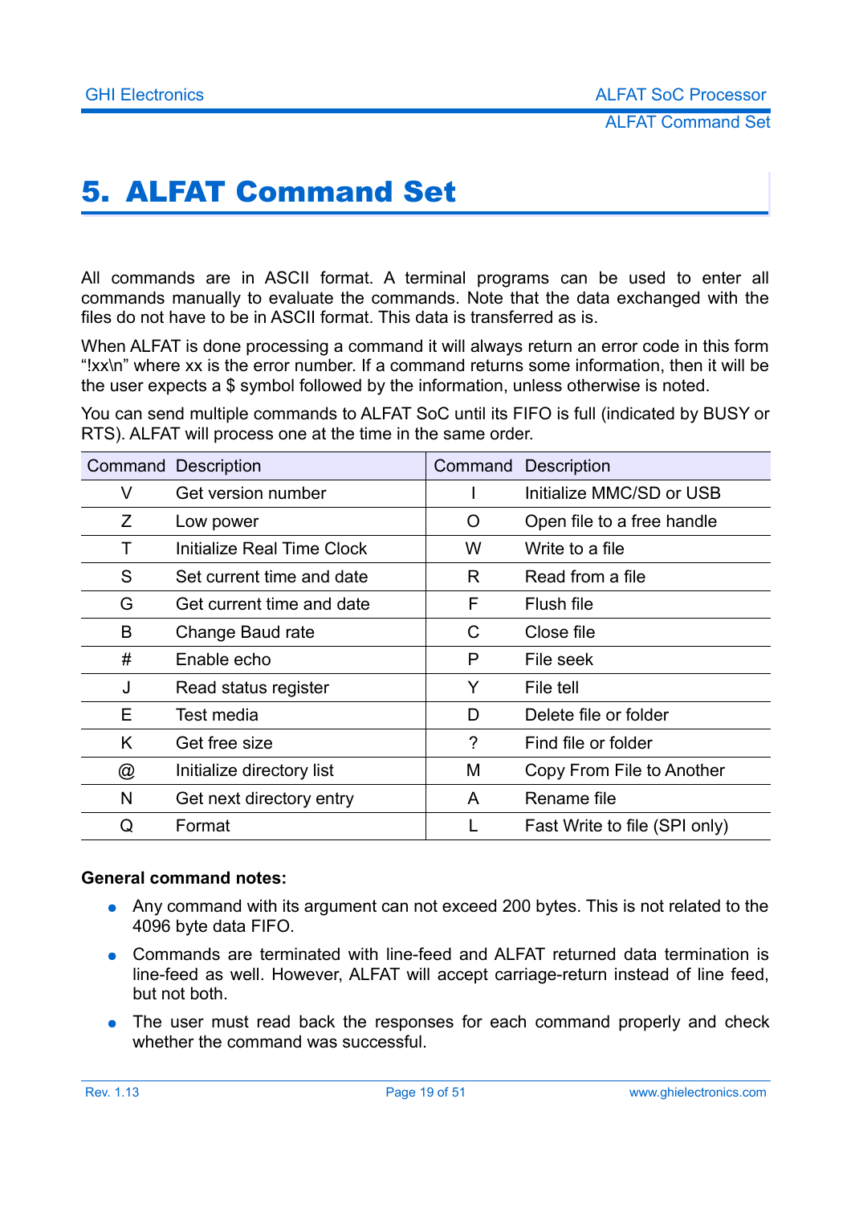# 5. ALFAT Command Set

All commands are in ASCII format. A terminal programs can be used to enter all commands manually to evaluate the commands. Note that the data exchanged with the files do not have to be in ASCII format. This data is transferred as is.

When ALFAT is done processing a command it will always return an error code in this form "!xx\n" where xx is the error number. If a command returns some information, then it will be the user expects a $ symbol followed by the information, unless otherwise is noted.

You can send multiple commands to ALFAT SoC until its FIFO is full (indicated by BUSY or RTS). ALFAT will process one at the time in the same order.

| Command | Description | Command | Description |
|---|---|---|---|
| V | Get version number | I | Initialize MMC/SD or USB |
| Z | Low power | O | Open file to a free handle |
| T | Initialize Real Time Clock | W | Write to a file |
| S | Set current time and date | R | Read from a file |
| G | Get current time and date | F | Flush file |
| B | Change Baud rate | C | Close file |
| # | Enable echo | P | File seek |
| J | Read status register | Y | File tell |
| E | Test media | D | Delete file or folder |
| K | Get free size | ? | Find file or folder |
| @ | Initialize directory list | M | Copy From File to Another |
| N | Get next directory entry | A | Rename file |
| Q | Format | L | Fast Write to file (SPI only) |

**General command notes:**

- Any command with its argument can not exceed 200 bytes. This is not related to the 4096 byte data FIFO.
- Commands are terminated with line-feed and ALFAT returned data termination is line-feed as well. However, ALFAT will accept carriage-return instead of line feed, but not both.
- The user must read back the responses for each command properly and check whether the command was successful.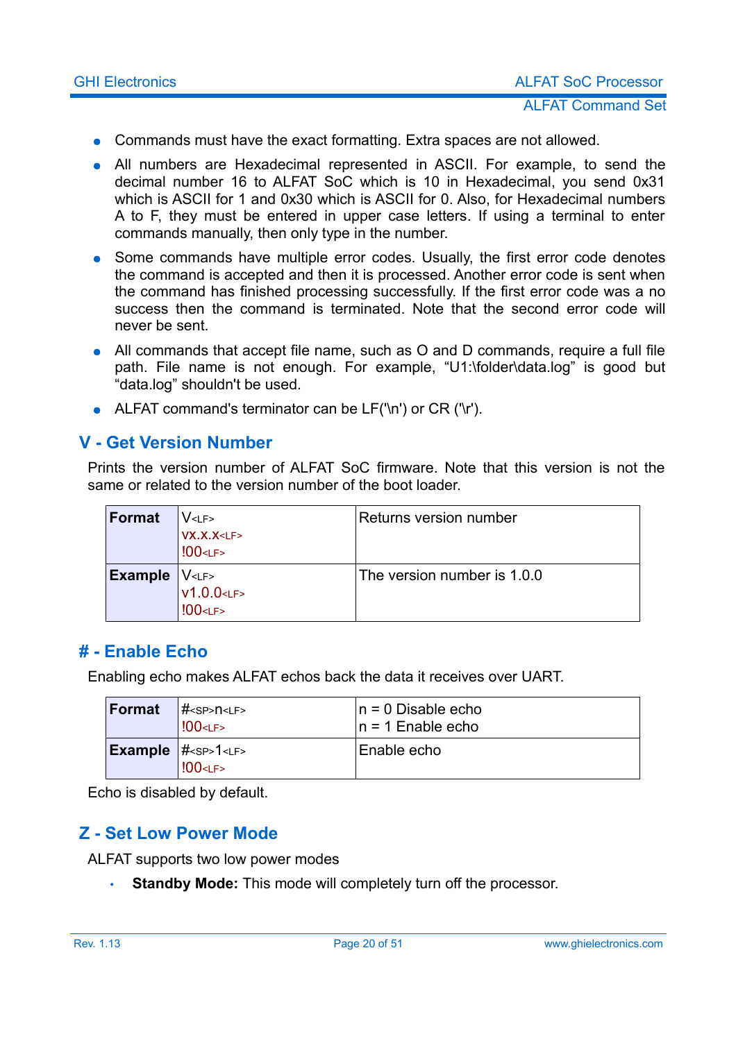- Commands must have the exact formatting. Extra spaces are not allowed.
- All numbers are Hexadecimal represented in ASCII. For example, to send the decimal number 16 to ALFAT SoC which is 10 in Hexadecimal, you send 0x31 which is ASCII for 1 and 0x30 which is ASCII for 0. Also, for Hexadecimal numbers A to F, they must be entered in upper case letters. If using a terminal to enter commands manually, then only type in the number.
- Some commands have multiple error codes. Usually, the first error code denotes the command is accepted and then it is processed. Another error code is sent when the command has finished processing successfully. If the first error code was a no success then the command is terminated. Note that the second error code will never be sent.
- All commands that accept file name, such as O and D commands, require a full file path. File name is not enough. For example, "U1:\folder\data.log" is good but "data.log" shouldn't be used.
- ALFAT command's terminator can be LF('\n') or CR ('\r').

## V - Get Version Number

Prints the version number of ALFAT SoC firmware. Note that this version is not the same or related to the version number of the boot loader.

| **Format** | V<LF><br>vx.x.x<LF><br>!00<LF> | Returns version number |
|---|---|---|
| **Example** | V<LF><br>v1.0.0<LF><br>!00<LF> | The version number is 1.0.0 |

## # - Enable Echo

Enabling echo makes ALFAT echos back the data it receives over UART.

| **Format** | #<SP>n<LF><br>!00<LF> | n = 0 Disable echo<br>n = 1 Enable echo |
|---|---|---|
| **Example** | #<SP>1<LF><br>!00<LF> | Enable echo |

Echo is disabled by default.

## Z - Set Low Power Mode

ALFAT supports two low power modes

- **Standby Mode:** This mode will completely turn off the processor.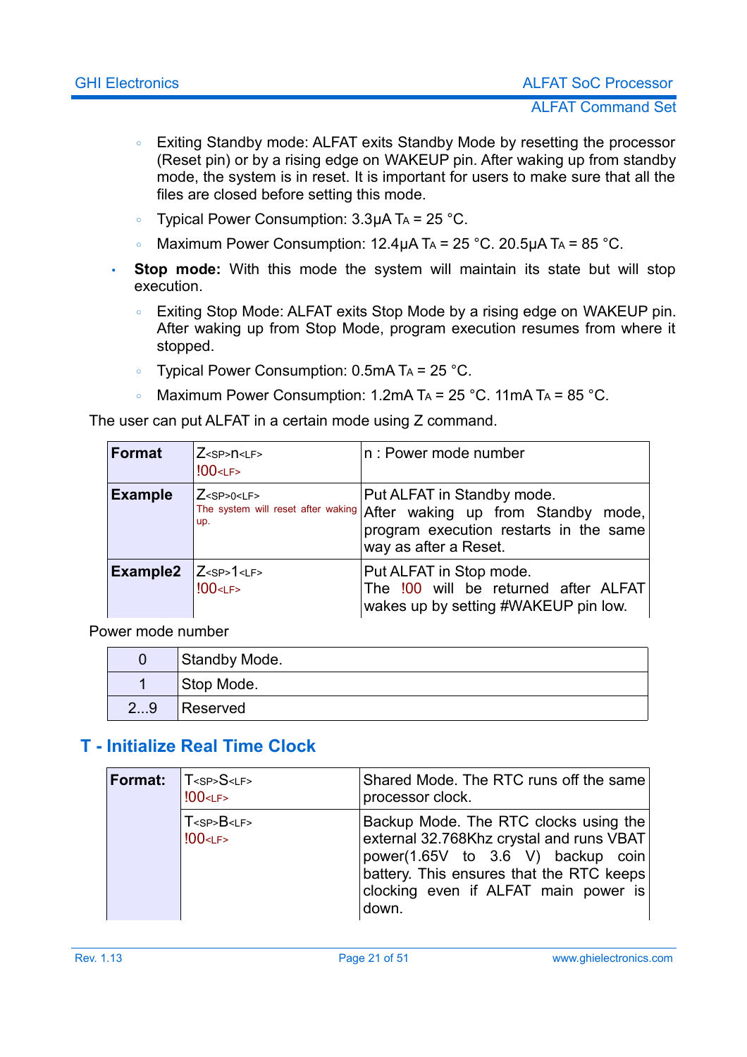- Exiting Standby mode: ALFAT exits Standby Mode by resetting the processor (Reset pin) or by a rising edge on WAKEUP pin. After waking up from standby mode, the system is in reset. It is important for users to make sure that all the files are closed before setting this mode.
  - Typical Power Consumption: 3.3µA $T_A$ = 25 °C.
  - Maximum Power Consumption: 12.4µA $T_A$ = 25 °C. 20.5µA $T_A$ = 85 °C.

- **Stop mode:** With this mode the system will maintain its state but will stop execution.
  - Exiting Stop Mode: ALFAT exits Stop Mode by a rising edge on WAKEUP pin. After waking up from Stop Mode, program execution resumes from where it stopped.
  - Typical Power Consumption: 0.5mA $T_A$ = 25 °C.
  - Maximum Power Consumption: 1.2mA $T_A$ = 25 °C. 11mA $T_A$ = 85 °C.

The user can put ALFAT in a certain mode using Z command.

| **Format** | Z<SP>n<LF><br>!00<LF> | n : Power mode number |
|---|---|---|
| **Example** | Z<SP>0<LF><br>The system will reset after waking up. | Put ALFAT in Standby mode.<br>After waking up from Standby mode, program execution restarts in the same way as after a Reset. |
| **Example2** | Z<SP>1<LF><br>!00<LF> | Put ALFAT in Stop mode.<br>The !00 will be returned after ALFAT wakes up by setting #WAKEUP pin low. |

Power mode number

| | |
|---|---|
| 0 | Standby Mode. |
| 1 | Stop Mode. |
| 2...9 | Reserved |

## T - Initialize Real Time Clock

| **Format:** | T<SP>S<LF><br>!00<LF> | Shared Mode. The RTC runs off the same processor clock. |
|---|---|---|
| | T<SP>B<LF><br>!00<LF> | Backup Mode. The RTC clocks using the external 32.768Khz crystal and runs VBAT power(1.65V to 3.6 V) backup coin battery. This ensures that the RTC keeps clocking even if ALFAT main power is down. |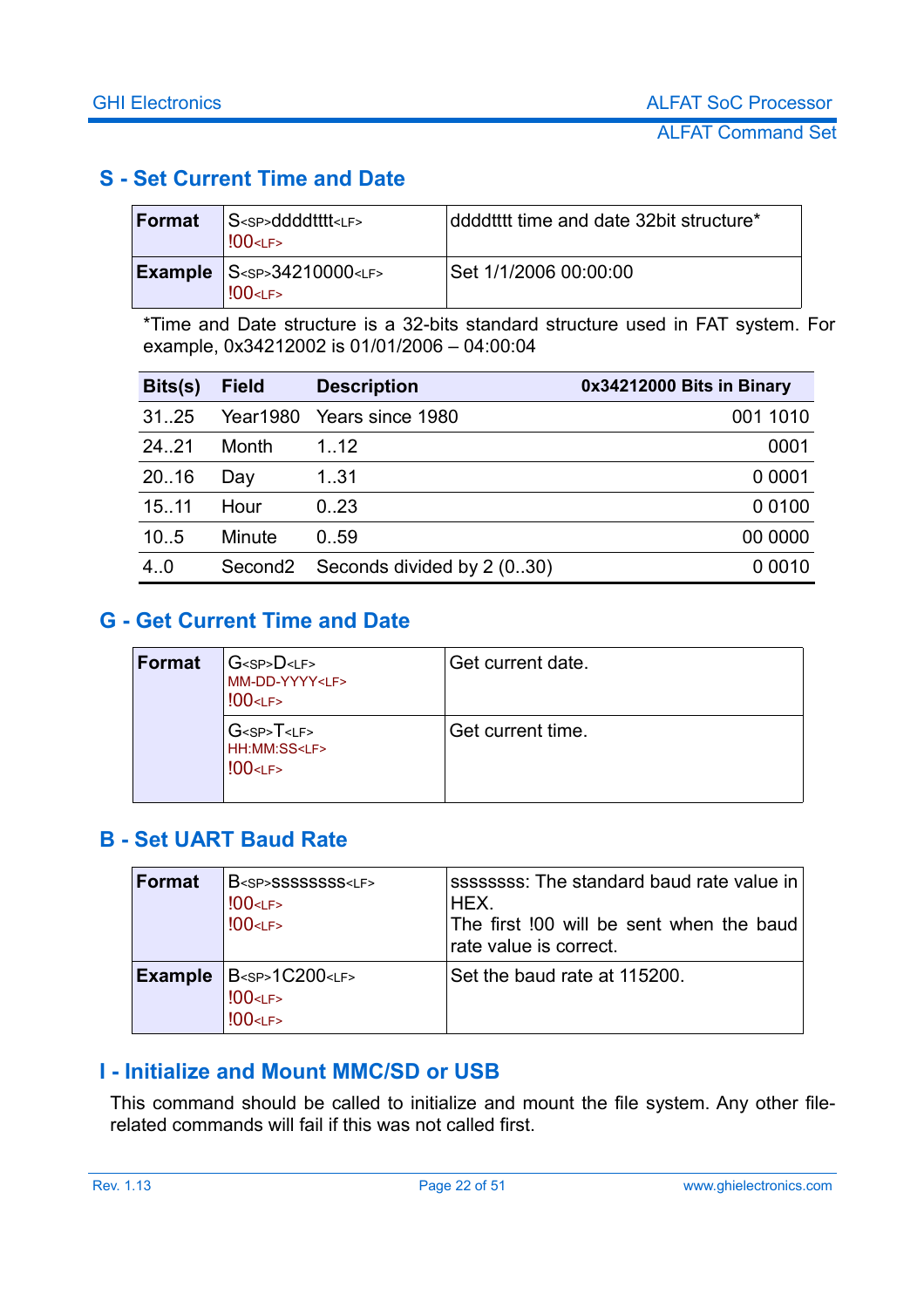## S - Set Current Time and Date

| Format | S<SP>ddddtttt<LF><br>!00<LF> | ddddtttt time and date 32bit structure* |
|---|---|---|
| **Example** | S<SP>34210000<LF><br>!00<LF> | Set 1/1/2006 00:00:00 |

*Time and Date structure is a 32-bits standard structure used in FAT system. For example, 0x34212002 is 01/01/2006 – 04:00:04

| Bits(s) | Field | Description | 0x34212000 Bits in Binary |
|---|---|---|---|
| 31..25 | Year1980 | Years since 1980 | 001 1010 |
| 24..21 | Month | 1..12 | 0001 |
| 20..16 | Day | 1..31 | 0 0001 |
| 15..11 | Hour | 0..23 | 0 0100 |
| 10..5 | Minute | 0..59 | 00 0000 |
| 4..0 | Second2 | Seconds divided by 2 (0..30) | 0 0010 |

## G - Get Current Time and Date

| Format | G<SP>D<LF><br>MM-DD-YYYY<LF><br>!00<LF> | Get current date. |
|---|---|---|
| | G<SP>T<LF><br>HH:MM:SS<LF><br>!00<LF> | Get current time. |

## B - Set UART Baud Rate

| Format | B<SP>ssssssss<LF><br>!00<LF><br>!00<LF> | ssssssss: The standard baud rate value in HEX.<br>The first !00 will be sent when the baud rate value is correct. |
|---|---|---|
| **Example** | B<SP>1C200<LF><br>!00<LF><br>!00<LF> | Set the baud rate at 115200. |

## I - Initialize and Mount MMC/SD or USB

This command should be called to initialize and mount the file system. Any other file-related commands will fail if this was not called first.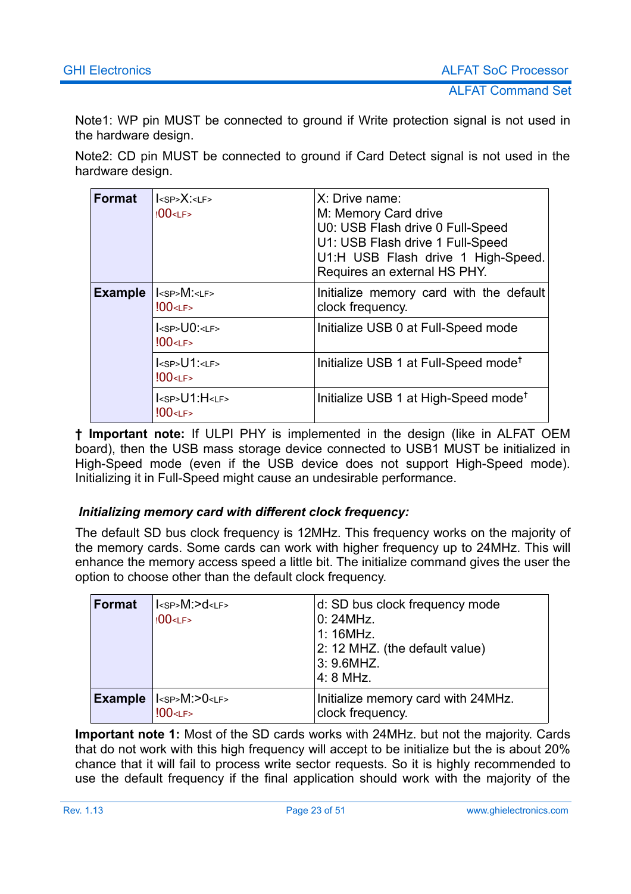Note1: WP pin MUST be connected to ground if Write protection signal is not used in the hardware design.

Note2: CD pin MUST be connected to ground if Card Detect signal is not used in the hardware design.

| **Format** | I<SP>X:<LF><br>!00<LF> | X: Drive name:<br>M: Memory Card drive<br>U0: USB Flash drive 0 Full-Speed<br>U1: USB Flash drive 1 Full-Speed<br>U1:H USB Flash drive 1 High-Speed. Requires an external HS PHY. |
|---|---|---|
| **Example** | I<SP>M:<LF><br>!00<LF> | Initialize memory card with the default clock frequency. |
| | I<SP>U0:<LF><br>!00<LF> | Initialize USB 0 at Full-Speed mode |
| | I<SP>U1:<LF><br>!00<LF> | Initialize USB 1 at Full-Speed mode† |
| | I<SP>U1:H<LF><br>!00<LF> | Initialize USB 1 at High-Speed mode† |

**† Important note:** If ULPI PHY is implemented in the design (like in ALFAT OEM board), then the USB mass storage device connected to USB1 MUST be initialized in High-Speed mode (even if the USB device does not support High-Speed mode). Initializing it in Full-Speed might cause an undesirable performance.

### *Initializing memory card with different clock frequency:*

The default SD bus clock frequency is 12MHz. This frequency works on the majority of the memory cards. Some cards can work with higher frequency up to 24MHz. This will enhance the memory access speed a little bit. The initialize command gives the user the option to choose other than the default clock frequency.

| **Format** | I<SP>M:>d<LF><br>!00<LF> | d: SD bus clock frequency mode<br>0: 24MHz.<br>1: 16MHz.<br>2: 12 MHZ. (the default value)<br>3: 9.6MHZ.<br>4: 8 MHz. |
|---|---|---|
| **Example** | I<SP>M:>0<LF><br>!00<LF> | Initialize memory card with 24MHz. clock frequency. |

**Important note 1:** Most of the SD cards works with 24MHz. but not the majority. Cards that do not work with this high frequency will accept to be initialize but the is about 20% chance that it will fail to process write sector requests. So it is highly recommended to use the default frequency if the final application should work with the majority of the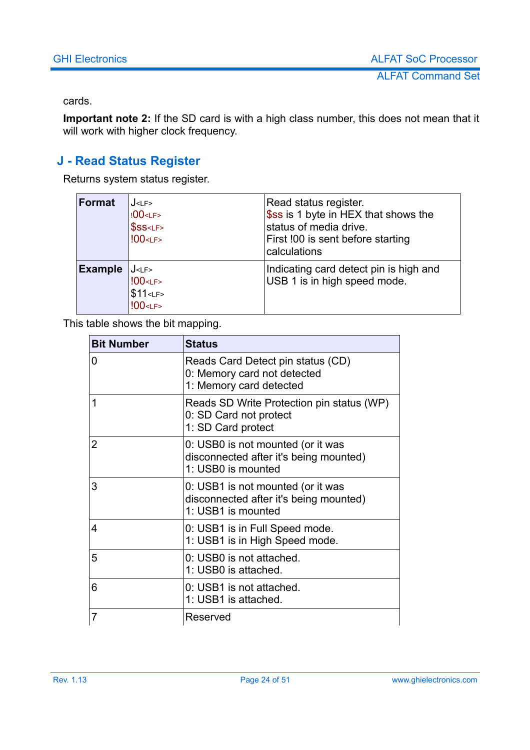cards.

**Important note 2:** If the SD card is with a high class number, this does not mean that it will work with higher clock frequency.

## J - Read Status Register

Returns system status register.

| **Format** | J<LF><br>!00<LF><br>$ss<LF><br>!00<LF> | Read status register.<br>$ss is 1 byte in HEX that shows the status of media drive.<br>First !00 is sent before starting calculations |
|---|---|---|
| **Example** | J<LF><br>!00<LF><br>$11<LF><br>!00<LF> | Indicating card detect pin is high and USB 1 is in high speed mode. |

This table shows the bit mapping.

| Bit Number | Status |
|---|---|
| 0 | Reads Card Detect pin status (CD)<br>0: Memory card not detected<br>1: Memory card detected |
| 1 | Reads SD Write Protection pin status (WP)<br>0: SD Card not protect<br>1: SD Card protect |
| 2 | 0: USB0 is not mounted (or it was disconnected after it's being mounted)<br>1: USB0 is mounted |
| 3 | 0: USB1 is not mounted (or it was disconnected after it's being mounted)<br>1: USB1 is mounted |
| 4 | 0: USB1 is in Full Speed mode.<br>1: USB1 is in High Speed mode. |
| 5 | 0: USB0 is not attached.<br>1: USB0 is attached. |
| 6 | 0: USB1 is not attached.<br>1: USB1 is attached. |
| 7 | Reserved |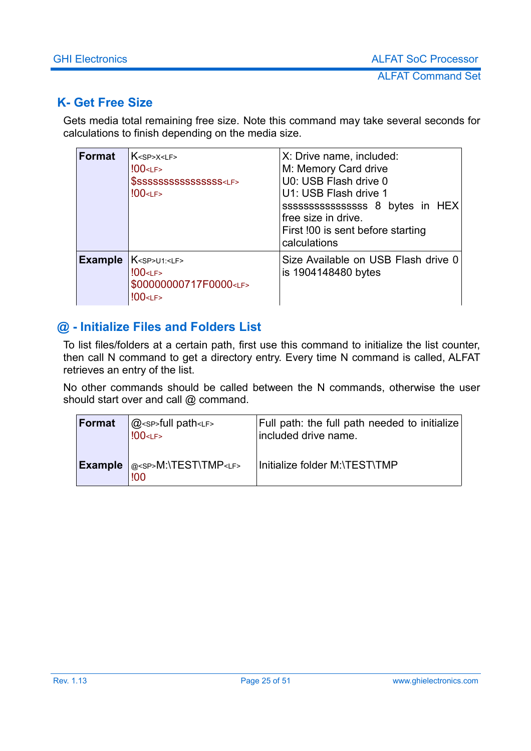## K- Get Free Size

Gets media total remaining free size. Note this command may take several seconds for calculations to finish depending on the media size.

| | | |
|---|---|---|
| **Format** | K<SP>X<LF><br>!00<LF><br>$ssssssssssssssss<LF><br>!00<LF> | X: Drive name, included:<br>M: Memory Card drive<br>U0: USB Flash drive 0<br>U1: USB Flash drive 1<br>ssssssssssssssss 8 bytes in HEX free size in drive.<br>First !00 is sent before starting calculations |
| **Example** | K<SP>U1:<LF><br>!00<LF><br>$00000000717F0000<LF><br>!00<LF> | Size Available on USB Flash drive 0 is 1904148480 bytes |

## @ - Initialize Files and Folders List

To list files/folders at a certain path, first use this command to initialize the list counter, then call N command to get a directory entry. Every time N command is called, ALFAT retrieves an entry of the list.

No other commands should be called between the N commands, otherwise the user should start over and call @ command.

| | | |
|---|---|---|
| **Format** | @<SP>full path<LF><br>!00<LF> | Full path: the full path needed to initialize included drive name. |
| **Example** | @<SP>M:\TEST\TMP<LF><br>!00 | Initialize folder M:\TEST\TMP |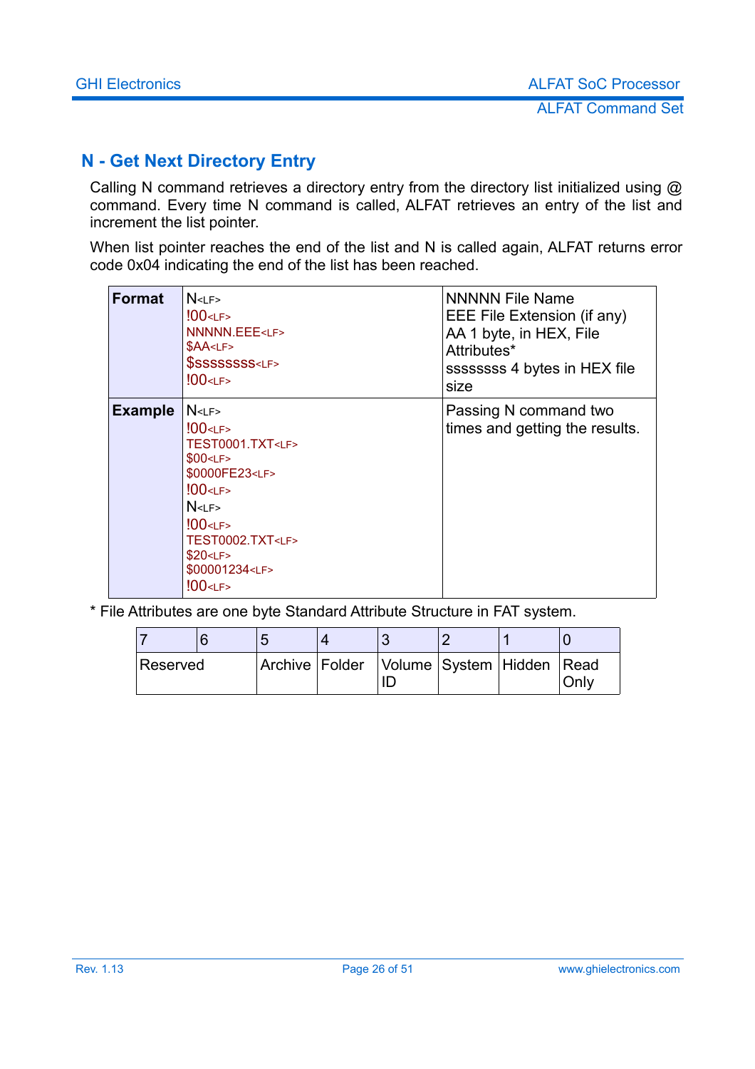## N - Get Next Directory Entry

Calling N command retrieves a directory entry from the directory list initialized using @ command. Every time N command is called, ALFAT retrieves an entry of the list and increment the list pointer.

When list pointer reaches the end of the list and N is called again, ALFAT returns error code 0x04 indicating the end of the list has been reached.

| | | |
|---|---|---|
| **Format** | N<LF><br>!00<LF><br>NNNNN.EEE<LF><br>$AA<LF><br>$ssssssss<LF><br>!00<LF> | NNNNN File Name<br>EEE File Extension (if any)<br>AA 1 byte, in HEX, File Attributes*<br>ssssssss 4 bytes in HEX file size |
| **Example** | N<LF><br>!00<LF><br>TEST0001.TXT<LF><br>$00<LF><br>$0000FE23<LF><br>!00<LF><br>N<LF><br>!00<LF><br>TEST0002.TXT<LF><br>$20<LF><br>$00001234<LF><br>!00<LF> | Passing N command two times and getting the results. |

* File Attributes are one byte Standard Attribute Structure in FAT system.

| 7 | 6 | 5 | 4 | 3 | 2 | 1 | 0 |
|---|---|---|---|---|---|---|---|
| Reserved | | Archive | Folder | Volume ID | System | Hidden | Read Only |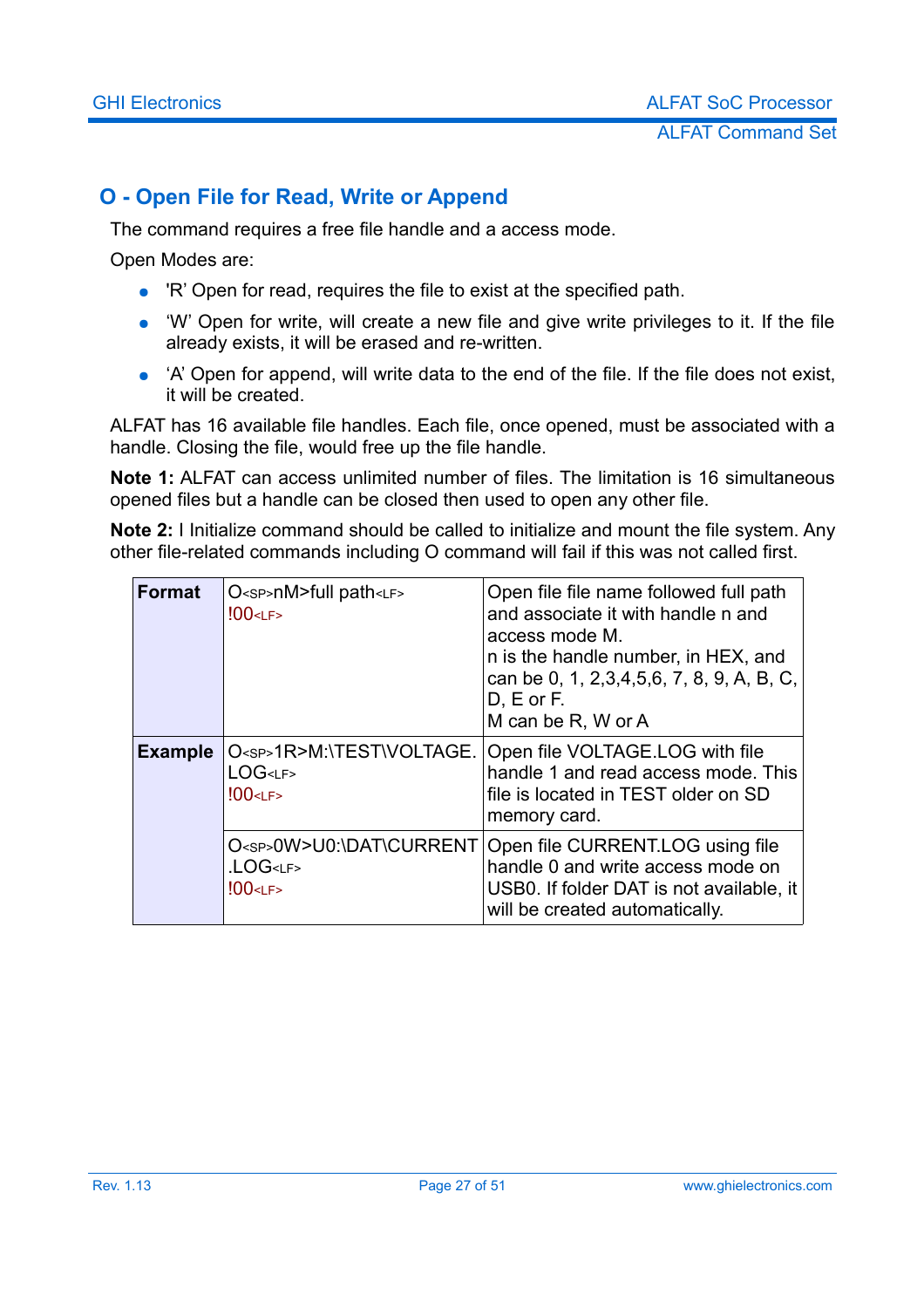## O - Open File for Read, Write or Append

The command requires a free file handle and a access mode.

Open Modes are:

- 'R' Open for read, requires the file to exist at the specified path.
- 'W' Open for write, will create a new file and give write privileges to it. If the file already exists, it will be erased and re-written.
- 'A' Open for append, will write data to the end of the file. If the file does not exist, it will be created.

ALFAT has 16 available file handles. Each file, once opened, must be associated with a handle. Closing the file, would free up the file handle.

**Note 1:** ALFAT can access unlimited number of files. The limitation is 16 simultaneous opened files but a handle can be closed then used to open any other file.

**Note 2:** I Initialize command should be called to initialize and mount the file system. Any other file-related commands including O command will fail if this was not called first.

| | | |
|---|---|---|
| **Format** | O<SP>nM>full path<LF><br>!00<LF> | Open file file name followed full path and associate it with handle n and access mode M.<br>n is the handle number, in HEX, and can be 0, 1, 2,3,4,5,6, 7, 8, 9, A, B, C, D, E or F.<br>M can be R, W or A |
| **Example** | O<SP>1R>M:\TEST\VOLTAGE.LOG<LF><br>!00<LF> | Open file VOLTAGE.LOG with file handle 1 and read access mode. This file is located in TEST older on SD memory card. |
| | O<SP>0W>U0:\DAT\CURRENT.LOG<LF><br>!00<LF> | Open file CURRENT.LOG using file handle 0 and write access mode on USB0. If folder DAT is not available, it will be created automatically. |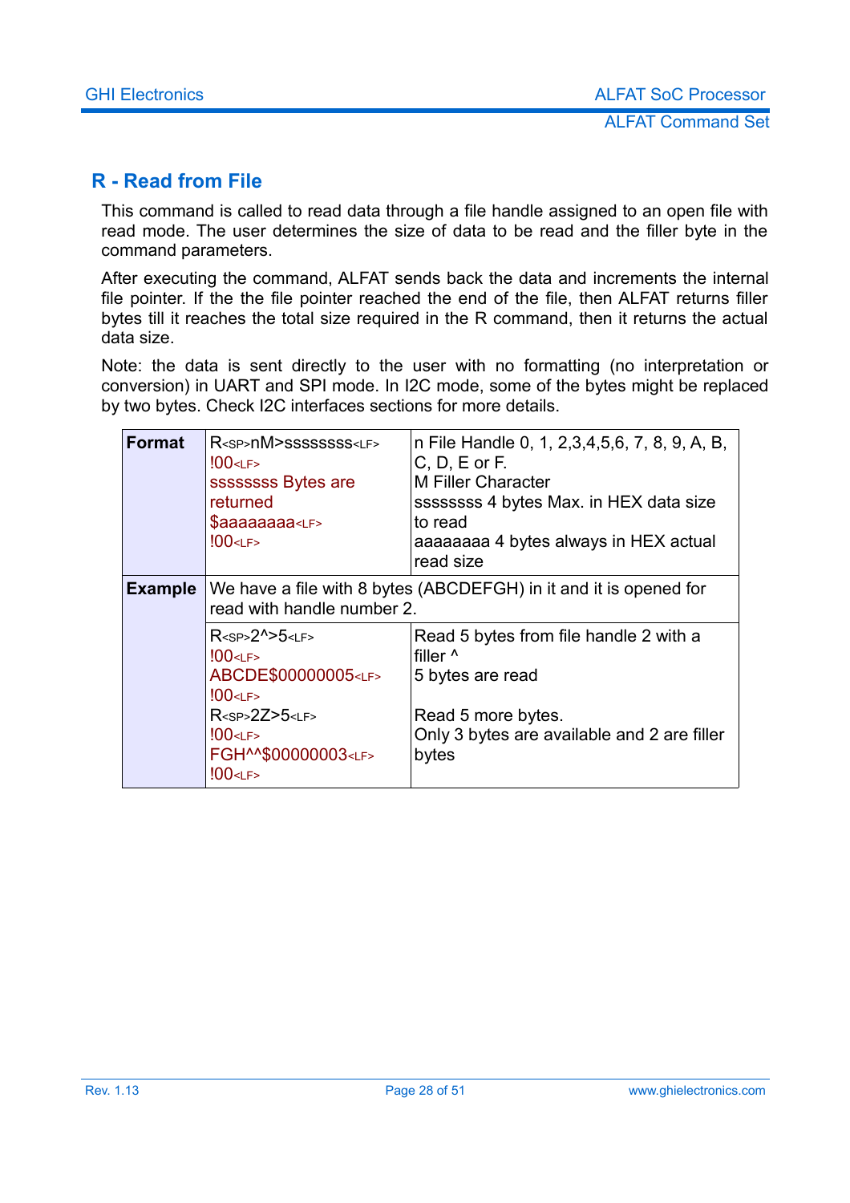## R - Read from File

This command is called to read data through a file handle assigned to an open file with read mode. The user determines the size of data to be read and the filler byte in the command parameters.

After executing the command, ALFAT sends back the data and increments the internal file pointer. If the the file pointer reached the end of the file, then ALFAT returns filler bytes till it reaches the total size required in the R command, then it returns the actual data size.

Note: the data is sent directly to the user with no formatting (no interpretation or conversion) in UART and SPI mode. In I2C mode, some of the bytes might be replaced by two bytes. Check I2C interfaces sections for more details.

| | | |
|---|---|---|
| **Format** | R<SP>nM>ssssssss<LF><br>!00<LF><br>ssssssss Bytes are returned<br>$aaaaaaaa<LF><br>!00<LF> | n File Handle 0, 1, 2,3,4,5,6, 7, 8, 9, A, B, C, D, E or F.<br>M Filler Character<br>ssssssss 4 bytes Max. in HEX data size to read<br>aaaaaaaa 4 bytes always in HEX actual read size |
| **Example** | We have a file with 8 bytes (ABCDEFGH) in it and it is opened for read with handle number 2. | |
| | R<SP>2^>5<LF><br>!00<LF><br>ABCDE$00000005<LF><br>!00<LF><br>R<SP>2Z>5<LF><br>!00<LF><br>FGH^^$00000003<LF><br>!00<LF> | Read 5 bytes from file handle 2 with a filler ^<br>5 bytes are read<br><br>Read 5 more bytes.<br>Only 3 bytes are available and 2 are filler bytes |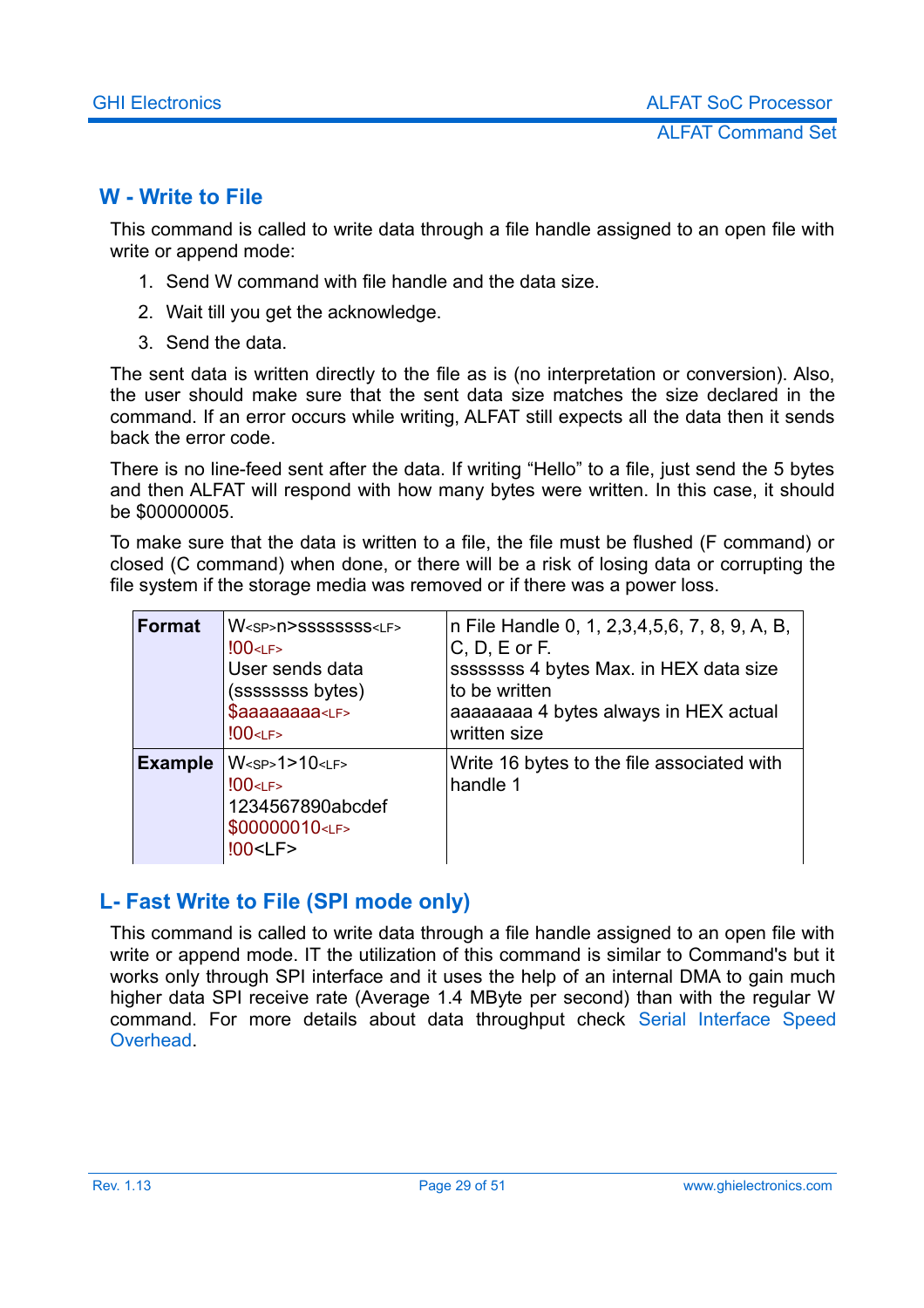## W - Write to File

This command is called to write data through a file handle assigned to an open file with write or append mode:

1. Send W command with file handle and the data size.
2. Wait till you get the acknowledge.
3. Send the data.

The sent data is written directly to the file as is (no interpretation or conversion). Also, the user should make sure that the sent data size matches the size declared in the command. If an error occurs while writing, ALFAT still expects all the data then it sends back the error code.

There is no line-feed sent after the data. If writing “Hello” to a file, just send the 5 bytes and then ALFAT will respond with how many bytes were written. In this case, it should be $00000005.

To make sure that the data is written to a file, the file must be flushed (F command) or closed (C command) when done, or there will be a risk of losing data or corrupting the file system if the storage media was removed or if there was a power loss.

| | | |
|---|---|---|
| **Format** | W<SP>n>ssssssss<LF><br>!00<LF><br>User sends data (ssssssss bytes)<br>$aaaaaaaa<LF><br>!00<LF> | n File Handle 0, 1, 2,3,4,5,6, 7, 8, 9, A, B, C, D, E or F.<br>ssssssss 4 bytes Max. in HEX data size to be written<br>aaaaaaaa 4 bytes always in HEX actual written size |
| **Example** | W<SP>1>10<LF><br>!00<LF><br>1234567890abcdef<br>$00000010<LF><br>!00<LF> | Write 16 bytes to the file associated with handle 1 |

## L- Fast Write to File (SPI mode only)

This command is called to write data through a file handle assigned to an open file with write or append mode. IT the utilization of this command is similar to Command's but it works only through SPI interface and it uses the help of an internal DMA to gain much higher data SPI receive rate (Average 1.4 MByte per second) than with the regular W command. For more details about data throughput check Serial Interface Speed Overhead.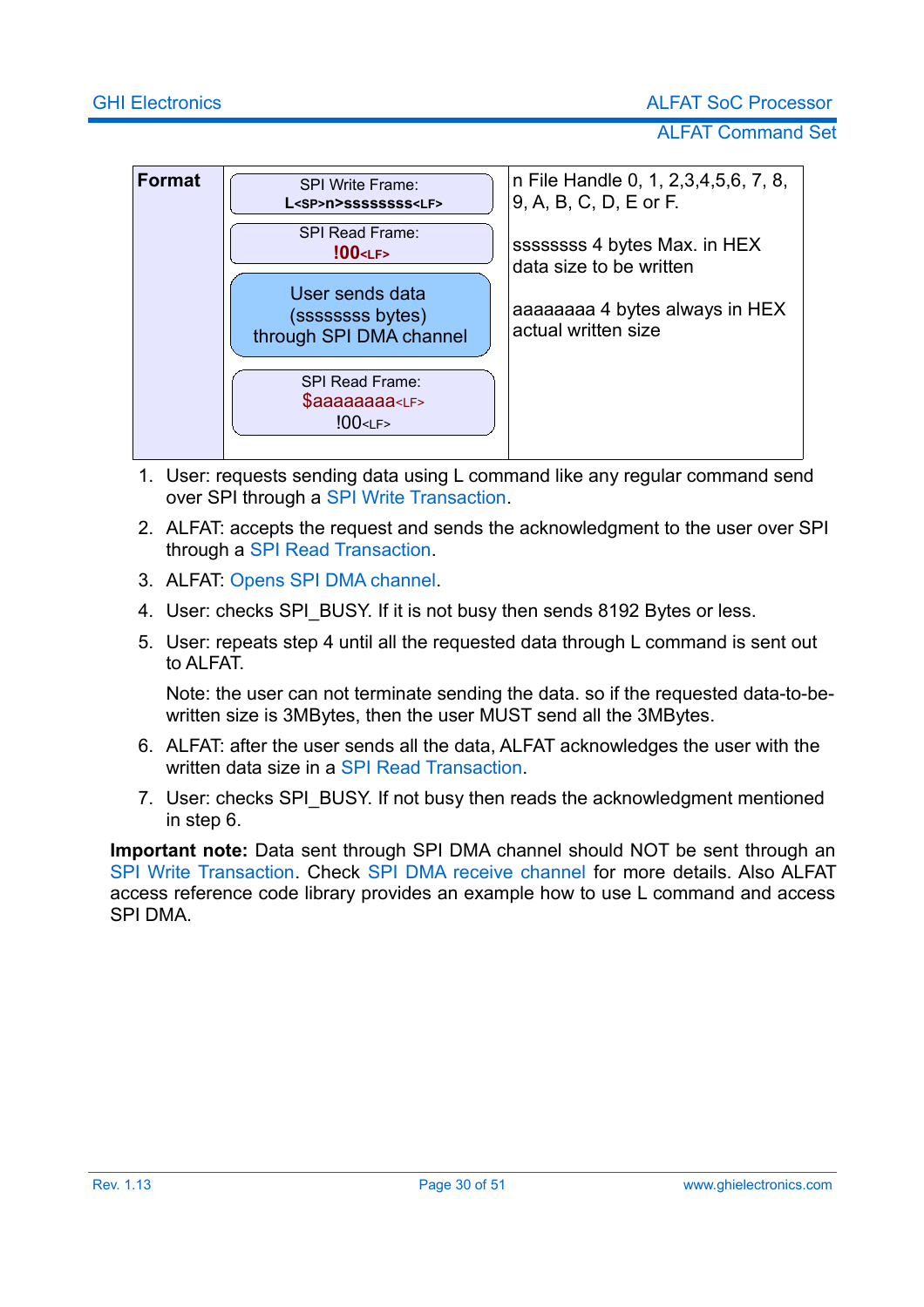| Format | SPI Write Frame:<br>**L<SP>n>ssssssss<LF>**<br><br>SPI Read Frame:<br>**!00<LF>**<br><br>User sends data<br>(ssssssss bytes)<br>through SPI DMA channel<br><br>SPI Read Frame:<br>$aaaaaaaa<LF><br>!00<LF> | n File Handle 0, 1, 2,3,4,5,6, 7, 8, 9, A, B, C, D, E or F.<br><br>ssssssss 4 bytes Max. in HEX data size to be written<br><br>aaaaaaaa 4 bytes always in HEX actual written size |
|---|---|---|

1. User: requests sending data using L command like any regular command send over SPI through a SPI Write Transaction.
2. ALFAT: accepts the request and sends the acknowledgment to the user over SPI through a SPI Read Transaction.
3. ALFAT: Opens SPI DMA channel.
4. User: checks SPI_BUSY. If it is not busy then sends 8192 Bytes or less.
5. User: repeats step 4 until all the requested data through L command is sent out to ALFAT.

   Note: the user can not terminate sending the data. so if the requested data-to-be-written size is 3MBytes, then the user MUST send all the 3MBytes.
6. ALFAT: after the user sends all the data, ALFAT acknowledges the user with the written data size in a SPI Read Transaction.
7. User: checks SPI_BUSY. If not busy then reads the acknowledgment mentioned in step 6.

**Important note:** Data sent through SPI DMA channel should NOT be sent through an SPI Write Transaction. Check SPI DMA receive channel for more details. Also ALFAT access reference code library provides an example how to use L command and access SPI DMA.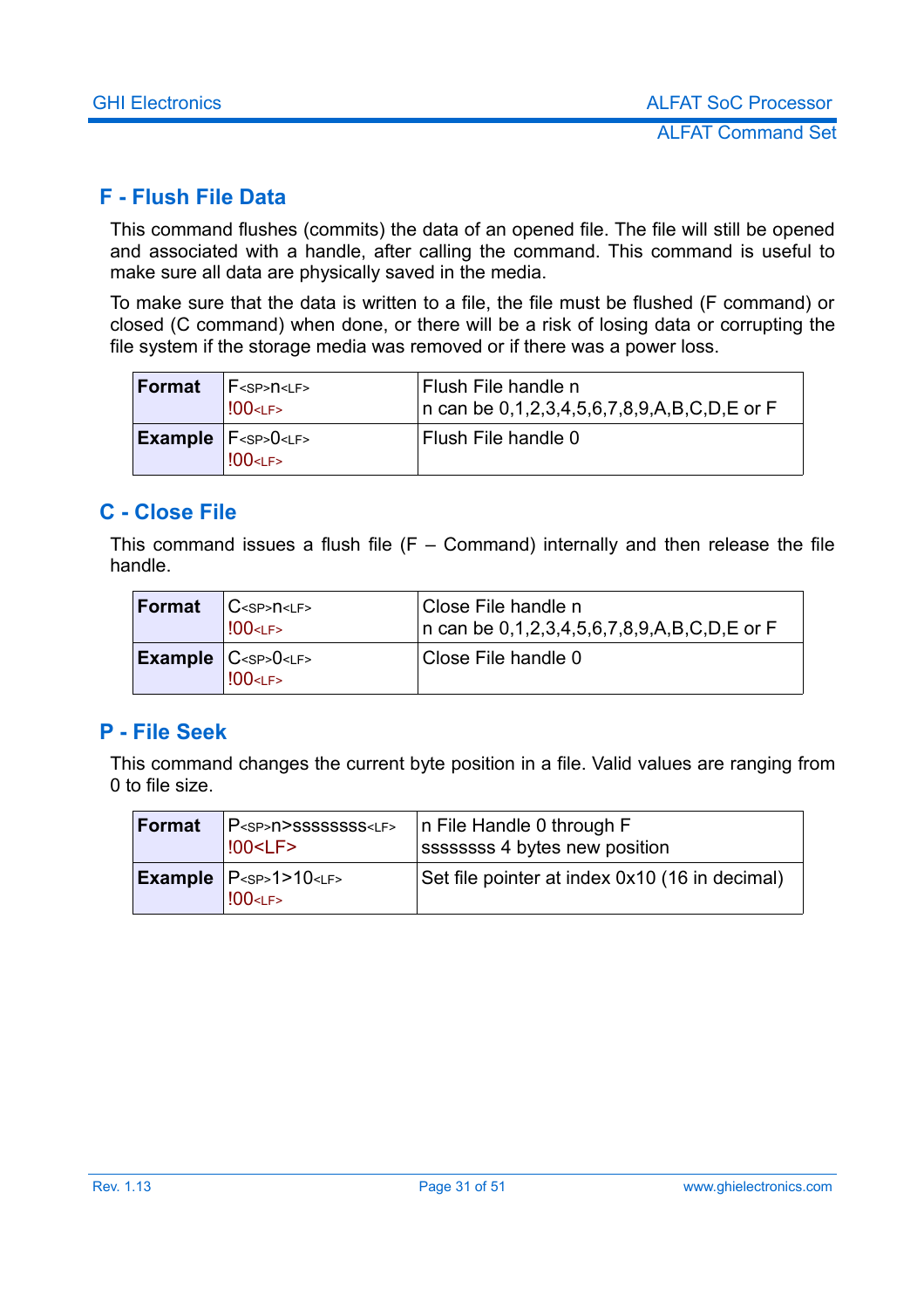## F - Flush File Data

This command flushes (commits) the data of an opened file. The file will still be opened and associated with a handle, after calling the command. This command is useful to make sure all data are physically saved in the media.

To make sure that the data is written to a file, the file must be flushed (F command) or closed (C command) when done, or there will be a risk of losing data or corrupting the file system if the storage media was removed or if there was a power loss.

| | | |
|---|---|---|
| **Format** | F<SP>n<LF><br>!00<LF> | Flush File handle n<br>n can be 0,1,2,3,4,5,6,7,8,9,A,B,C,D,E or F |
| **Example** | F<SP>0<LF><br>!00<LF> | Flush File handle 0 |

## C - Close File

This command issues a flush file (F – Command) internally and then release the file handle.

| | | |
|---|---|---|
| **Format** | C<SP>n<LF><br>!00<LF> | Close File handle n<br>n can be 0,1,2,3,4,5,6,7,8,9,A,B,C,D,E or F |
| **Example** | C<SP>0<LF><br>!00<LF> | Close File handle 0 |

## P - File Seek

This command changes the current byte position in a file. Valid values are ranging from 0 to file size.

| | | |
|---|---|---|
| **Format** | P<SP>n>ssssssss<LF><br>!00<LF> | n File Handle 0 through F<br>ssssssss 4 bytes new position |
| **Example** | P<SP>1>10<LF><br>!00<LF> | Set file pointer at index 0x10 (16 in decimal) |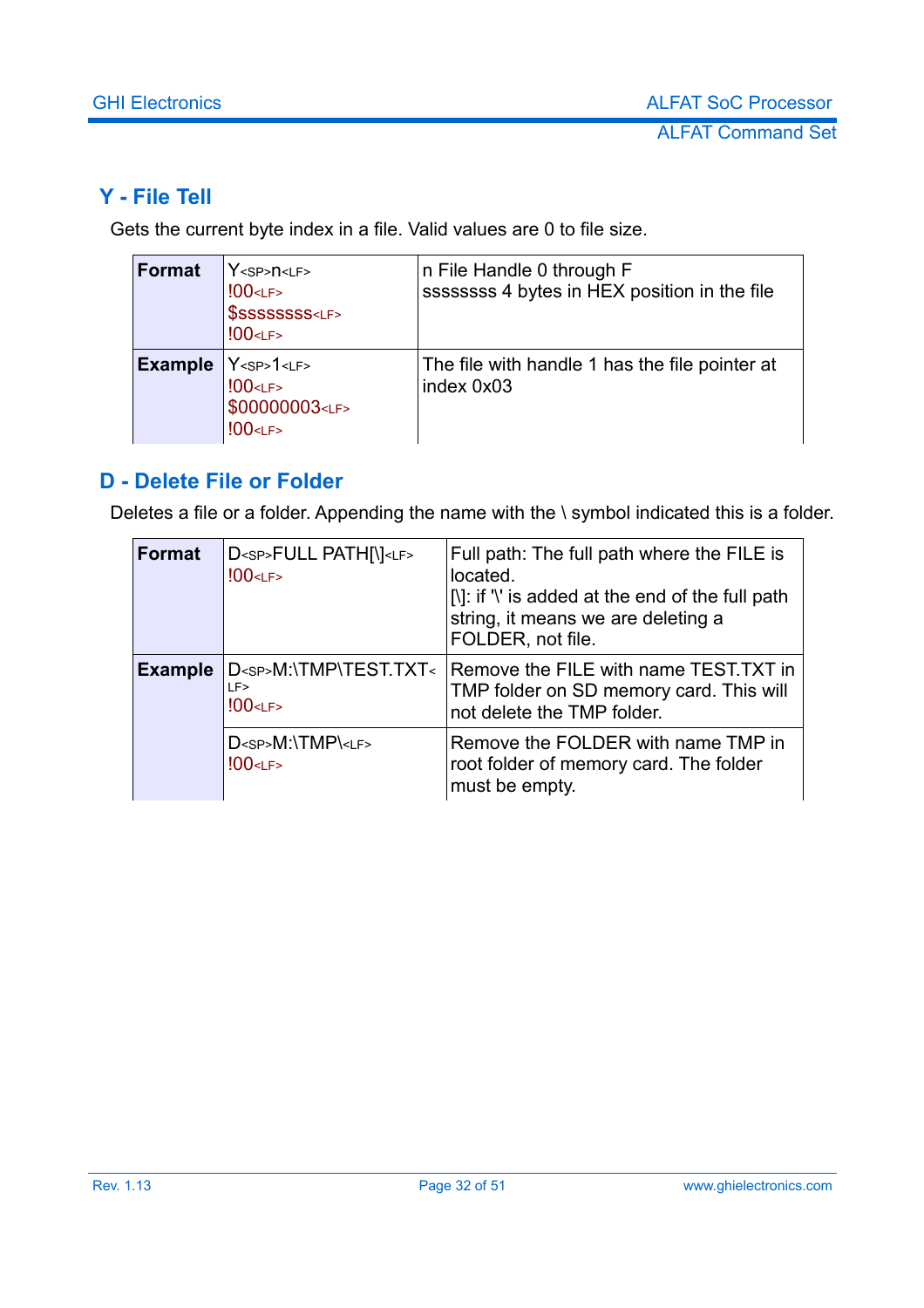## Y - File Tell

Gets the current byte index in a file. Valid values are 0 to file size.

| | | |
|---|---|---|
| **Format** | Y<SP>n<LF><br>!00<LF><br>$ssssssss<LF><br>!00<LF> | n File Handle 0 through F<br>ssssssss 4 bytes in HEX position in the file |
| **Example** | Y<SP>1<LF><br>!00<LF><br>$00000003<LF><br>!00<LF> | The file with handle 1 has the file pointer at index 0x03 |

## D - Delete File or Folder

Deletes a file or a folder. Appending the name with the \ symbol indicated this is a folder.

| | | |
|---|---|---|
| **Format** | D<SP>FULL PATH[\]<LF><br>!00<LF> | Full path: The full path where the FILE is located.<br>[\]: if '\' is added at the end of the full path string, it means we are deleting a FOLDER, not file. |
| **Example** | D<SP>M:\TMP\TEST.TXT<LF><br>!00<LF> | Remove the FILE with name TEST.TXT in TMP folder on SD memory card. This will not delete the TMP folder. |
| | D<SP>M:\TMP\<LF><br>!00<LF> | Remove the FOLDER with name TMP in root folder of memory card. The folder must be empty. |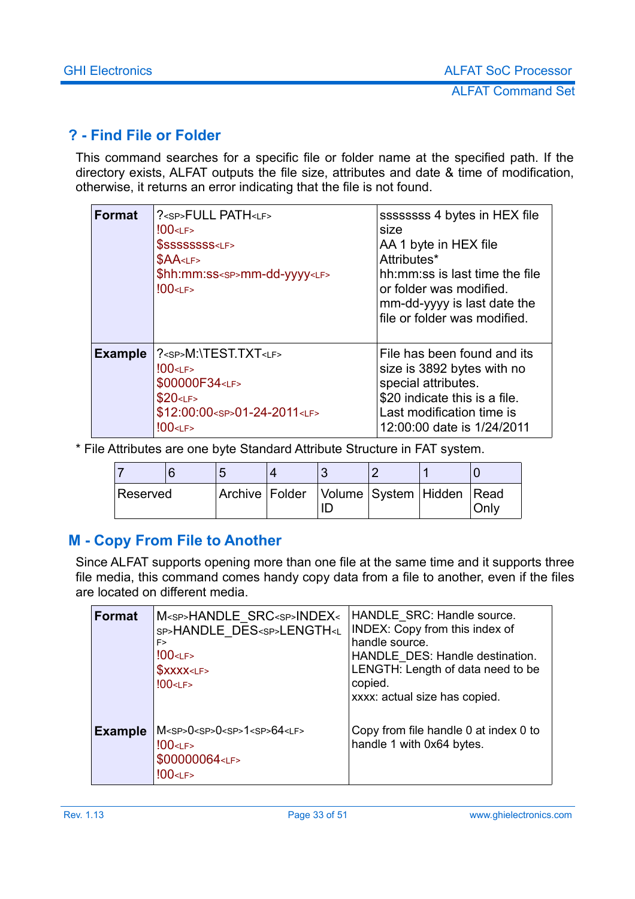## ? - Find File or Folder

This command searches for a specific file or folder name at the specified path. If the directory exists, ALFAT outputs the file size, attributes and date & time of modification, otherwise, it returns an error indicating that the file is not found.

| | | |
|---|---|---|
| **Format** | ?<SP>FULL PATH<LF><br>!00<LF><br>$ssssssss<LF><br>$AA<LF><br>$hh:mm:ss<SP>mm-dd-yyyy<LF><br>!00<LF> | ssssssss 4 bytes in HEX file size<br>AA 1 byte in HEX file Attributes*<br>hh:mm:ss is last time the file or folder was modified.<br>mm-dd-yyyy is last date the file or folder was modified. |
| **Example** | ?<SP>M:\TEST.TXT<LF><br>!00<LF><br>$00000F34<LF><br>$20<LF><br>$12:00:00<SP>01-24-2011<LF><br>!00<LF> | File has been found and its size is 3892 bytes with no special attributes.<br>$20 indicate this is a file.<br>Last modification time is 12:00:00 date is 1/24/2011 |

* File Attributes are one byte Standard Attribute Structure in FAT system.

| 7 | 6 | 5 | 4 | 3 | 2 | 1 | 0 |
|---|---|---|---|---|---|---|---|
| Reserved | | Archive | Folder | Volume ID | System | Hidden | Read Only |

## M - Copy From File to Another

Since ALFAT supports opening more than one file at the same time and it supports three file media, this command comes handy copy data from a file to another, even if the files are located on different media.

| | | |
|---|---|---|
| **Format** | M<SP>HANDLE_SRC<SP>INDEX<SP>HANDLE_DES<SP>LENGTH<LF><br>!00<LF><br>$xxxx<LF><br>!00<LF> | HANDLE_SRC: Handle source.<br>INDEX: Copy from this index of handle source.<br>HANDLE_DES: Handle destination.<br>LENGTH: Length of data need to be copied.<br>xxxx: actual size has copied. |
| **Example** | M<SP>0<SP>0<SP>1<SP>64<LF><br>!00<LF><br>$00000064<LF><br>!00<LF> | Copy from file handle 0 at index 0 to handle 1 with 0x64 bytes. |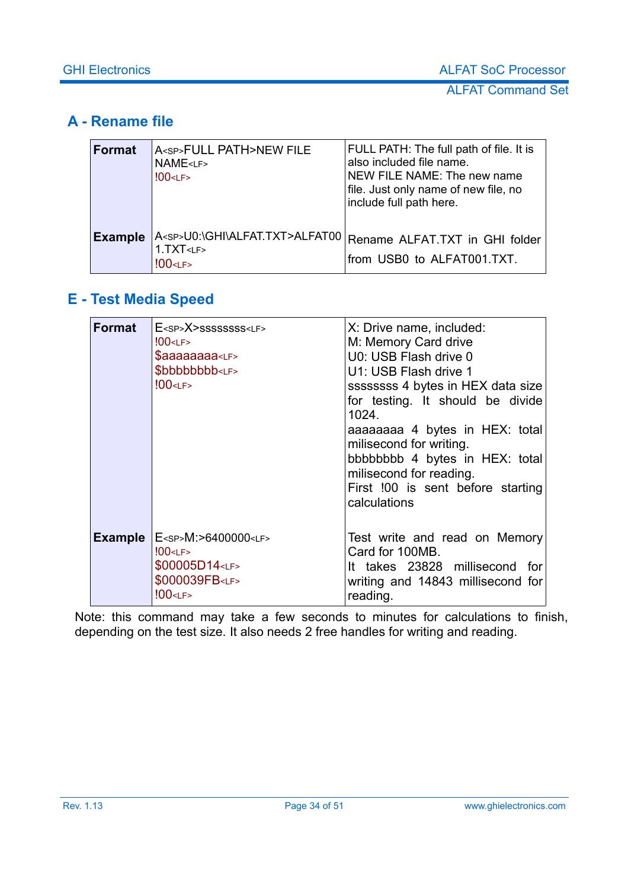## A - Rename file

| | | |
|---|---|---|
| **Format** | A<SP>FULL PATH>NEW FILE NAME<LF><br>!00<LF> | FULL PATH: The full path of file. It is also included file name.<br>NEW FILE NAME: The new name file. Just only name of new file, no include full path here. |
| **Example** | A<SP>U0:\GHI\ALFAT.TXT>ALFAT001.TXT<LF><br>!00<LF> | Rename ALFAT.TXT in GHI folder from USB0 to ALFAT001.TXT. |

## E - Test Media Speed

| | | |
|---|---|---|
| **Format** | E<SP>X>ssssssss<LF><br>!00<LF><br>$aaaaaaaa<LF><br>$bbbbbbbb<LF><br>!00<LF> | X: Drive name, included:<br>M: Memory Card drive<br>U0: USB Flash drive 0<br>U1: USB Flash drive 1<br>ssssssss 4 bytes in HEX data size for testing. It should be divide 1024.<br>aaaaaaaa 4 bytes in HEX: total milisecond for writing.<br>bbbbbbbb 4 bytes in HEX: total milisecond for reading.<br>First !00 is sent before starting calculations |
| **Example** | E<SP>M:>6400000<LF><br>!00<LF><br>$00005D14<LF><br>$000039FB<LF><br>!00<LF> | Test write and read on Memory Card for 100MB.<br>It takes 23828 millisecond for writing and 14843 millisecond for reading. |

Note: this command may take a few seconds to minutes for calculations to finish, depending on the test size. It also needs 2 free handles for writing and reading.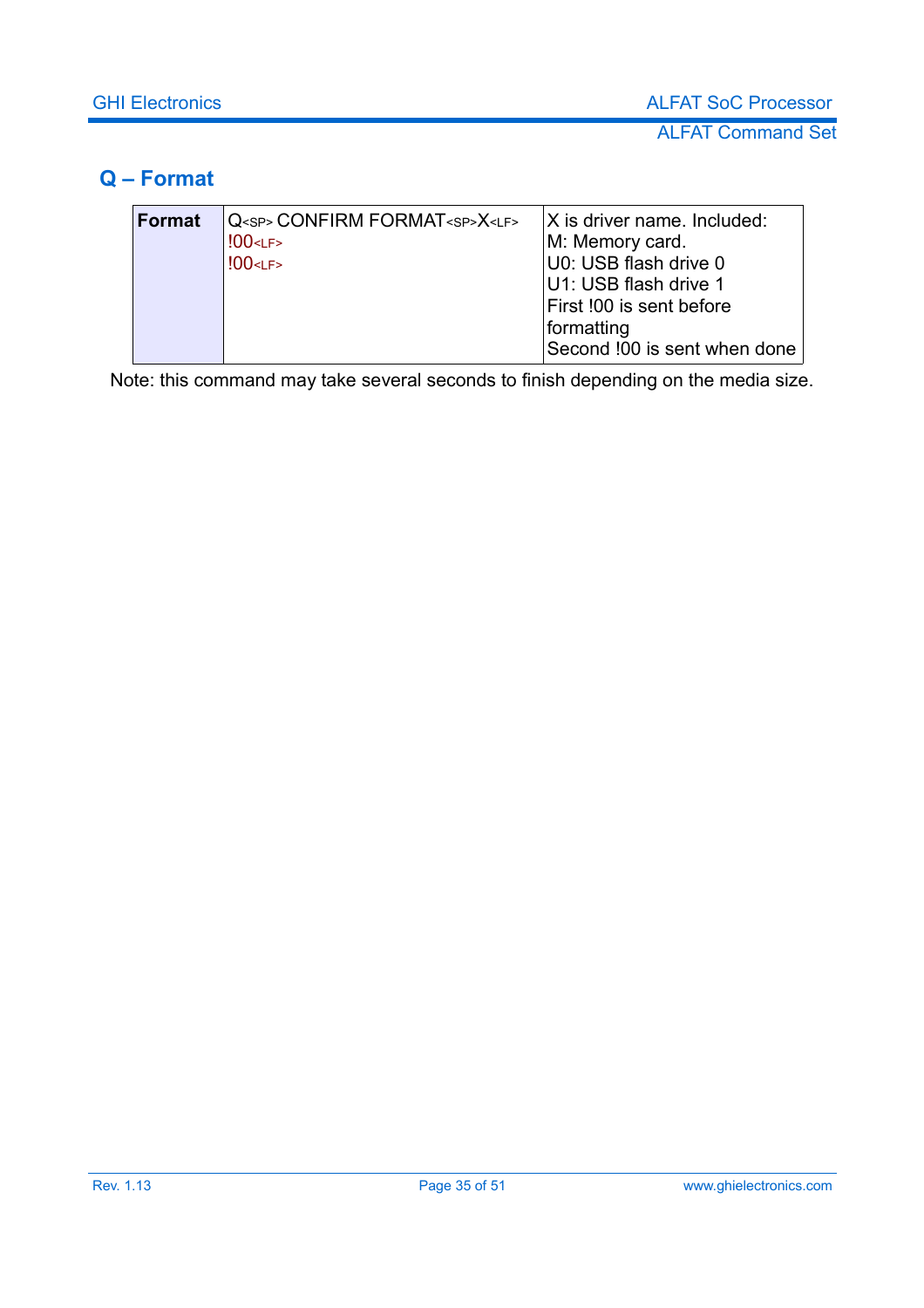## Q – Format

| Format | Q<SP> CONFIRM FORMAT<SP>X<LF><br>!00<LF><br>!00<LF> | X is driver name. Included:<br>M: Memory card.<br>U0: USB flash drive 0<br>U1: USB flash drive 1<br>First !00 is sent before formatting<br>Second !00 is sent when done |
|---|---|---|

Note: this command may take several seconds to finish depending on the media size.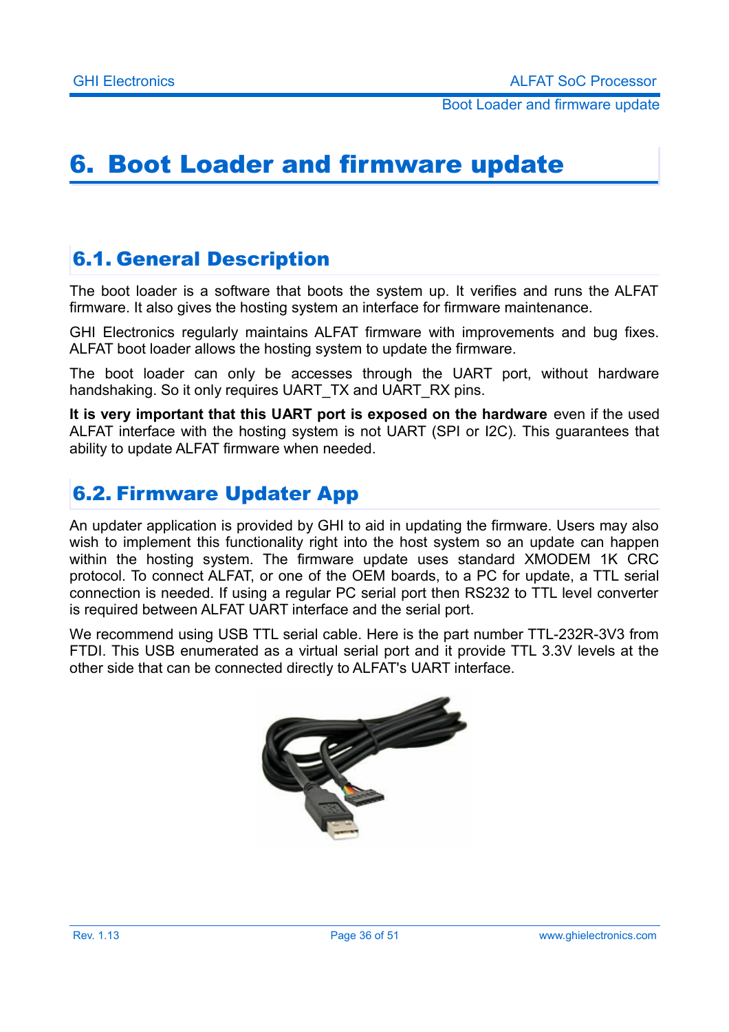# 6. Boot Loader and firmware update

## 6.1. General Description

The boot loader is a software that boots the system up. It verifies and runs the ALFAT firmware. It also gives the hosting system an interface for firmware maintenance.

GHI Electronics regularly maintains ALFAT firmware with improvements and bug fixes. ALFAT boot loader allows the hosting system to update the firmware.

The boot loader can only be accesses through the UART port, without hardware handshaking. So it only requires UART_TX and UART_RX pins.

**It is very important that this UART port is exposed on the hardware** even if the used ALFAT interface with the hosting system is not UART (SPI or I2C). This guarantees that ability to update ALFAT firmware when needed.

## 6.2. Firmware Updater App

An updater application is provided by GHI to aid in updating the firmware. Users may also wish to implement this functionality right into the host system so an update can happen within the hosting system. The firmware update uses standard XMODEM 1K CRC protocol. To connect ALFAT, or one of the OEM boards, to a PC for update, a TTL serial connection is needed. If using a regular PC serial port then RS232 to TTL level converter is required between ALFAT UART interface and the serial port.

We recommend using USB TTL serial cable. Here is the part number TTL-232R-3V3 from FTDI. This USB enumerated as a virtual serial port and it provide TTL 3.3V levels at the other side that can be connected directly to ALFAT's UART interface.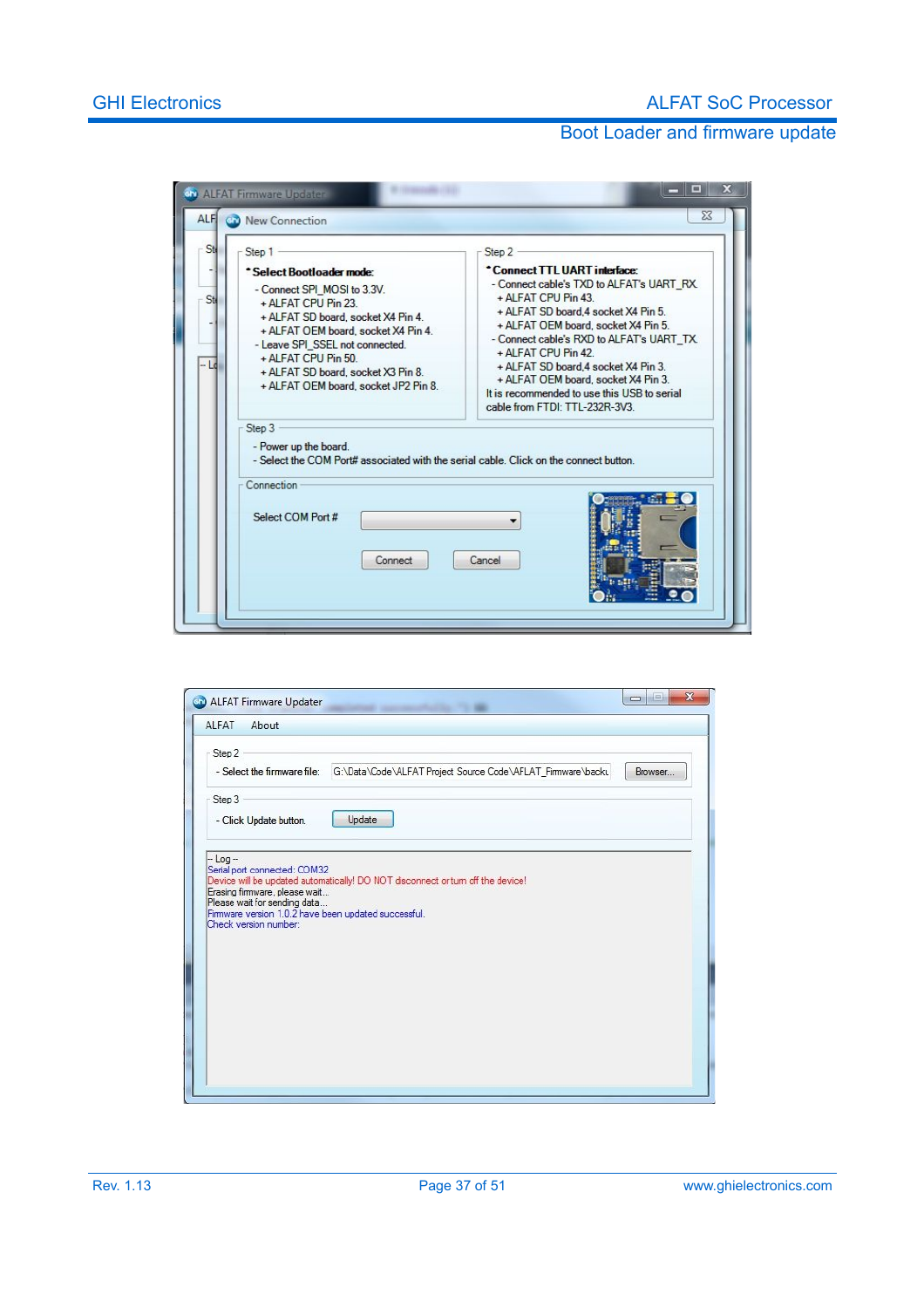**ALFAT Firmware Updater**

**New Connection**

**Step 1**

- **Select Bootloader mode:**
  - Connect SPI_MOSI to 3.3V.
    - + ALFAT CPU Pin 23.
    - + ALFAT SD board, socket X4 Pin 4.
    - + ALFAT OEM board, socket X4 Pin 4.
  - Leave SPI_SSEL not connected.
    - + ALFAT CPU Pin 50.
    - + ALFAT SD board, socket X3 Pin 8.
    - + ALFAT OEM board, socket JP2 Pin 8.

**Step 2**

- **Connect TTL UART interface:**
  - Connect cable's TXD to ALFAT's UART_RX.
    - + ALFAT CPU Pin 43.
    - + ALFAT SD board,4 socket X4 Pin 5.
    - + ALFAT OEM board, socket X4 Pin 5.
  - Connect cable's RXD to ALFAT's UART_TX.
    - + ALFAT CPU Pin 42.
    - + ALFAT SD board,4 socket X4 Pin 3.
    - + ALFAT OEM board, socket X4 Pin 3.

It is recommended to use this USB to serial cable from FTDI: TTL-232R-3V3.

**Step 3**

- Power up the board.
- Select the COM Port# associated with the serial cable. Click on the connect button.

**Connection**

Select COM Port #

Connect | Cancel

---

**ALFAT Firmware Updater**

ALFAT | About

**Step 2**

- Select the firmware file: G:\Data\Code\ALFAT Project Source Code\AFLAT_Firmware\backu | Browser...

**Step 3**

- Click Update button. | Update

```
-- Log --
Serial port connected: COM32
Device will be updated automatically! DO NOT disconnect or turn off the device!
Erasing firmware, please wait...
Please wait for sending data...
Firmware version 1.0.2 have been updated successful.
Check version number:
```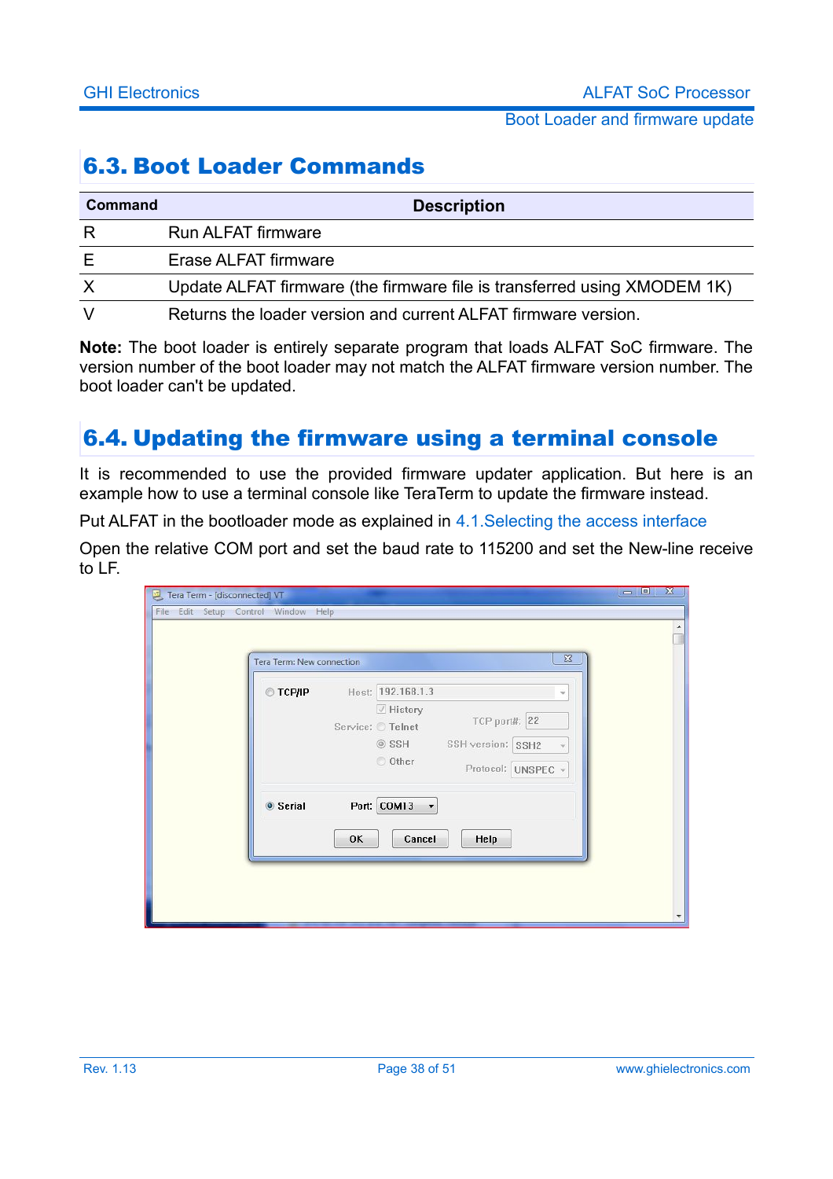## 6.3. Boot Loader Commands

| Command | Description |
|---|---|
| R | Run ALFAT firmware |
| E | Erase ALFAT firmware |
| X | Update ALFAT firmware (the firmware file is transferred using XMODEM 1K) |
| V | Returns the loader version and current ALFAT firmware version. |

**Note:** The boot loader is entirely separate program that loads ALFAT SoC firmware. The version number of the boot loader may not match the ALFAT firmware version number. The boot loader can't be updated.

## 6.4. Updating the firmware using a terminal console

It is recommended to use the provided firmware updater application. But here is an example how to use a terminal console like TeraTerm to update the firmware instead.

Put ALFAT in the bootloader mode as explained in 4.1.Selecting the access interface

Open the relative COM port and set the baud rate to 115200 and set the New-line receive to LF.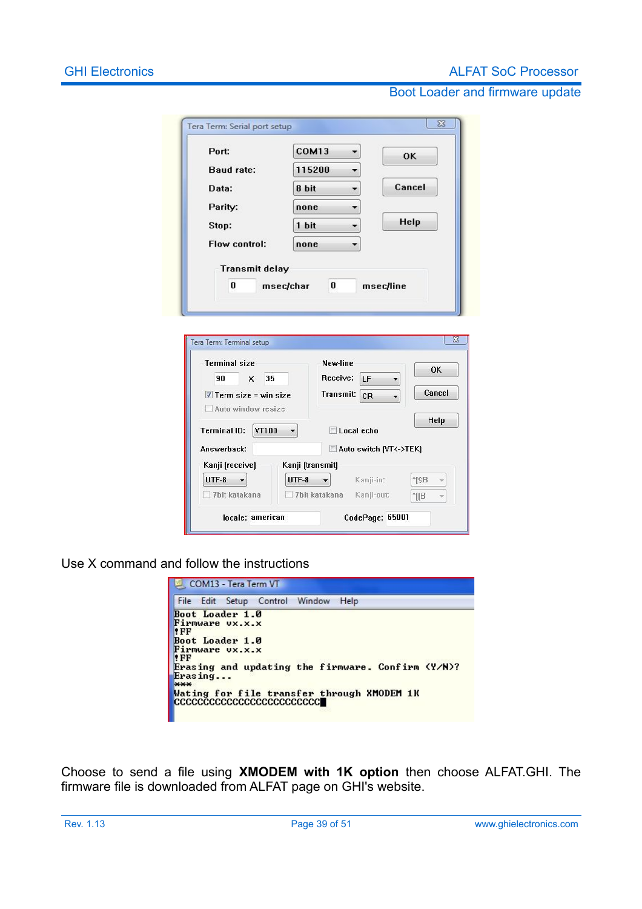Use X command and follow the instructions

Choose to send a file using **XMODEM with 1K option** then choose ALFAT.GHI. The firmware file is downloaded from ALFAT page on GHI's website.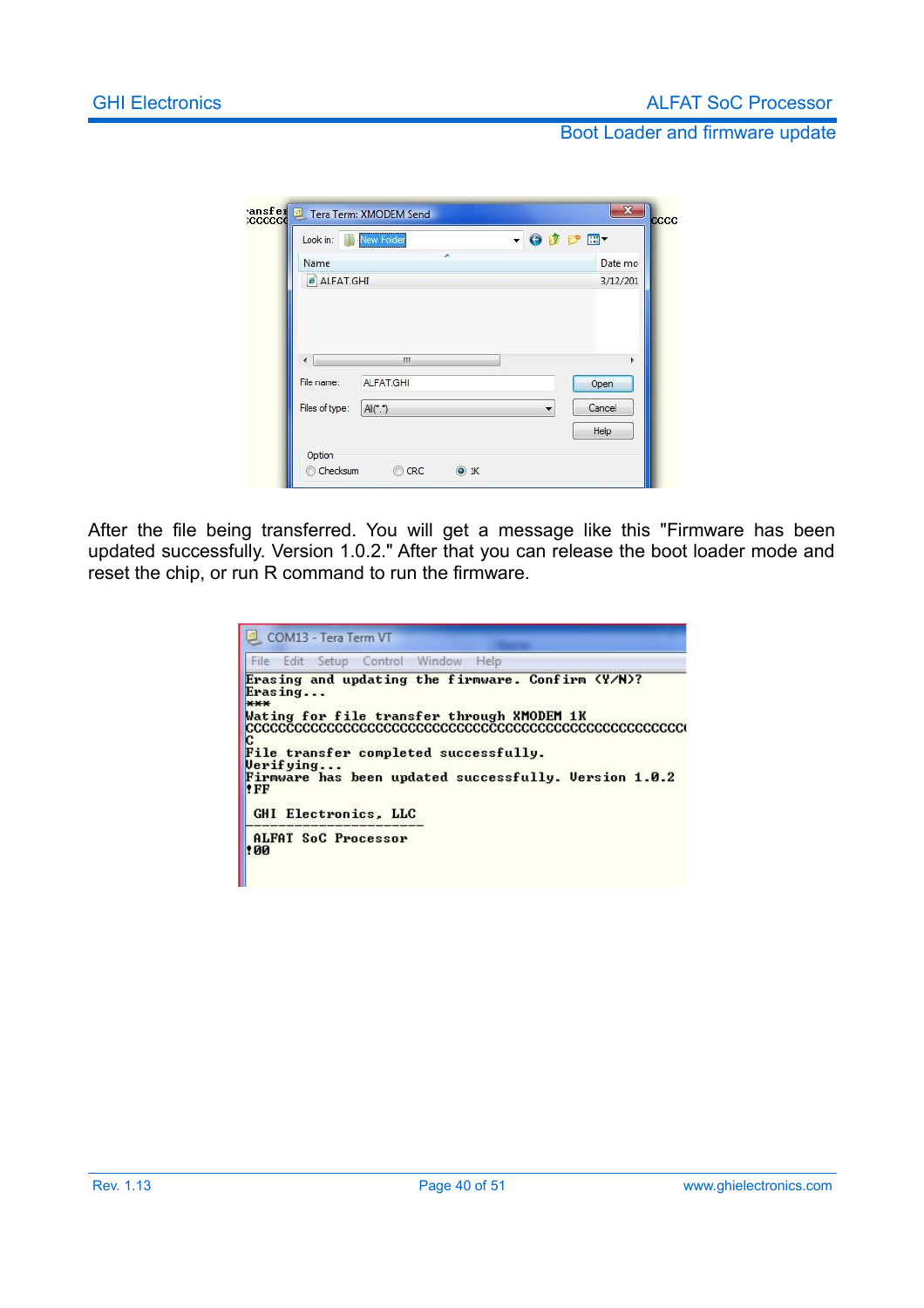After the file being transferred. You will get a message like this "Firmware has been updated successfully. Version 1.0.2." After that you can release the boot loader mode and reset the chip, or run R command to run the firmware.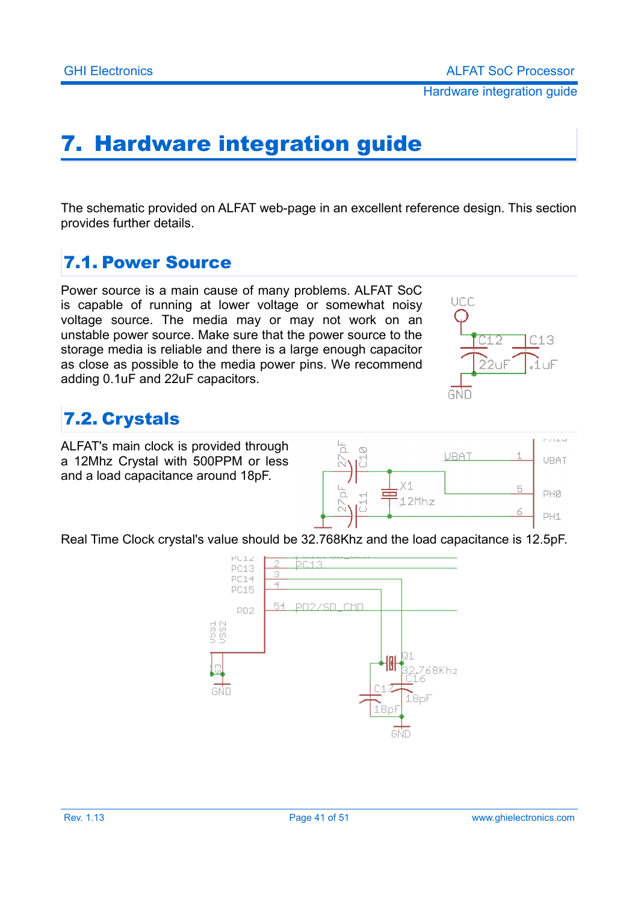# 7. Hardware integration guide

The schematic provided on ALFAT web-page in an excellent reference design. This section provides further details.

## 7.1. Power Source

Power source is a main cause of many problems. ALFAT SoC is capable of running at lower voltage or somewhat noisy voltage source. The media may or may not work on an unstable power source. Make sure that the power source to the storage media is reliable and there is a large enough capacitor as close as possible to the media power pins. We recommend adding 0.1uF and 22uF capacitors.

## 7.2. Crystals

ALFAT's main clock is provided through a 12Mhz Crystal with 500PPM or less and a load capacitance around 18pF.

Real Time Clock crystal's value should be 32.768Khz and the load capacitance is 12.5pF.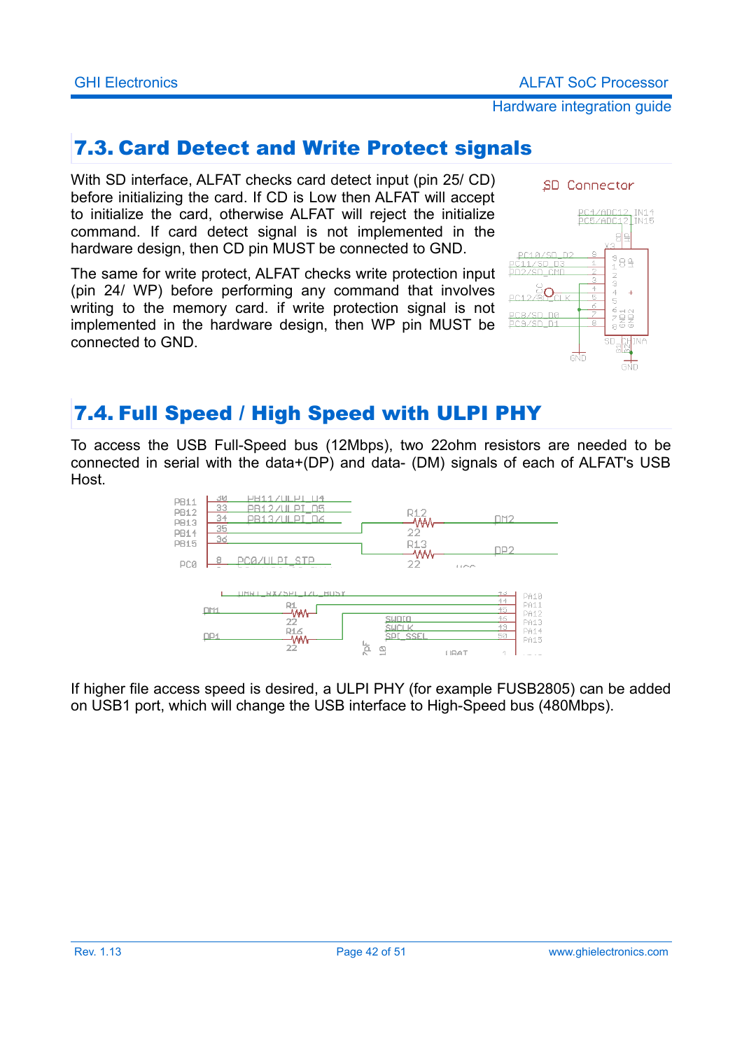## 7.3. Card Detect and Write Protect signals

With SD interface, ALFAT checks card detect input (pin 25/ CD) before initializing the card. If CD is Low then ALFAT will accept to initialize the card, otherwise ALFAT will reject the initialize command. If card detect signal is not implemented in the hardware design, then CD pin MUST be connected to GND.

The same for write protect, ALFAT checks write protection input (pin 24/ WP) before performing any command that involves writing to the memory card. if write protection signal is not implemented in the hardware design, then WP pin MUST be connected to GND.

## 7.4. Full Speed / High Speed with ULPI PHY

To access the USB Full-Speed bus (12Mbps), two 22ohm resistors are needed to be connected in serial with the data+(DP) and data- (DM) signals of each of ALFAT's USB Host.

If higher file access speed is desired, a ULPI PHY (for example FUSB2805) can be added on USB1 port, which will change the USB interface to High-Speed bus (480Mbps).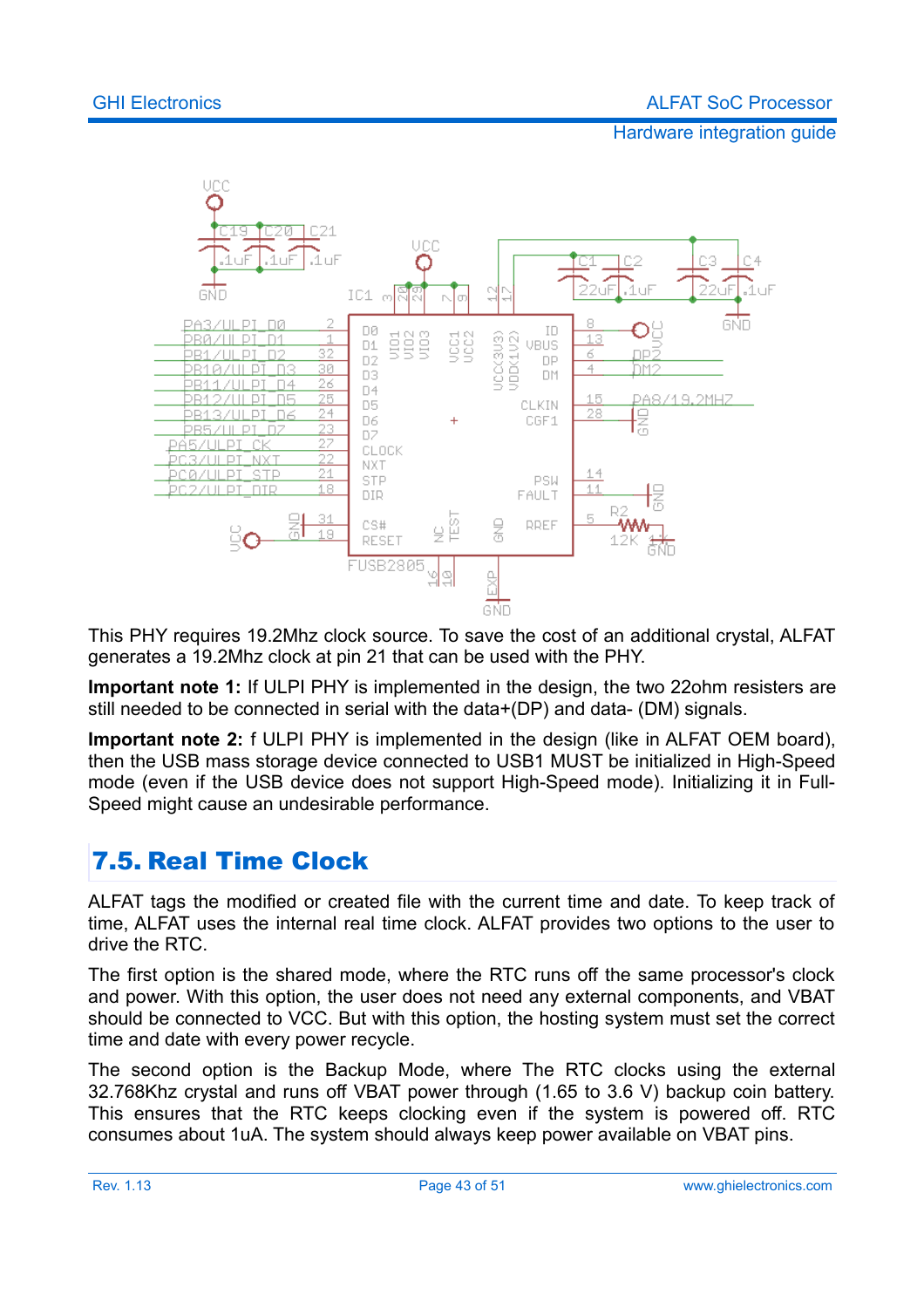This PHY requires 19.2Mhz clock source. To save the cost of an additional crystal, ALFAT generates a 19.2Mhz clock at pin 21 that can be used with the PHY.

**Important note 1:** If ULPI PHY is implemented in the design, the two 22ohm resisters are still needed to be connected in serial with the data+(DP) and data- (DM) signals.

**Important note 2:** f ULPI PHY is implemented in the design (like in ALFAT OEM board), then the USB mass storage device connected to USB1 MUST be initialized in High-Speed mode (even if the USB device does not support High-Speed mode). Initializing it in Full-Speed might cause an undesirable performance.

## 7.5. Real Time Clock

ALFAT tags the modified or created file with the current time and date. To keep track of time, ALFAT uses the internal real time clock. ALFAT provides two options to the user to drive the RTC.

The first option is the shared mode, where the RTC runs off the same processor's clock and power. With this option, the user does not need any external components, and VBAT should be connected to VCC. But with this option, the hosting system must set the correct time and date with every power recycle.

The second option is the Backup Mode, where The RTC clocks using the external 32.768Khz crystal and runs off VBAT power through (1.65 to 3.6 V) backup coin battery. This ensures that the RTC keeps clocking even if the system is powered off. RTC consumes about 1uA. The system should always keep power available on VBAT pins.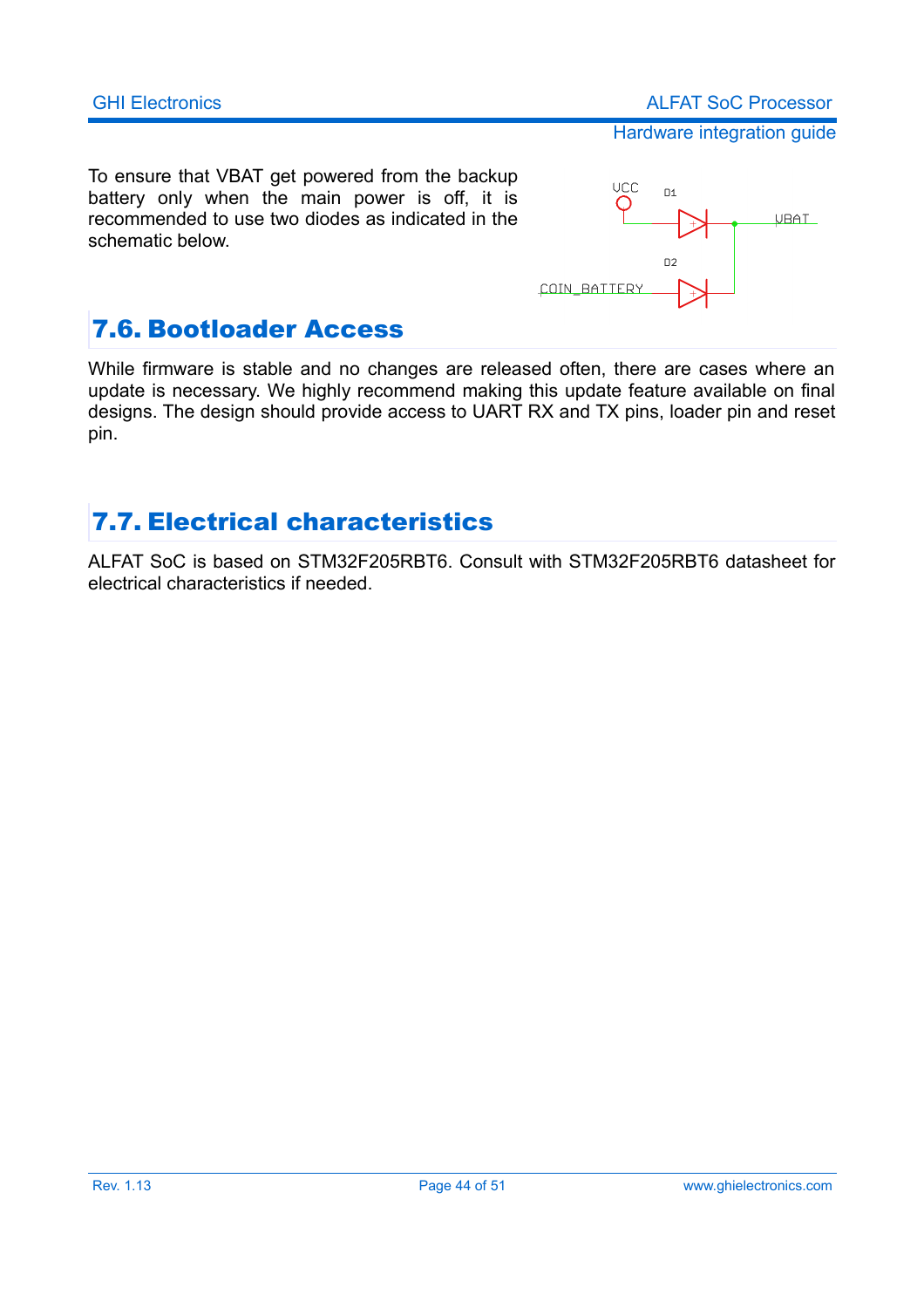To ensure that VBAT get powered from the backup battery only when the main power is off, it is recommended to use two diodes as indicated in the schematic below.

## 7.6. Bootloader Access

While firmware is stable and no changes are released often, there are cases where an update is necessary. We highly recommend making this update feature available on final designs. The design should provide access to UART RX and TX pins, loader pin and reset pin.

## 7.7. Electrical characteristics

ALFAT SoC is based on STM32F205RBT6. Consult with STM32F205RBT6 datasheet for electrical characteristics if needed.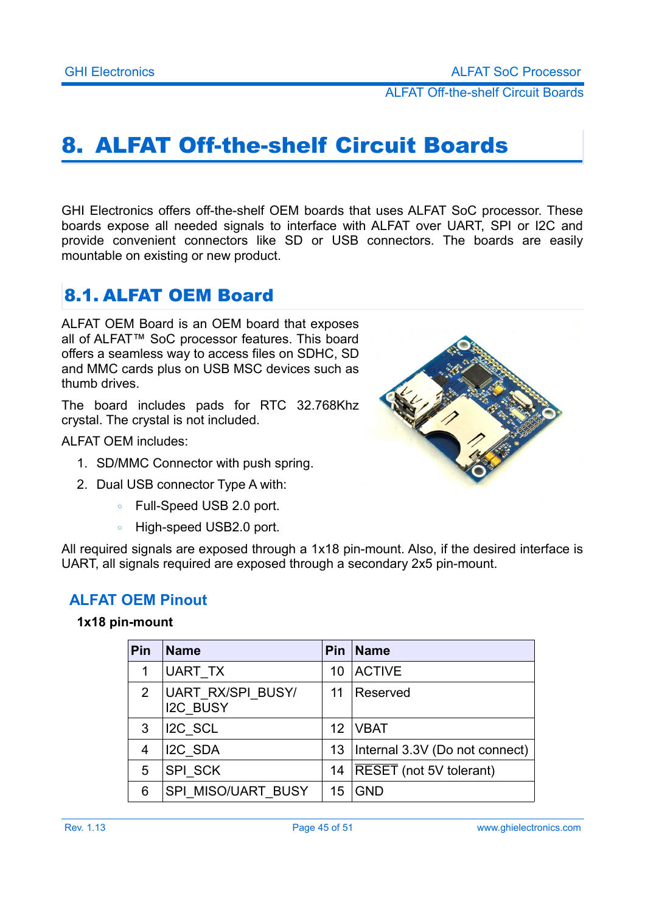# 8. ALFAT Off-the-shelf Circuit Boards

GHI Electronics offers off-the-shelf OEM boards that uses ALFAT SoC processor. These boards expose all needed signals to interface with ALFAT over UART, SPI or I2C and provide convenient connectors like SD or USB connectors. The boards are easily mountable on existing or new product.

## 8.1. ALFAT OEM Board

ALFAT OEM Board is an OEM board that exposes all of ALFAT™ SoC processor features. This board offers a seamless way to access files on SDHC, SD and MMC cards plus on USB MSC devices such as thumb drives.

The board includes pads for RTC 32.768Khz crystal. The crystal is not included.

ALFAT OEM includes:

1. SD/MMC Connector with push spring.
2. Dual USB connector Type A with:
   - Full-Speed USB 2.0 port.
   - High-speed USB2.0 port.

All required signals are exposed through a 1x18 pin-mount. Also, if the desired interface is UART, all signals required are exposed through a secondary 2x5 pin-mount.

### ALFAT OEM Pinout

**1x18 pin-mount**

| Pin | Name | Pin | Name |
|---|---|---|---|
| 1 | UART_TX | 10 | ACTIVE |
| 2 | UART_RX/SPI_BUSY/ I2C_BUSY | 11 | Reserved |
| 3 | I2C_SCL | 12 | VBAT |
| 4 | I2C_SDA | 13 | Internal 3.3V (Do not connect) |
| 5 | SPI_SCK | 14 | $\overline{\text{RESET}}$ (not 5V tolerant) |
| 6 | SPI_MISO/UART_BUSY | 15 | GND |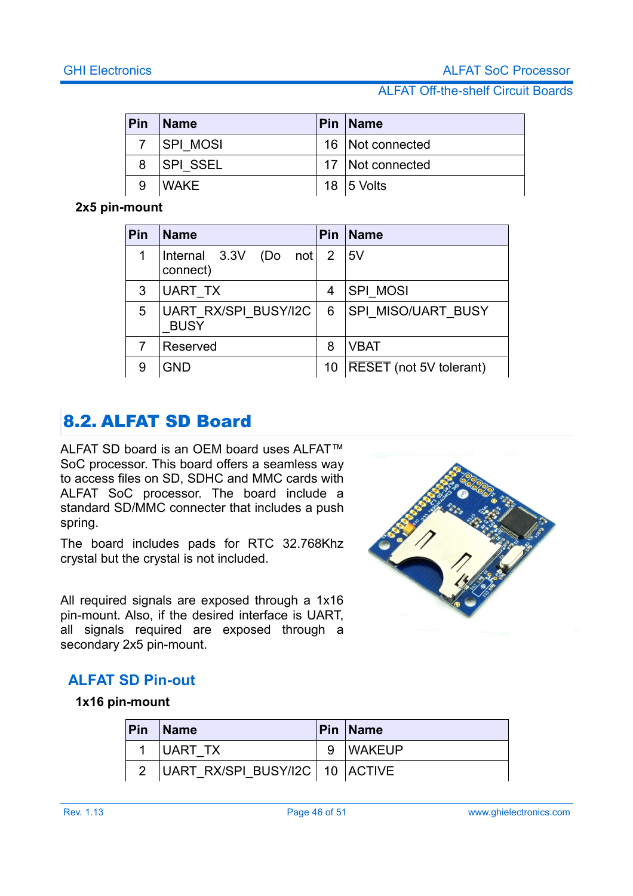| Pin | Name | Pin | Name |
|---|---|---|---|
| 7 | SPI_MOSI | 16 | Not connected |
| 8 | SPI_SSEL | 17 | Not connected |
| 9 | WAKE | 18 | 5 Volts |

**2x5 pin-mount**

| Pin | Name | Pin | Name |
|---|---|---|---|
| 1 | Internal 3.3V (Do not connect) | 2 | 5V |
| 3 | UART_TX | 4 | SPI_MOSI |
| 5 | UART_RX/SPI_BUSY/I2C_BUSY | 6 | SPI_MISO/UART_BUSY |
| 7 | Reserved | 8 | VBAT |
| 9 | GND | 10 | $\overline{\text{RESET}}$ (not 5V tolerant) |

## 8.2. ALFAT SD Board

ALFAT SD board is an OEM board uses ALFAT™ SoC processor. This board offers a seamless way to access files on SD, SDHC and MMC cards with ALFAT SoC processor. The board include a standard SD/MMC connecter that includes a push spring.

The board includes pads for RTC 32.768Khz crystal but the crystal is not included.

All required signals are exposed through a 1x16 pin-mount. Also, if the desired interface is UART, all signals required are exposed through a secondary 2x5 pin-mount.

### ALFAT SD Pin-out

**1x16 pin-mount**

| Pin | Name | Pin | Name |
|---|---|---|---|
| 1 | UART_TX | 9 | WAKEUP |
| 2 | UART_RX/SPI_BUSY/I2C | 10 | ACTIVE |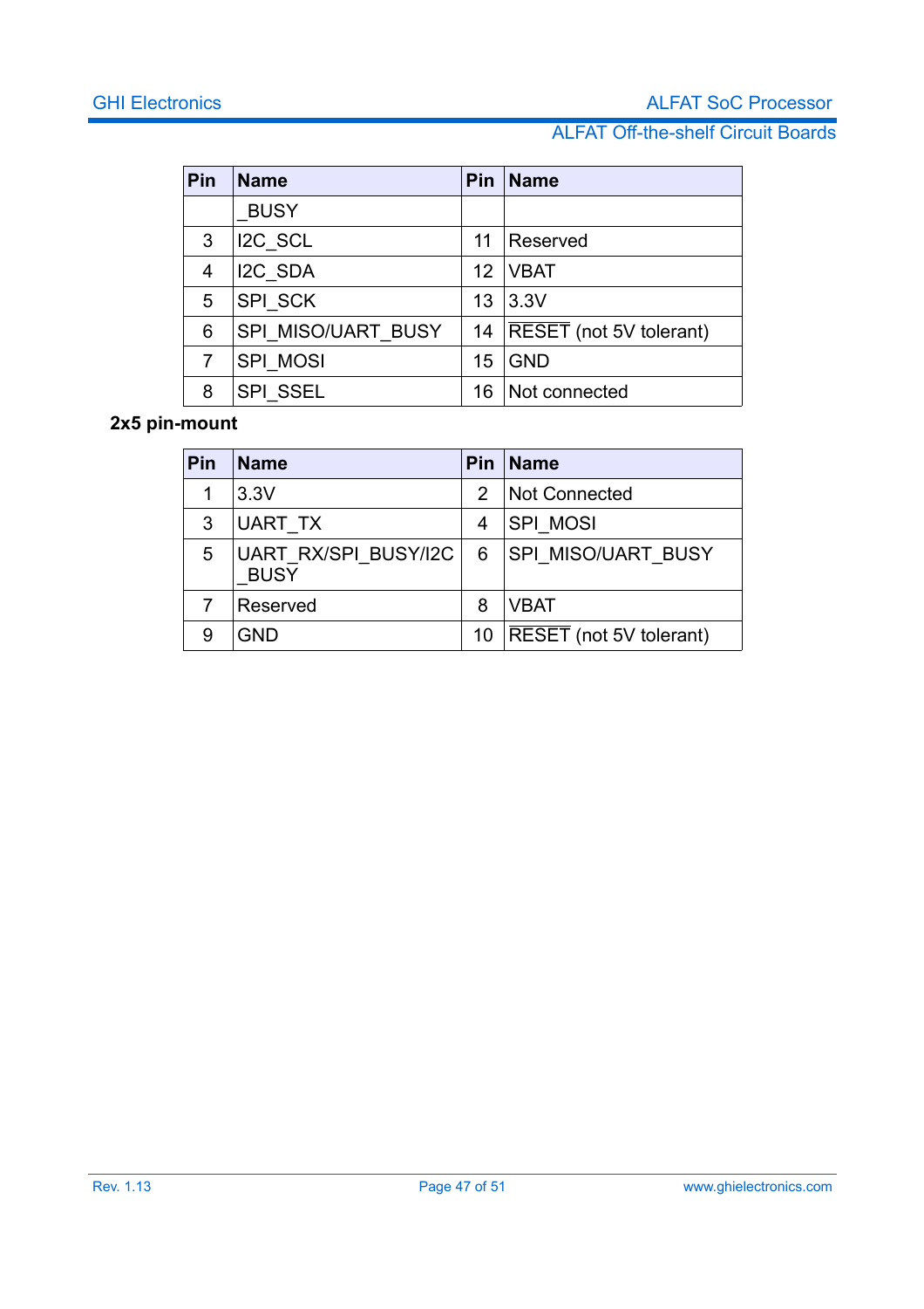| Pin | Name | Pin | Name |
|---|---|---|---|
| | _BUSY | | |
| 3 | I2C_SCL | 11 | Reserved |
| 4 | I2C_SDA | 12 | VBAT |
| 5 | SPI_SCK | 13 | 3.3V |
| 6 | SPI_MISO/UART_BUSY | 14 | $\overline{\text{RESET}}$ (not 5V tolerant) |
| 7 | SPI_MOSI | 15 | GND |
| 8 | SPI_SSEL | 16 | Not connected |

**2x5 pin-mount**

| Pin | Name | Pin | Name |
|---|---|---|---|
| 1 | 3.3V | 2 | Not Connected |
| 3 | UART_TX | 4 | SPI_MOSI |
| 5 | UART_RX/SPI_BUSY/I2C_BUSY | 6 | SPI_MISO/UART_BUSY |
| 7 | Reserved | 8 | VBAT |
| 9 | GND | 10 | $\overline{\text{RESET}}$ (not 5V tolerant) |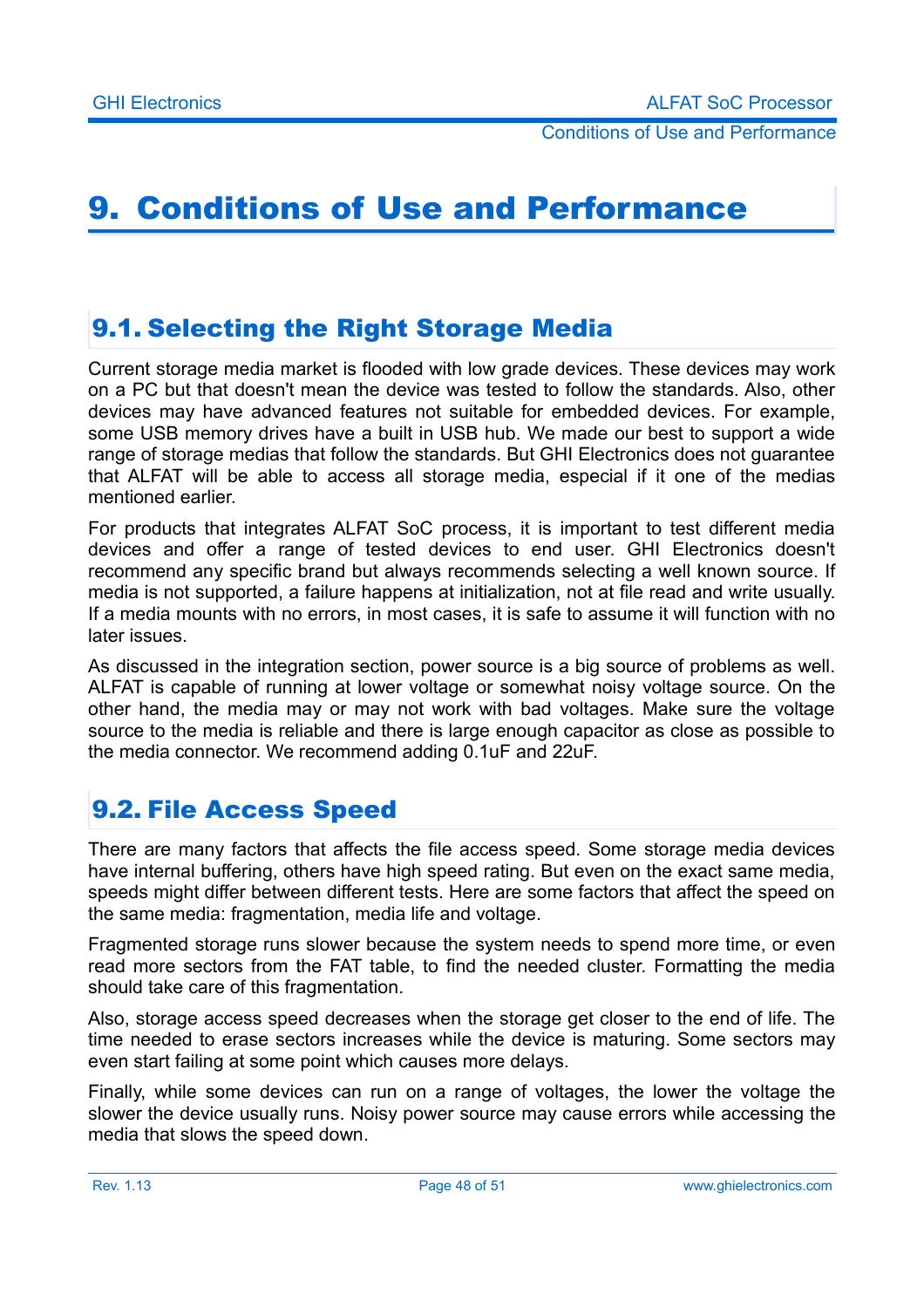# 9. Conditions of Use and Performance

## 9.1. Selecting the Right Storage Media

Current storage media market is flooded with low grade devices. These devices may work on a PC but that doesn't mean the device was tested to follow the standards. Also, other devices may have advanced features not suitable for embedded devices. For example, some USB memory drives have a built in USB hub. We made our best to support a wide range of storage medias that follow the standards. But GHI Electronics does not guarantee that ALFAT will be able to access all storage media, especial if it one of the medias mentioned earlier.

For products that integrates ALFAT SoC process, it is important to test different media devices and offer a range of tested devices to end user. GHI Electronics doesn't recommend any specific brand but always recommends selecting a well known source. If media is not supported, a failure happens at initialization, not at file read and write usually. If a media mounts with no errors, in most cases, it is safe to assume it will function with no later issues.

As discussed in the integration section, power source is a big source of problems as well. ALFAT is capable of running at lower voltage or somewhat noisy voltage source. On the other hand, the media may or may not work with bad voltages. Make sure the voltage source to the media is reliable and there is large enough capacitor as close as possible to the media connector. We recommend adding 0.1uF and 22uF.

## 9.2. File Access Speed

There are many factors that affects the file access speed. Some storage media devices have internal buffering, others have high speed rating. But even on the exact same media, speeds might differ between different tests. Here are some factors that affect the speed on the same media: fragmentation, media life and voltage.

Fragmented storage runs slower because the system needs to spend more time, or even read more sectors from the FAT table, to find the needed cluster. Formatting the media should take care of this fragmentation.

Also, storage access speed decreases when the storage get closer to the end of life. The time needed to erase sectors increases while the device is maturing. Some sectors may even start failing at some point which causes more delays.

Finally, while some devices can run on a range of voltages, the lower the voltage the slower the device usually runs. Noisy power source may cause errors while accessing the media that slows the speed down.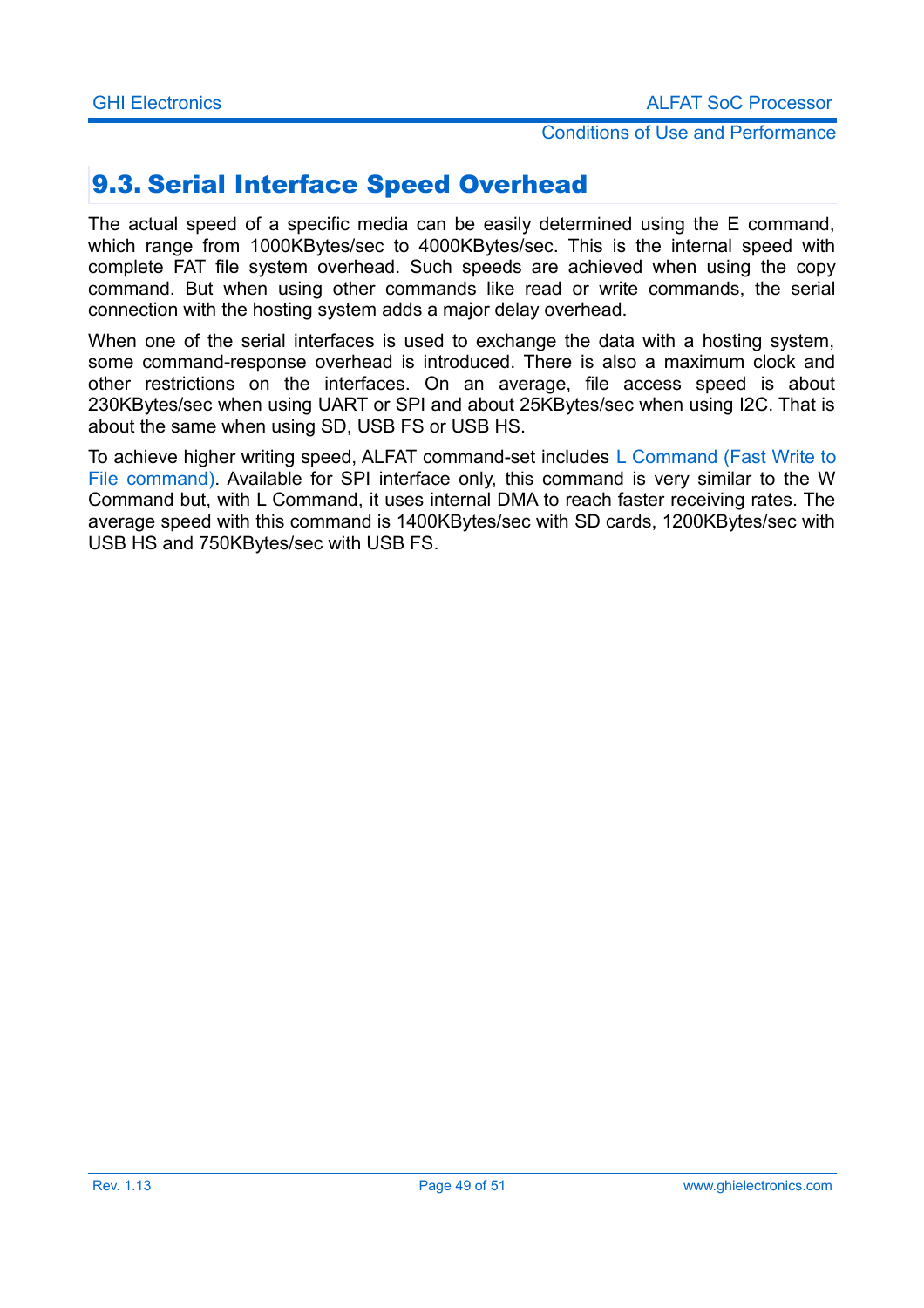## 9.3. Serial Interface Speed Overhead

The actual speed of a specific media can be easily determined using the E command, which range from 1000KBytes/sec to 4000KBytes/sec. This is the internal speed with complete FAT file system overhead. Such speeds are achieved when using the copy command. But when using other commands like read or write commands, the serial connection with the hosting system adds a major delay overhead.

When one of the serial interfaces is used to exchange the data with a hosting system, some command-response overhead is introduced. There is also a maximum clock and other restrictions on the interfaces. On an average, file access speed is about 230KBytes/sec when using UART or SPI and about 25KBytes/sec when using I2C. That is about the same when using SD, USB FS or USB HS.

To achieve higher writing speed, ALFAT command-set includes L Command (Fast Write to File command). Available for SPI interface only, this command is very similar to the W Command but, with L Command, it uses internal DMA to reach faster receiving rates. The average speed with this command is 1400KBytes/sec with SD cards, 1200KBytes/sec with USB HS and 750KBytes/sec with USB FS.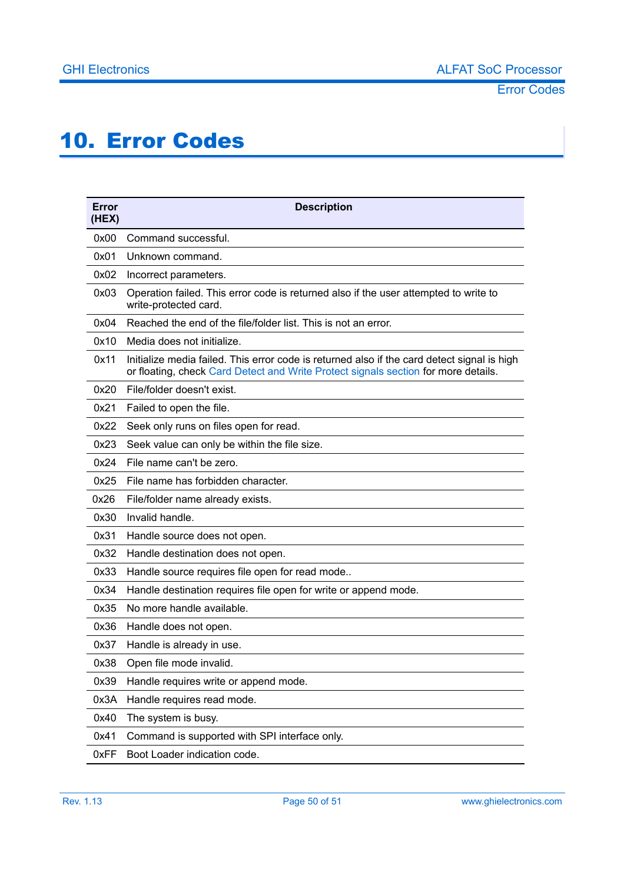# 10. Error Codes

| Error (HEX) | Description |
|---|---|
| 0x00 | Command successful. |
| 0x01 | Unknown command. |
| 0x02 | Incorrect parameters. |
| 0x03 | Operation failed. This error code is returned also if the user attempted to write to write-protected card. |
| 0x04 | Reached the end of the file/folder list. This is not an error. |
| 0x10 | Media does not initialize. |
| 0x11 | Initialize media failed. This error code is returned also if the card detect signal is high or floating, check Card Detect and Write Protect signals section for more details. |
| 0x20 | File/folder doesn't exist. |
| 0x21 | Failed to open the file. |
| 0x22 | Seek only runs on files open for read. |
| 0x23 | Seek value can only be within the file size. |
| 0x24 | File name can't be zero. |
| 0x25 | File name has forbidden character. |
| 0x26 | File/folder name already exists. |
| 0x30 | Invalid handle. |
| 0x31 | Handle source does not open. |
| 0x32 | Handle destination does not open. |
| 0x33 | Handle source requires file open for read mode.. |
| 0x34 | Handle destination requires file open for write or append mode. |
| 0x35 | No more handle available. |
| 0x36 | Handle does not open. |
| 0x37 | Handle is already in use. |
| 0x38 | Open file mode invalid. |
| 0x39 | Handle requires write or append mode. |
| 0x3A | Handle requires read mode. |
| 0x40 | The system is busy. |
| 0x41 | Command is supported with SPI interface only. |
| 0xFF | Boot Loader indication code. |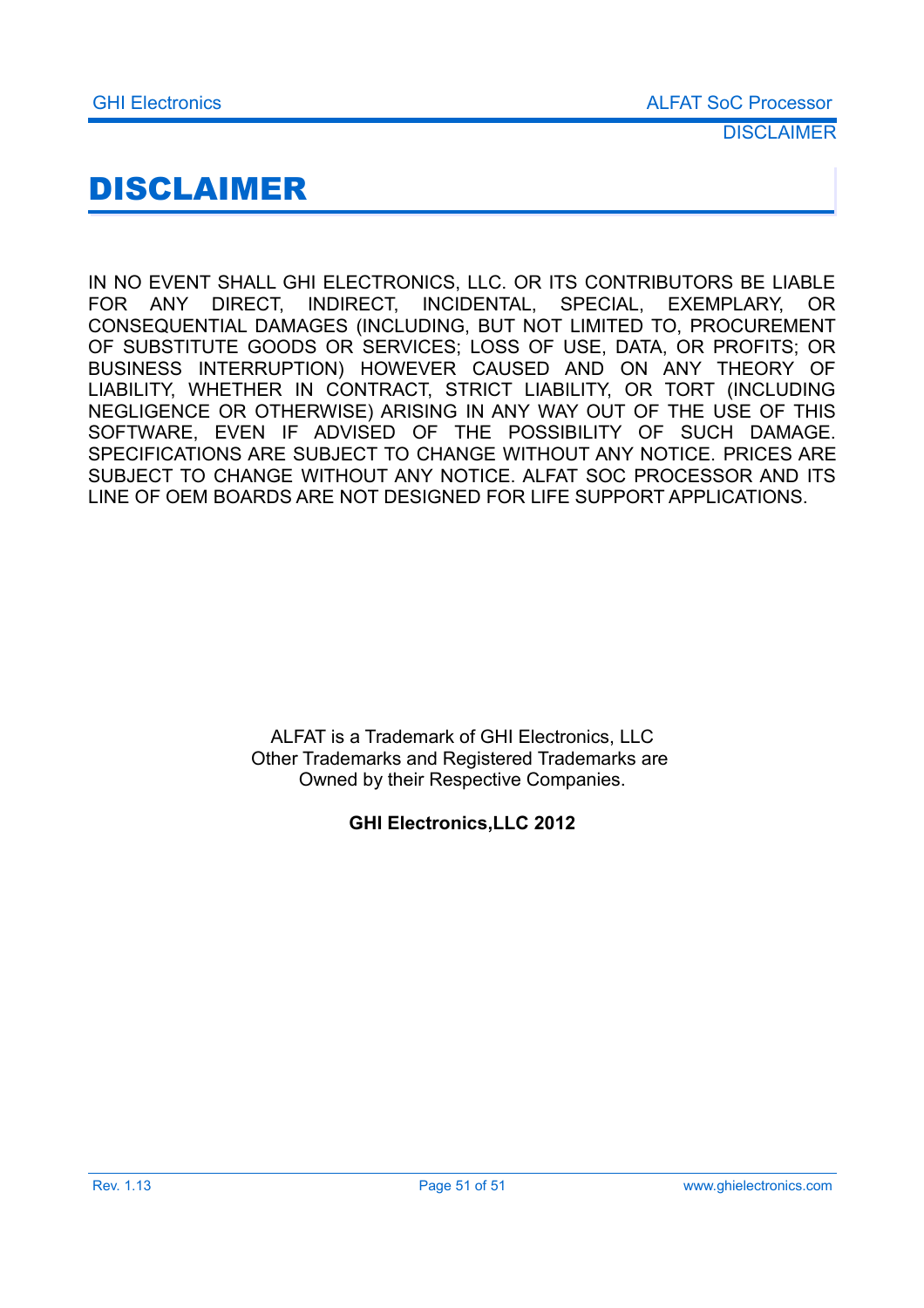# DISCLAIMER

IN NO EVENT SHALL GHI ELECTRONICS, LLC. OR ITS CONTRIBUTORS BE LIABLE FOR ANY DIRECT, INDIRECT, INCIDENTAL, SPECIAL, EXEMPLARY, OR CONSEQUENTIAL DAMAGES (INCLUDING, BUT NOT LIMITED TO, PROCUREMENT OF SUBSTITUTE GOODS OR SERVICES; LOSS OF USE, DATA, OR PROFITS; OR BUSINESS INTERRUPTION) HOWEVER CAUSED AND ON ANY THEORY OF LIABILITY, WHETHER IN CONTRACT, STRICT LIABILITY, OR TORT (INCLUDING NEGLIGENCE OR OTHERWISE) ARISING IN ANY WAY OUT OF THE USE OF THIS SOFTWARE, EVEN IF ADVISED OF THE POSSIBILITY OF SUCH DAMAGE. SPECIFICATIONS ARE SUBJECT TO CHANGE WITHOUT ANY NOTICE. PRICES ARE SUBJECT TO CHANGE WITHOUT ANY NOTICE. ALFAT SOC PROCESSOR AND ITS LINE OF OEM BOARDS ARE NOT DESIGNED FOR LIFE SUPPORT APPLICATIONS.

ALFAT is a Trademark of GHI Electronics, LLC
Other Trademarks and Registered Trademarks are
Owned by their Respective Companies.

**GHI Electronics,LLC 2012**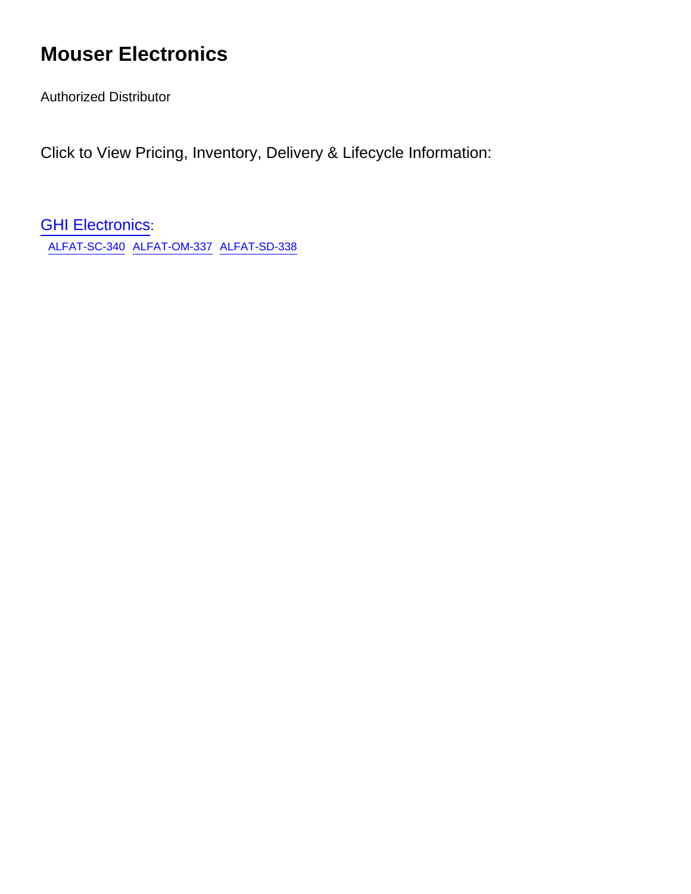# Mouser Electronics

Authorized Distributor

Click to View Pricing, Inventory, Delivery & Lifecycle Information:

GHI Electronics:

ALFAT-SC-340 ALFAT-OM-337 ALFAT-SD-338